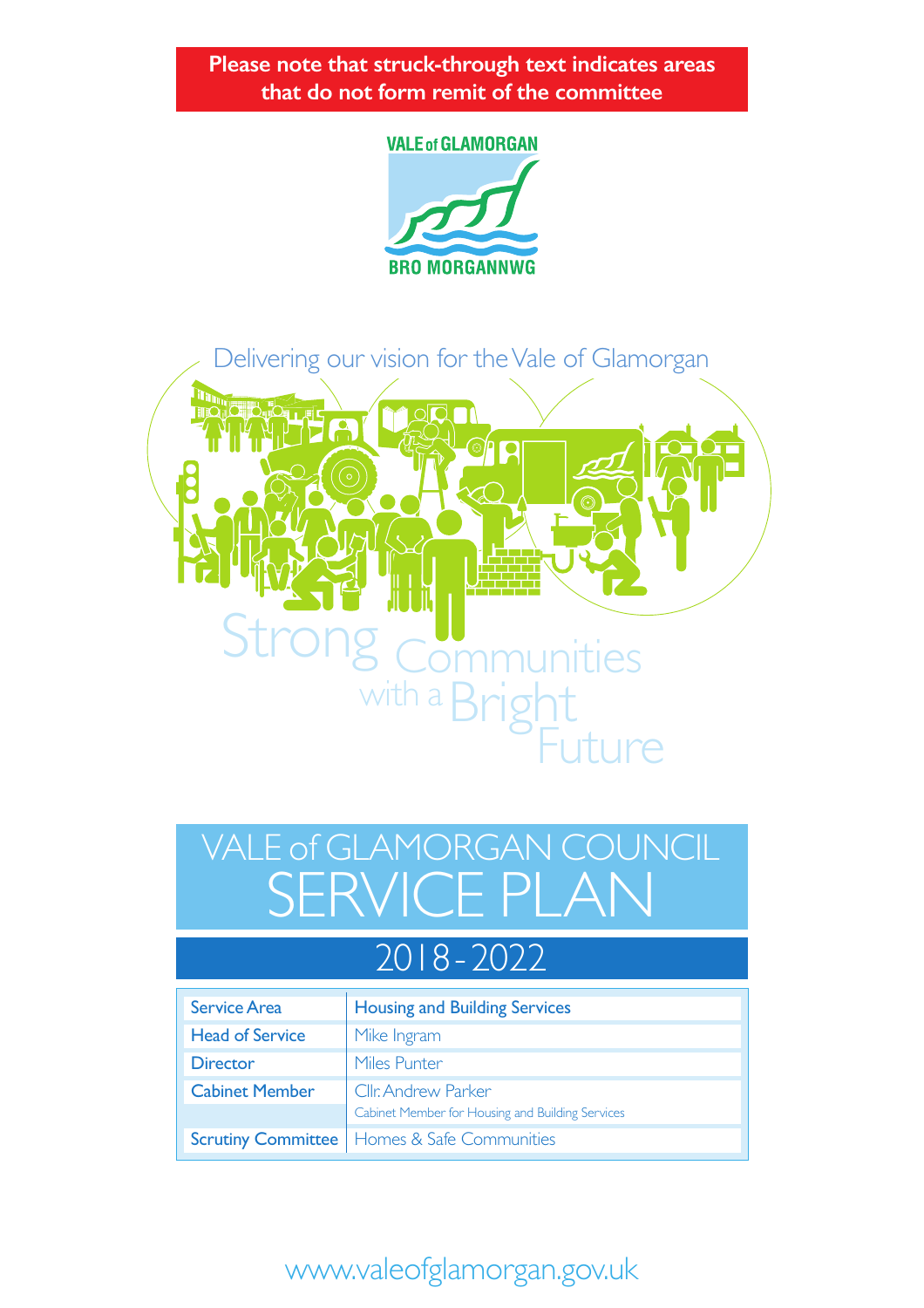**Please note that struck-through text indicates areas that do not form remit of the committee**

VALE of GLAMORGAN

BRO MORGANNWG

Delivering our vision for the Vale of Glamorgan

Strong Communities with a Bright Future

# VALE of GLAMORGAN COUNCIL SERVICE PLAN

## 2018-2022

| | |
|---|---|
| Service Area | Housing and Building Services |
| Head of Service | Mike Ingram |
| Director | Miles Punter |
| Cabinet Member | Cllr. Andrew Parker<br>Cabinet Member for Housing and Building Services |
| Scrutiny Committee | Homes & Safe Communities |

www.valeofglamorgan.gov.uk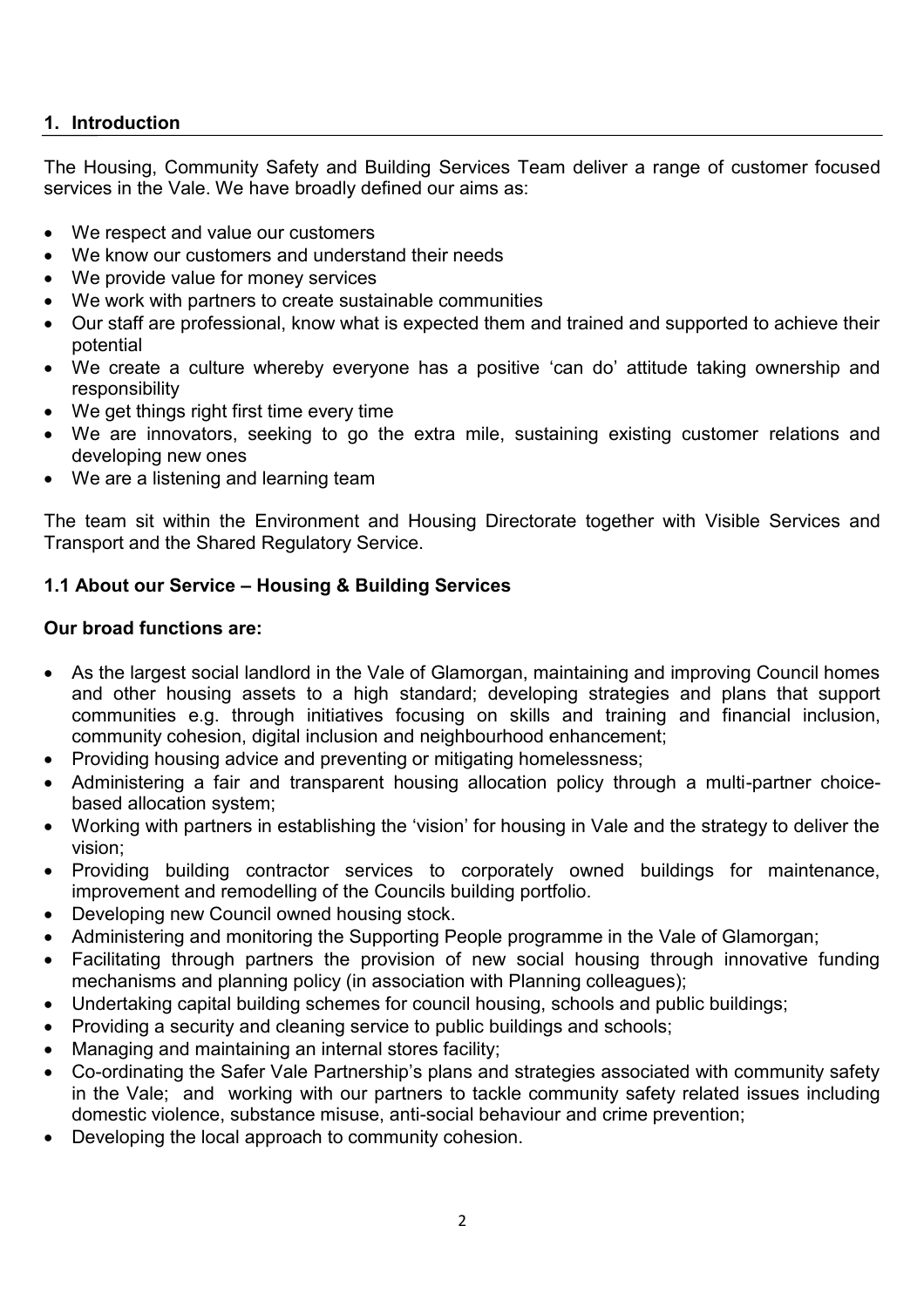## 1. Introduction

The Housing, Community Safety and Building Services Team deliver a range of customer focused services in the Vale. We have broadly defined our aims as:

- We respect and value our customers
- We know our customers and understand their needs
- We provide value for money services
- We work with partners to create sustainable communities
- Our staff are professional, know what is expected them and trained and supported to achieve their potential
- We create a culture whereby everyone has a positive 'can do' attitude taking ownership and responsibility
- We get things right first time every time
- We are innovators, seeking to go the extra mile, sustaining existing customer relations and developing new ones
- We are a listening and learning team

The team sit within the Environment and Housing Directorate together with Visible Services and Transport and the Shared Regulatory Service.

### 1.1 About our Service – Housing & Building Services

**Our broad functions are:**

- As the largest social landlord in the Vale of Glamorgan, maintaining and improving Council homes and other housing assets to a high standard; developing strategies and plans that support communities e.g. through initiatives focusing on skills and training and financial inclusion, community cohesion, digital inclusion and neighbourhood enhancement;
- Providing housing advice and preventing or mitigating homelessness;
- Administering a fair and transparent housing allocation policy through a multi-partner choice-based allocation system;
- Working with partners in establishing the 'vision' for housing in Vale and the strategy to deliver the vision;
- Providing building contractor services to corporately owned buildings for maintenance, improvement and remodelling of the Councils building portfolio.
- Developing new Council owned housing stock.
- Administering and monitoring the Supporting People programme in the Vale of Glamorgan;
- Facilitating through partners the provision of new social housing through innovative funding mechanisms and planning policy (in association with Planning colleagues);
- Undertaking capital building schemes for council housing, schools and public buildings;
- Providing a security and cleaning service to public buildings and schools;
- Managing and maintaining an internal stores facility;
- Co-ordinating the Safer Vale Partnership's plans and strategies associated with community safety in the Vale; and working with our partners to tackle community safety related issues including domestic violence, substance misuse, anti-social behaviour and crime prevention;
- Developing the local approach to community cohesion.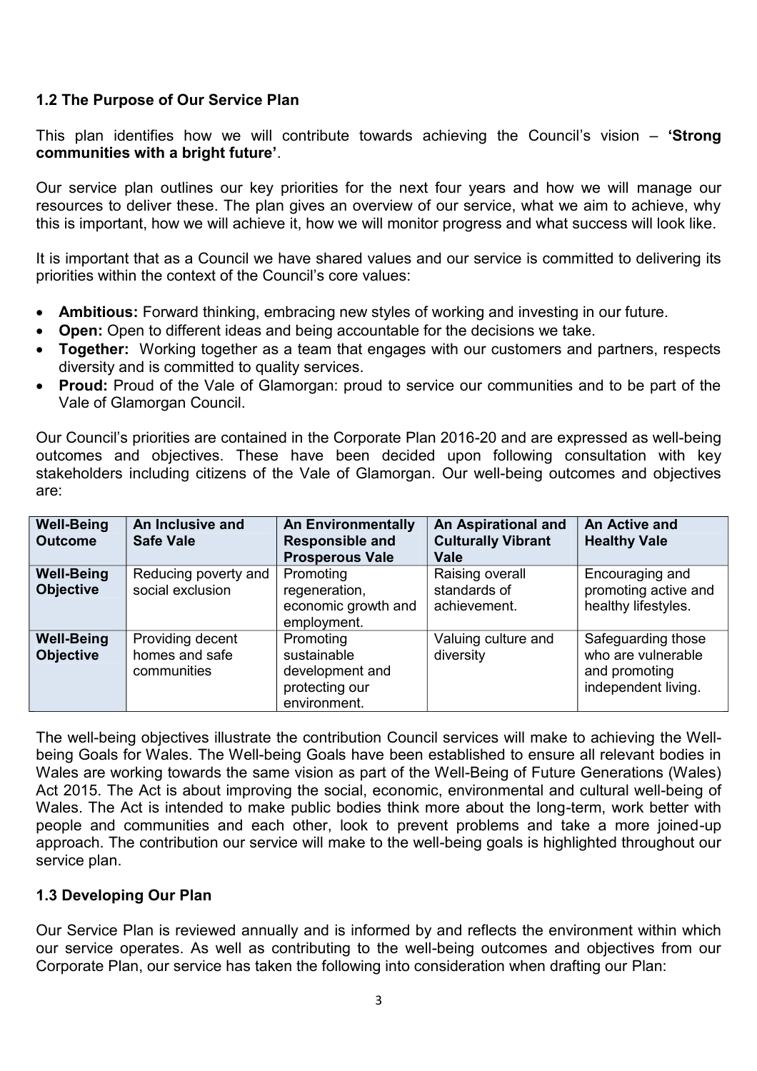### 1.2 The Purpose of Our Service Plan

This plan identifies how we will contribute towards achieving the Council's vision – **'Strong communities with a bright future'**.

Our service plan outlines our key priorities for the next four years and how we will manage our resources to deliver these. The plan gives an overview of our service, what we aim to achieve, why this is important, how we will achieve it, how we will monitor progress and what success will look like.

It is important that as a Council we have shared values and our service is committed to delivering its priorities within the context of the Council's core values:

- **Ambitious:** Forward thinking, embracing new styles of working and investing in our future.
- **Open:** Open to different ideas and being accountable for the decisions we take.
- **Together:** Working together as a team that engages with our customers and partners, respects diversity and is committed to quality services.
- **Proud:** Proud of the Vale of Glamorgan: proud to service our communities and to be part of the Vale of Glamorgan Council.

Our Council's priorities are contained in the Corporate Plan 2016-20 and are expressed as well-being outcomes and objectives. These have been decided upon following consultation with key stakeholders including citizens of the Vale of Glamorgan. Our well-being outcomes and objectives are:

| **Well-Being Outcome** | **An Inclusive and Safe Vale** | **An Environmentally Responsible and Prosperous Vale** | **An Aspirational and Culturally Vibrant Vale** | **An Active and Healthy Vale** |
|---|---|---|---|---|
| **Well-Being Objective** | Reducing poverty and social exclusion | Promoting regeneration, economic growth and employment. | Raising overall standards of achievement. | Encouraging and promoting active and healthy lifestyles. |
| **Well-Being Objective** | Providing decent homes and safe communities | Promoting sustainable development and protecting our environment. | Valuing culture and diversity | Safeguarding those who are vulnerable and promoting independent living. |

The well-being objectives illustrate the contribution Council services will make to achieving the Well-being Goals for Wales. The Well-being Goals have been established to ensure all relevant bodies in Wales are working towards the same vision as part of the Well-Being of Future Generations (Wales) Act 2015. The Act is about improving the social, economic, environmental and cultural well-being of Wales. The Act is intended to make public bodies think more about the long-term, work better with people and communities and each other, look to prevent problems and take a more joined-up approach. The contribution our service will make to the well-being goals is highlighted throughout our service plan.

### 1.3 Developing Our Plan

Our Service Plan is reviewed annually and is informed by and reflects the environment within which our service operates. As well as contributing to the well-being outcomes and objectives from our Corporate Plan, our service has taken the following into consideration when drafting our Plan: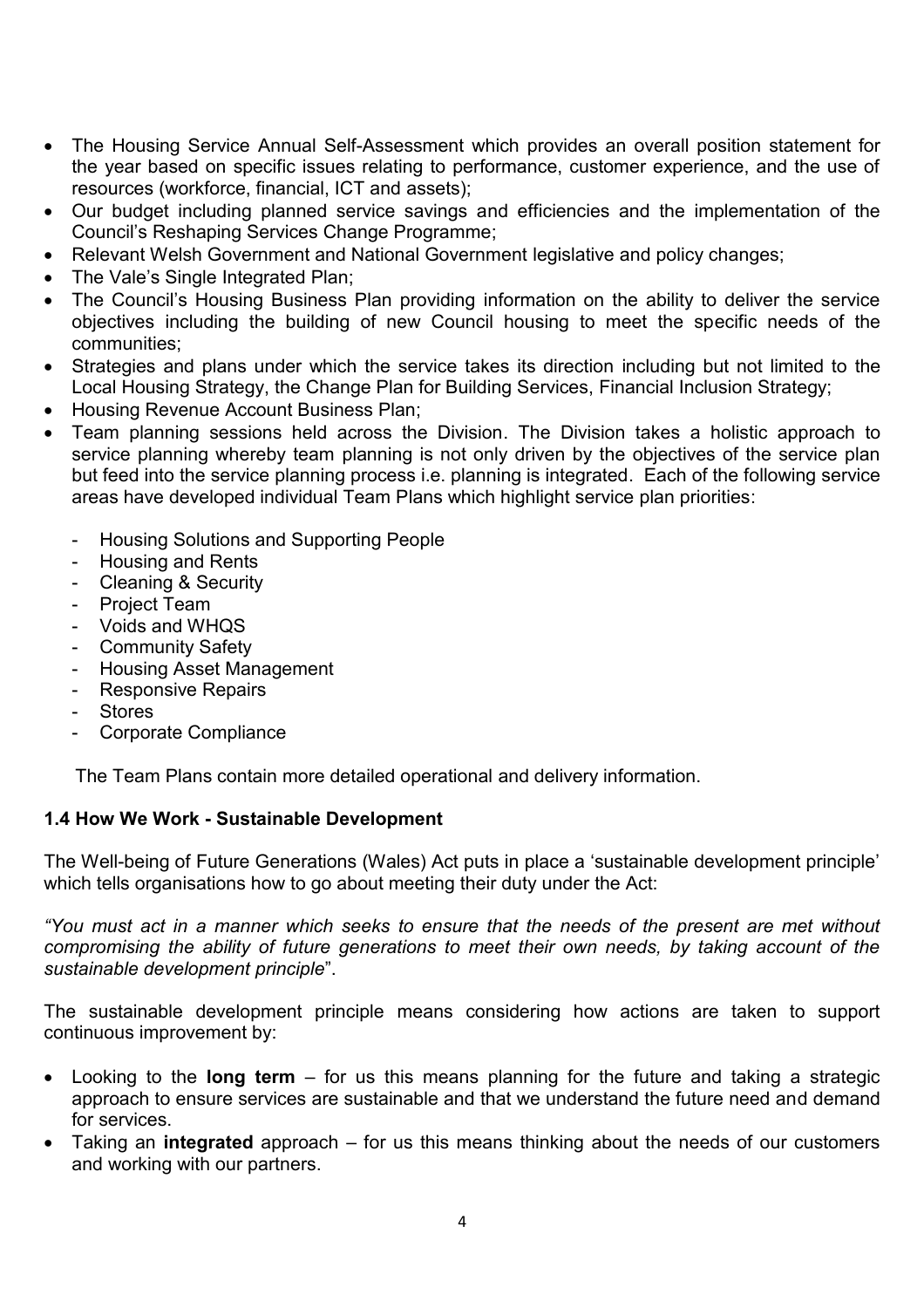- The Housing Service Annual Self-Assessment which provides an overall position statement for the year based on specific issues relating to performance, customer experience, and the use of resources (workforce, financial, ICT and assets);
- Our budget including planned service savings and efficiencies and the implementation of the Council's Reshaping Services Change Programme;
- Relevant Welsh Government and National Government legislative and policy changes;
- The Vale's Single Integrated Plan;
- The Council's Housing Business Plan providing information on the ability to deliver the service objectives including the building of new Council housing to meet the specific needs of the communities;
- Strategies and plans under which the service takes its direction including but not limited to the Local Housing Strategy, the Change Plan for Building Services, Financial Inclusion Strategy;
- Housing Revenue Account Business Plan;
- Team planning sessions held across the Division. The Division takes a holistic approach to service planning whereby team planning is not only driven by the objectives of the service plan but feed into the service planning process i.e. planning is integrated. Each of the following service areas have developed individual Team Plans which highlight service plan priorities:

  - Housing Solutions and Supporting People
  - Housing and Rents
  - Cleaning & Security
  - Project Team
  - Voids and WHQS
  - Community Safety
  - Housing Asset Management
  - Responsive Repairs
  - Stores
  - Corporate Compliance

  The Team Plans contain more detailed operational and delivery information.

### 1.4 How We Work - Sustainable Development

The Well-being of Future Generations (Wales) Act puts in place a 'sustainable development principle' which tells organisations how to go about meeting their duty under the Act:

*"You must act in a manner which seeks to ensure that the needs of the present are met without compromising the ability of future generations to meet their own needs, by taking account of the sustainable development principle*".

The sustainable development principle means considering how actions are taken to support continuous improvement by:

- Looking to the **long term** – for us this means planning for the future and taking a strategic approach to ensure services are sustainable and that we understand the future need and demand for services.
- Taking an **integrated** approach – for us this means thinking about the needs of our customers and working with our partners.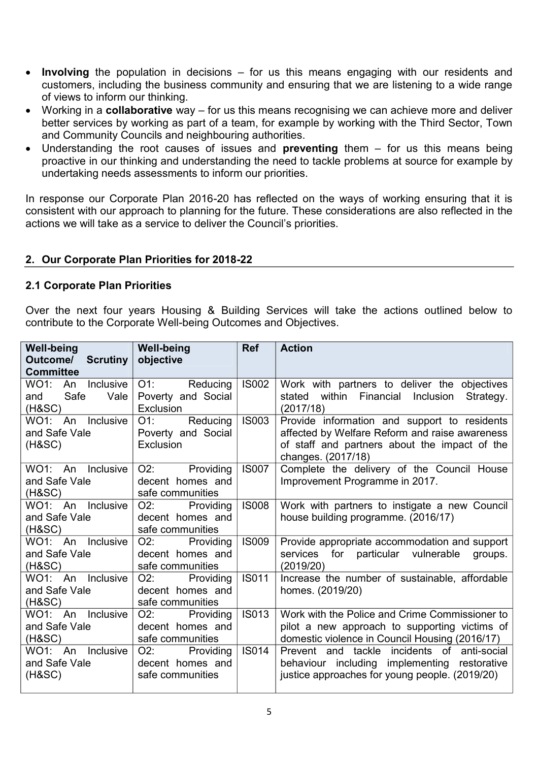- **Involving** the population in decisions – for us this means engaging with our residents and customers, including the business community and ensuring that we are listening to a wide range of views to inform our thinking.
- Working in a **collaborative** way – for us this means recognising we can achieve more and deliver better services by working as part of a team, for example by working with the Third Sector, Town and Community Councils and neighbouring authorities.
- Understanding the root causes of issues and **preventing** them – for us this means being proactive in our thinking and understanding the need to tackle problems at source for example by undertaking needs assessments to inform our priorities.

In response our Corporate Plan 2016-20 has reflected on the ways of working ensuring that it is consistent with our approach to planning for the future. These considerations are also reflected in the actions we will take as a service to deliver the Council's priorities.

## 2. Our Corporate Plan Priorities for 2018-22

### 2.1 Corporate Plan Priorities

Over the next four years Housing & Building Services will take the actions outlined below to contribute to the Corporate Well-being Outcomes and Objectives.

| Well-being Outcome/ Scrutiny Committee | Well-being objective | Ref | Action |
|---|---|---|---|
| WO1: An Inclusive and Safe Vale (H&SC) | O1: Reducing Poverty and Social Exclusion | IS002 | Work with partners to deliver the objectives stated within Financial Inclusion Strategy. (2017/18) |
| WO1: An Inclusive and Safe Vale (H&SC) | O1: Reducing Poverty and Social Exclusion | IS003 | Provide information and support to residents affected by Welfare Reform and raise awareness of staff and partners about the impact of the changes. (2017/18) |
| WO1: An Inclusive and Safe Vale (H&SC) | O2: Providing decent homes and safe communities | IS007 | Complete the delivery of the Council House Improvement Programme in 2017. |
| WO1: An Inclusive and Safe Vale (H&SC) | O2: Providing decent homes and safe communities | IS008 | Work with partners to instigate a new Council house building programme. (2016/17) |
| WO1: An Inclusive and Safe Vale (H&SC) | O2: Providing decent homes and safe communities | IS009 | Provide appropriate accommodation and support services for particular vulnerable groups. (2019/20) |
| WO1: An Inclusive and Safe Vale (H&SC) | O2: Providing decent homes and safe communities | IS011 | Increase the number of sustainable, affordable homes. (2019/20) |
| WO1: An Inclusive and Safe Vale (H&SC) | O2: Providing decent homes and safe communities | IS013 | Work with the Police and Crime Commissioner to pilot a new approach to supporting victims of domestic violence in Council Housing (2016/17) |
| WO1: An Inclusive and Safe Vale (H&SC) | O2: Providing decent homes and safe communities | IS014 | Prevent and tackle incidents of anti-social behaviour including implementing restorative justice approaches for young people. (2019/20) |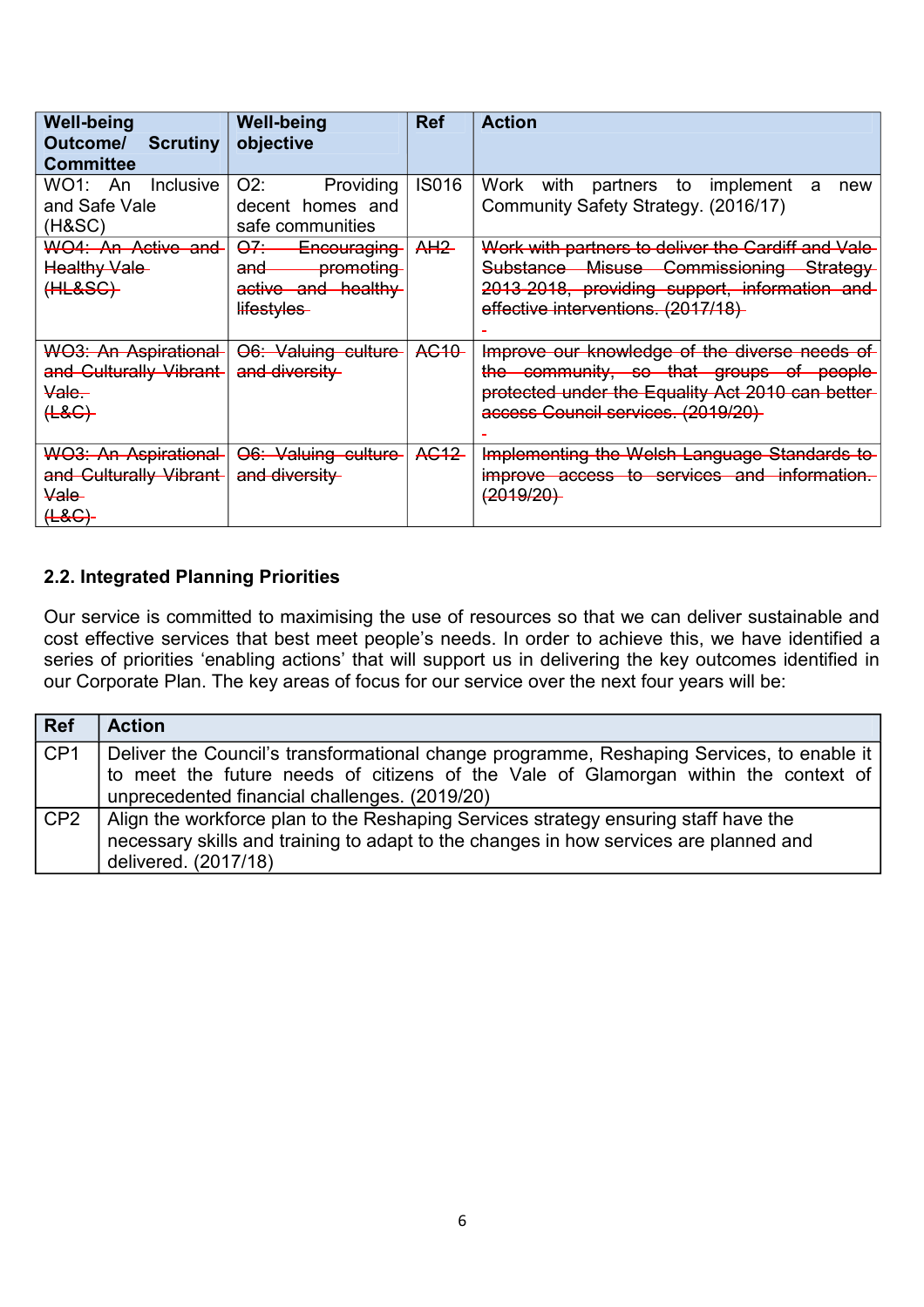| Well-being Outcome/ Scrutiny Committee | Well-being objective | Ref | Action |
|---|---|---|---|
| WO1: An Inclusive and Safe Vale (H&SC) | O2: Providing decent homes and safe communities | IS016 | Work with partners to implement a new Community Safety Strategy. (2016/17) |
| ~~WO4: An Active and Healthy Vale (HL&SC)~~ | ~~O7: Encouraging and promoting active and healthy lifestyles~~ | ~~AH2~~ | ~~Work with partners to deliver the Cardiff and Vale Substance Misuse Commissioning Strategy 2013-2018, providing support, information and effective interventions. (2017/18)~~ |
| ~~WO3: An Aspirational and Culturally Vibrant Vale. (L&C)~~ | ~~O6: Valuing culture and diversity~~ | ~~AC10~~ | ~~Improve our knowledge of the diverse needs of the community, so that groups of people protected under the Equality Act 2010 can better access Council services. (2019/20)~~ |
| ~~WO3: An Aspirational and Culturally Vibrant Vale (L&C)~~ | ~~O6: Valuing culture and diversity~~ | ~~AC12~~ | ~~Implementing the Welsh Language Standards to improve access to services and information. (2019/20)~~ |

## 2.2. Integrated Planning Priorities

Our service is committed to maximising the use of resources so that we can deliver sustainable and cost effective services that best meet people's needs. In order to achieve this, we have identified a series of priorities 'enabling actions' that will support us in delivering the key outcomes identified in our Corporate Plan. The key areas of focus for our service over the next four years will be:

| Ref | Action |
|---|---|
| CP1 | Deliver the Council's transformational change programme, Reshaping Services, to enable it to meet the future needs of citizens of the Vale of Glamorgan within the context of unprecedented financial challenges. (2019/20) |
| CP2 | Align the workforce plan to the Reshaping Services strategy ensuring staff have the necessary skills and training to adapt to the changes in how services are planned and delivered. (2017/18) |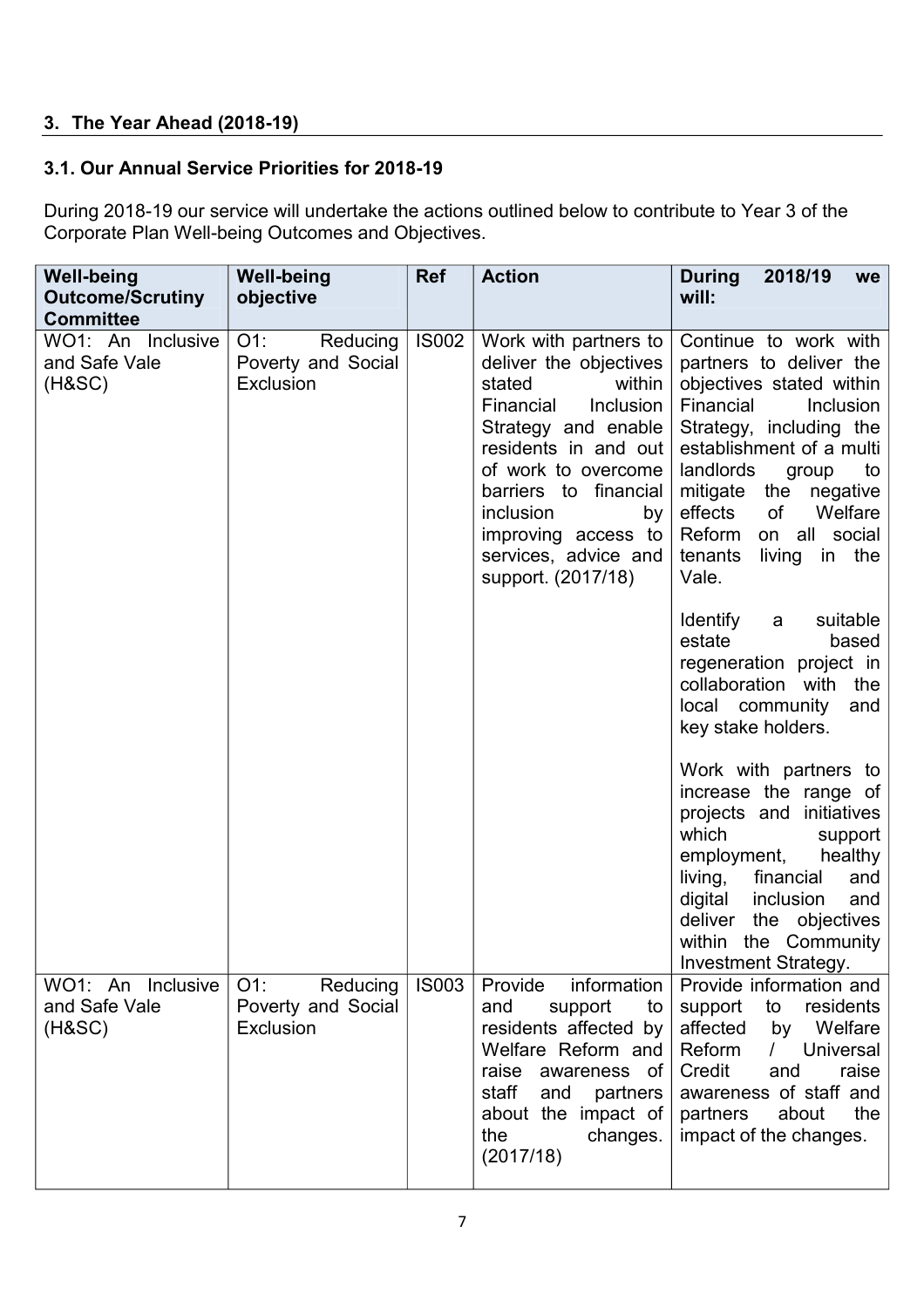## 3. The Year Ahead (2018-19)

### 3.1. Our Annual Service Priorities for 2018-19

During 2018-19 our service will undertake the actions outlined below to contribute to Year 3 of the Corporate Plan Well-being Outcomes and Objectives.

| Well-being Outcome/Scrutiny Committee | Well-being objective | Ref | Action | During 2018/19 we will: |
|---|---|---|---|---|
| WO1: An Inclusive and Safe Vale (H&SC) | O1: Reducing Poverty and Social Exclusion | IS002 | Work with partners to deliver the objectives stated within Financial Inclusion Strategy and enable residents in and out of work to overcome barriers to financial inclusion by improving access to services, advice and support. (2017/18) | Continue to work with partners to deliver the objectives stated within Financial Inclusion Strategy, including the establishment of a multi landlords group to mitigate the negative effects of Welfare Reform on all social tenants living in the Vale.<br><br>Identify a suitable estate based regeneration project in collaboration with the local community and key stake holders.<br><br>Work with partners to increase the range of projects and initiatives which support employment, healthy living, financial and digital inclusion and deliver the objectives within the Community Investment Strategy. |
| WO1: An Inclusive and Safe Vale (H&SC) | O1: Reducing Poverty and Social Exclusion | IS003 | Provide information and support to residents affected by Welfare Reform and raise awareness of staff and partners about the impact of the changes. (2017/18) | Provide information and support to residents affected by Welfare Reform / Universal Credit and raise awareness of staff and partners about the impact of the changes. |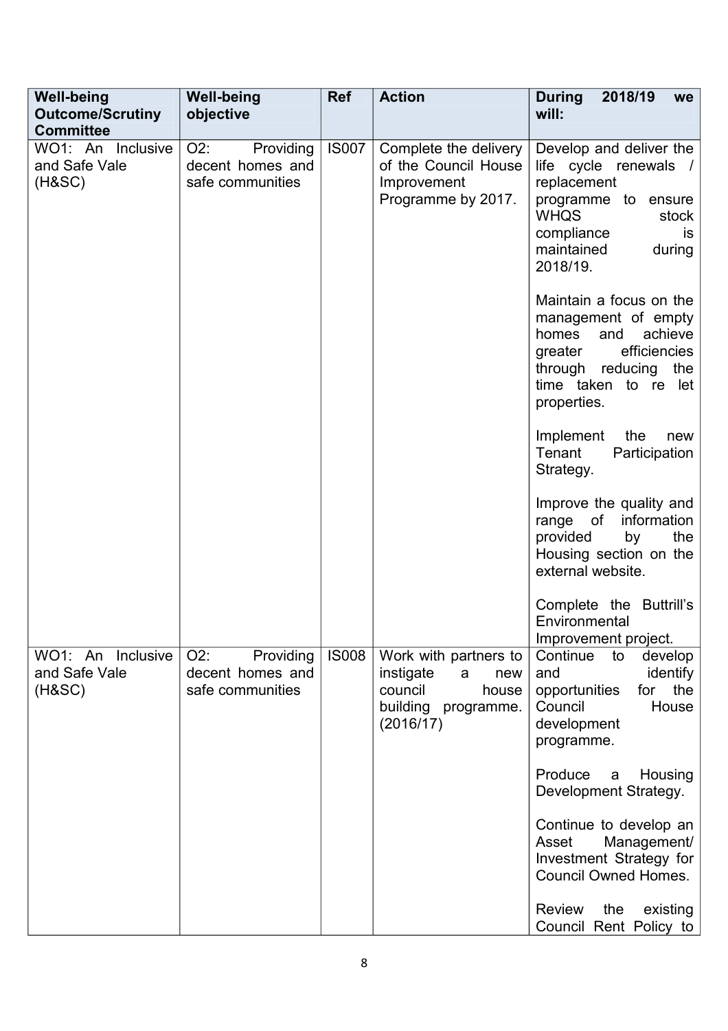| Well-being Outcome/Scrutiny Committee | Well-being objective | Ref | Action | During 2018/19 we will: |
|---|---|---|---|---|
| WO1: An Inclusive and Safe Vale (H&SC) | O2: Providing decent homes and safe communities | IS007 | Complete the delivery of the Council House Improvement Programme by 2017. | Develop and deliver the life cycle renewals / replacement programme to ensure WHQS stock compliance is maintained during 2018/19.<br><br>Maintain a focus on the management of empty homes and achieve greater efficiencies through reducing the time taken to re let properties.<br><br>Implement the new Tenant Participation Strategy.<br><br>Improve the quality and range of information provided by the Housing section on the external website.<br><br>Complete the Buttrill's Environmental Improvement project. |
| WO1: An Inclusive and Safe Vale (H&SC) | O2: Providing decent homes and safe communities | IS008 | Work with partners to instigate a new council house building programme. (2016/17) | Continue to develop and identify opportunities for the Council House development programme.<br><br>Produce a Housing Development Strategy.<br><br>Continue to develop an Asset Management/ Investment Strategy for Council Owned Homes.<br><br>Review the existing Council Rent Policy to |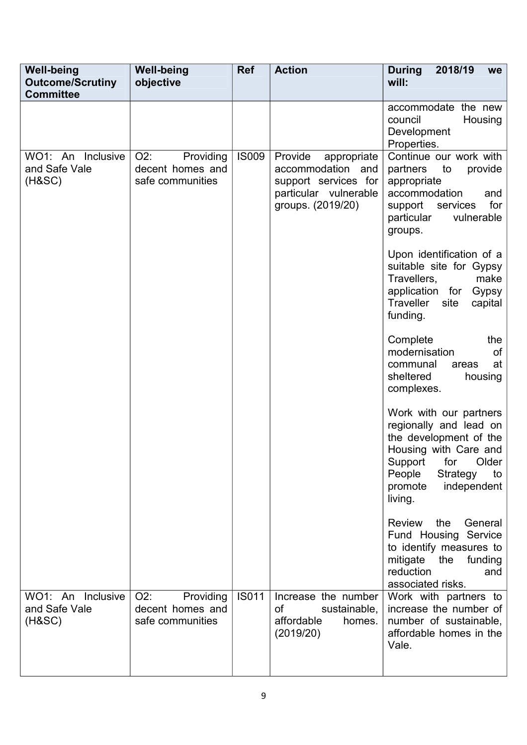| Well-being Outcome/Scrutiny Committee | Well-being objective | Ref | Action | During 2018/19 we will: |
|---|---|---|---|---|
| | | | | accommodate the new council Housing Development Properties. |
| WO1: An Inclusive and Safe Vale (H&SC) | O2: Providing decent homes and safe communities | IS009 | Provide appropriate accommodation and support services for particular vulnerable groups. (2019/20) | Continue our work with partners to provide appropriate accommodation and support services for particular vulnerable groups.<br><br>Upon identification of a suitable site for Gypsy Travellers, make application for Gypsy Traveller site capital funding.<br><br>Complete the modernisation of communal areas at sheltered housing complexes.<br><br>Work with our partners regionally and lead on the development of the Housing with Care and Support for Older People Strategy to promote independent living.<br><br>Review the General Fund Housing Service to identify measures to mitigate the funding reduction and associated risks. |
| WO1: An Inclusive and Safe Vale (H&SC) | O2: Providing decent homes and safe communities | IS011 | Increase the number of sustainable, affordable homes. (2019/20) | Work with partners to increase the number of number of sustainable, affordable homes in the Vale. |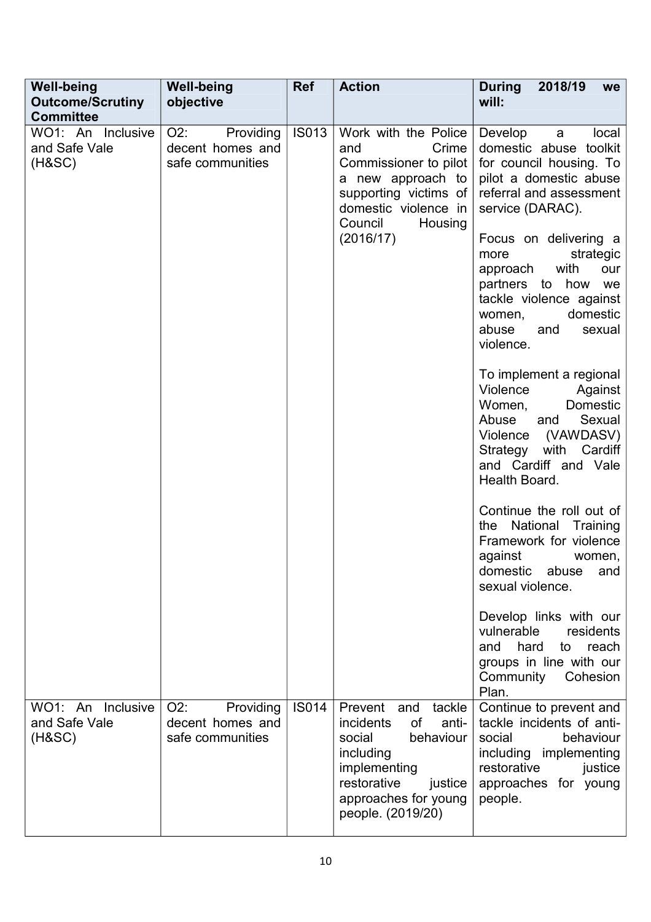| Well-being Outcome/Scrutiny Committee | Well-being objective | Ref | Action | During 2018/19 we will: |
|---|---|---|---|---|
| WO1: An Inclusive and Safe Vale (H&SC) | O2: Providing decent homes and safe communities | IS013 | Work with the Police and Crime Commissioner to pilot a new approach to supporting victims of domestic violence in Council Housing (2016/17) | Develop a local domestic abuse toolkit for council housing. To pilot a domestic abuse referral and assessment service (DARAC).<br><br>Focus on delivering a more strategic approach with our partners to how we tackle violence against women, domestic abuse and sexual violence.<br><br>To implement a regional Violence Against Women, Domestic Abuse and Sexual Violence (VAWDASV) Strategy with Cardiff and Cardiff and Vale Health Board.<br><br>Continue the roll out of the National Training Framework for violence against women, domestic abuse and sexual violence.<br><br>Develop links with our vulnerable residents and hard to reach groups in line with our Community Cohesion Plan. |
| WO1: An Inclusive and Safe Vale (H&SC) | O2: Providing decent homes and safe communities | IS014 | Prevent and tackle incidents of anti-social behaviour including implementing restorative justice approaches for young people. (2019/20) | Continue to prevent and tackle incidents of anti-social behaviour including implementing restorative justice approaches for young people. |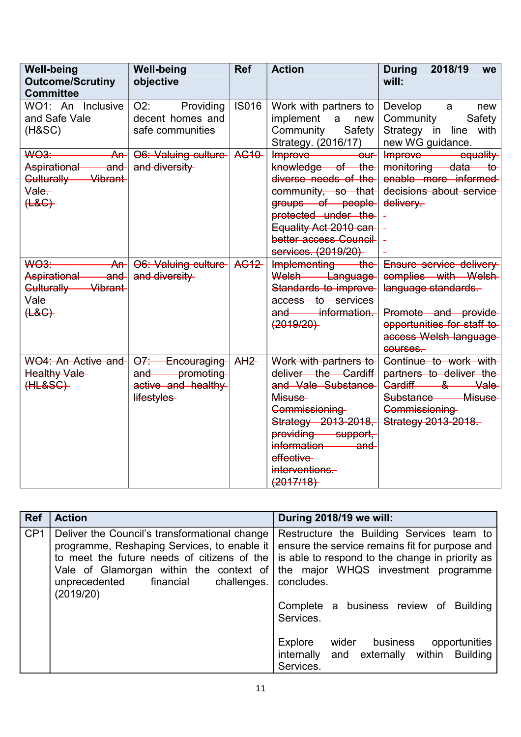| Well-being Outcome/Scrutiny Committee | Well-being objective | Ref | Action | During 2018/19 we will: |
|---|---|---|---|---|
| WO1: An Inclusive and Safe Vale (H&SC) | O2: Providing decent homes and safe communities | IS016 | Work with partners to implement a new Community Safety Strategy. (2016/17) | Develop a new Community Safety Strategy in line with new WG guidance. |
| ~~WO3: An Aspirational and Culturally Vibrant Vale. (L&C)~~ | ~~O6: Valuing culture and diversity~~ | ~~AC10~~ | ~~Improve our knowledge of the diverse needs of the community, so that groups of people protected under the Equality Act 2010 can better access Council services. (2019/20)~~ | ~~Improve equality monitoring data to enable more informed decisions about service delivery.~~ |
| ~~WO3: An Aspirational and Culturally Vibrant Vale (L&C)~~ | ~~O6: Valuing culture and diversity~~ | ~~AC12~~ | ~~Implementing the Welsh Language Standards to improve access to services and information. (2019/20)~~ | ~~Ensure service delivery complies with Welsh language standards.~~<br><br>~~Promote and provide opportunities for staff to access Welsh language courses.~~ |
| ~~WO4: An Active and Healthy Vale (HL&SC)~~ | ~~O7: Encouraging and promoting active and healthy lifestyles~~ | ~~AH2~~ | ~~Work with partners to deliver the Cardiff and Vale Substance Misuse Commissioning Strategy 2013-2018, providing support, information and effective interventions. (2017/18)~~ | ~~Continue to work with partners to deliver the Cardiff & Vale Substance Misuse Commissioning Strategy 2013-2018.~~ |

| Ref | Action | During 2018/19 we will: |
|---|---|---|
| CP1 | Deliver the Council's transformational change programme, Reshaping Services, to enable it to meet the future needs of citizens of the Vale of Glamorgan within the context of unprecedented financial challenges. (2019/20) | Restructure the Building Services team to ensure the service remains fit for purpose and is able to respond to the change in priority as the major WHQS investment programme concludes.<br><br>Complete a business review of Building Services.<br><br>Explore wider business opportunities internally and externally within Building Services. |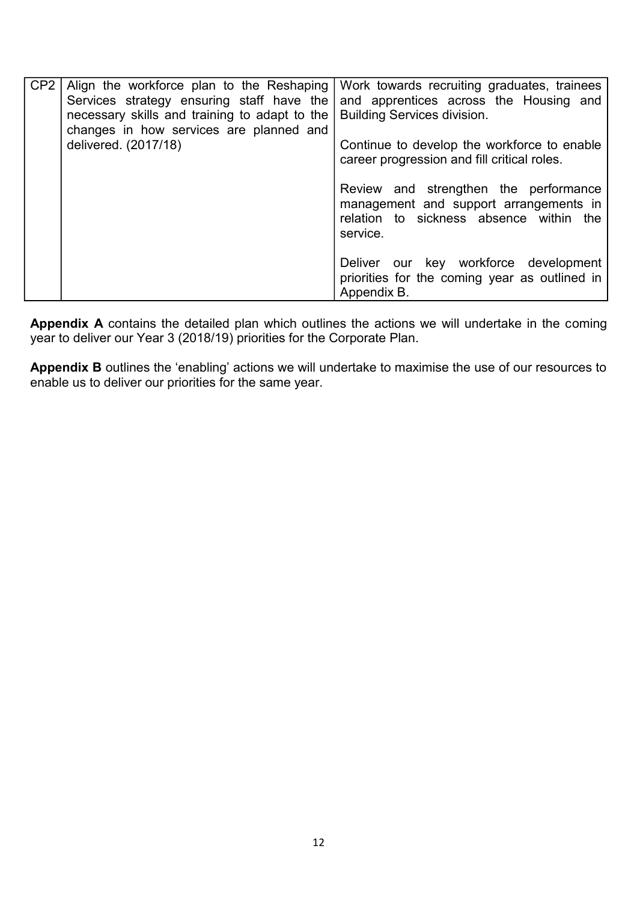| | | |
|---|---|---|
| CP2 | Align the workforce plan to the Reshaping Services strategy ensuring staff have the necessary skills and training to adapt to the changes in how services are planned and delivered. (2017/18) | Work towards recruiting graduates, trainees and apprentices across the Housing and Building Services division.<br><br>Continue to develop the workforce to enable career progression and fill critical roles.<br><br>Review and strengthen the performance management and support arrangements in relation to sickness absence within the service.<br><br>Deliver our key workforce development priorities for the coming year as outlined in Appendix B. |

**Appendix A** contains the detailed plan which outlines the actions we will undertake in the coming year to deliver our Year 3 (2018/19) priorities for the Corporate Plan.

**Appendix B** outlines the 'enabling' actions we will undertake to maximise the use of our resources to enable us to deliver our priorities for the same year.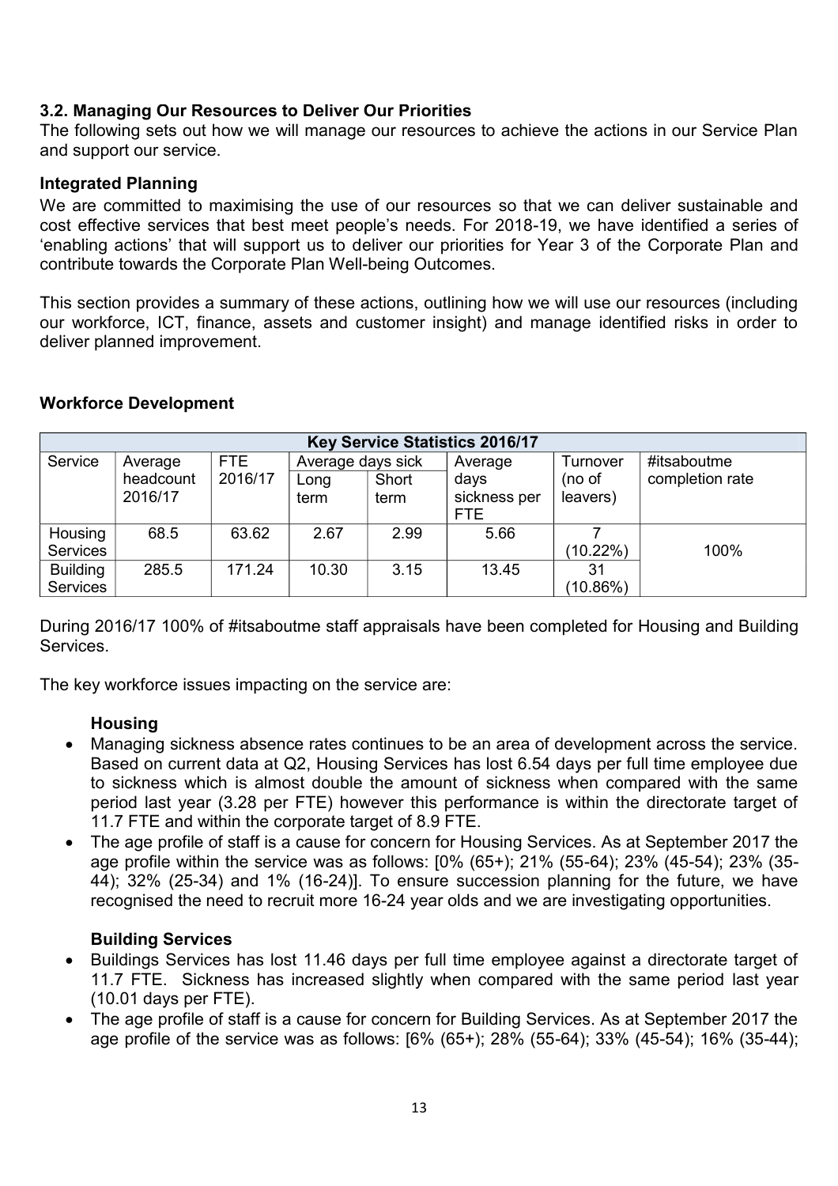### 3.2. Managing Our Resources to Deliver Our Priorities

The following sets out how we will manage our resources to achieve the actions in our Service Plan and support our service.

**Integrated Planning**

We are committed to maximising the use of our resources so that we can deliver sustainable and cost effective services that best meet people's needs. For 2018-19, we have identified a series of 'enabling actions' that will support us to deliver our priorities for Year 3 of the Corporate Plan and contribute towards the Corporate Plan Well-being Outcomes.

This section provides a summary of these actions, outlining how we will use our resources (including our workforce, ICT, finance, assets and customer insight) and manage identified risks in order to deliver planned improvement.

**Workforce Development**

| Key Service Statistics 2016/17 | | | | | | | |
|---|---|---|---|---|---|---|---|
| Service | Average headcount 2016/17 | FTE 2016/17 | Average days sick | | Average days sickness per FTE | Turnover (no of leavers) | #itsaboutme completion rate |
| | | | Long term | Short term | | | |
| Housing Services | 68.5 | 63.62 | 2.67 | 2.99 | 5.66 | 7 (10.22%) | 100% |
| Building Services | 285.5 | 171.24 | 10.30 | 3.15 | 13.45 | 31 (10.86%) | |

During 2016/17 100% of #itsaboutme staff appraisals have been completed for Housing and Building Services.

The key workforce issues impacting on the service are:

**Housing**

- Managing sickness absence rates continues to be an area of development across the service. Based on current data at Q2, Housing Services has lost 6.54 days per full time employee due to sickness which is almost double the amount of sickness when compared with the same period last year (3.28 per FTE) however this performance is within the directorate target of 11.7 FTE and within the corporate target of 8.9 FTE.
- The age profile of staff is a cause for concern for Housing Services. As at September 2017 the age profile within the service was as follows: [0% (65+); 21% (55-64); 23% (45-54); 23% (35-44); 32% (25-34) and 1% (16-24)]. To ensure succession planning for the future, we have recognised the need to recruit more 16-24 year olds and we are investigating opportunities.

**Building Services**

- Buildings Services has lost 11.46 days per full time employee against a directorate target of 11.7 FTE. Sickness has increased slightly when compared with the same period last year (10.01 days per FTE).
- The age profile of staff is a cause for concern for Building Services. As at September 2017 the age profile of the service was as follows: [6% (65+); 28% (55-64); 33% (45-54); 16% (35-44);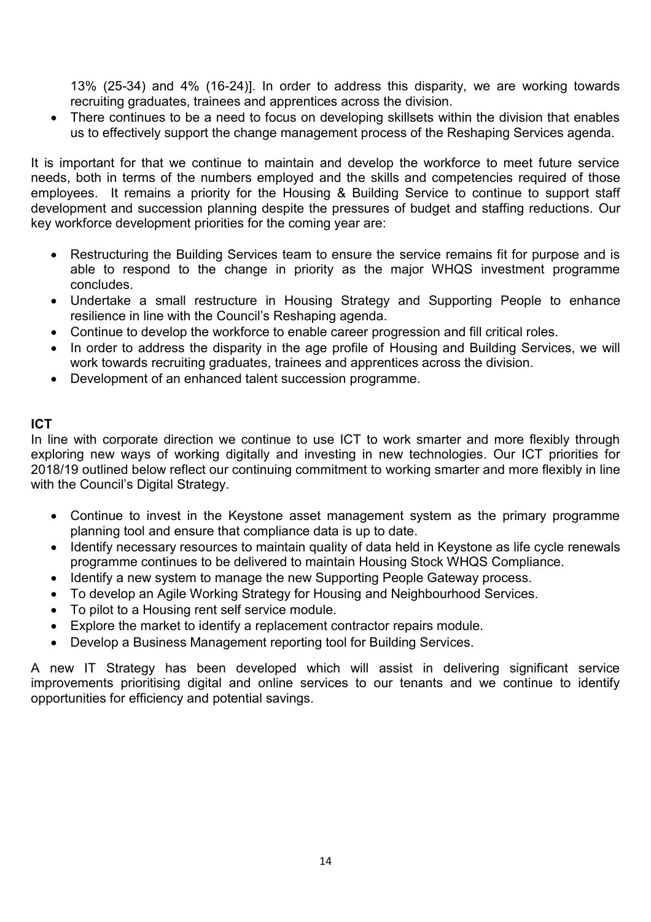13% (25-34) and 4% (16-24)]. In order to address this disparity, we are working towards recruiting graduates, trainees and apprentices across the division.

- There continues to be a need to focus on developing skillsets within the division that enables us to effectively support the change management process of the Reshaping Services agenda.

It is important for that we continue to maintain and develop the workforce to meet future service needs, both in terms of the numbers employed and the skills and competencies required of those employees. It remains a priority for the Housing & Building Service to continue to support staff development and succession planning despite the pressures of budget and staffing reductions. Our key workforce development priorities for the coming year are:

- Restructuring the Building Services team to ensure the service remains fit for purpose and is able to respond to the change in priority as the major WHQS investment programme concludes.
- Undertake a small restructure in Housing Strategy and Supporting People to enhance resilience in line with the Council's Reshaping agenda.
- Continue to develop the workforce to enable career progression and fill critical roles.
- In order to address the disparity in the age profile of Housing and Building Services, we will work towards recruiting graduates, trainees and apprentices across the division.
- Development of an enhanced talent succession programme.

**ICT**

In line with corporate direction we continue to use ICT to work smarter and more flexibly through exploring new ways of working digitally and investing in new technologies. Our ICT priorities for 2018/19 outlined below reflect our continuing commitment to working smarter and more flexibly in line with the Council's Digital Strategy.

- Continue to invest in the Keystone asset management system as the primary programme planning tool and ensure that compliance data is up to date.
- Identify necessary resources to maintain quality of data held in Keystone as life cycle renewals programme continues to be delivered to maintain Housing Stock WHQS Compliance.
- Identify a new system to manage the new Supporting People Gateway process.
- To develop an Agile Working Strategy for Housing and Neighbourhood Services.
- To pilot to a Housing rent self service module.
- Explore the market to identify a replacement contractor repairs module.
- Develop a Business Management reporting tool for Building Services.

A new IT Strategy has been developed which will assist in delivering significant service improvements prioritising digital and online services to our tenants and we continue to identify opportunities for efficiency and potential savings.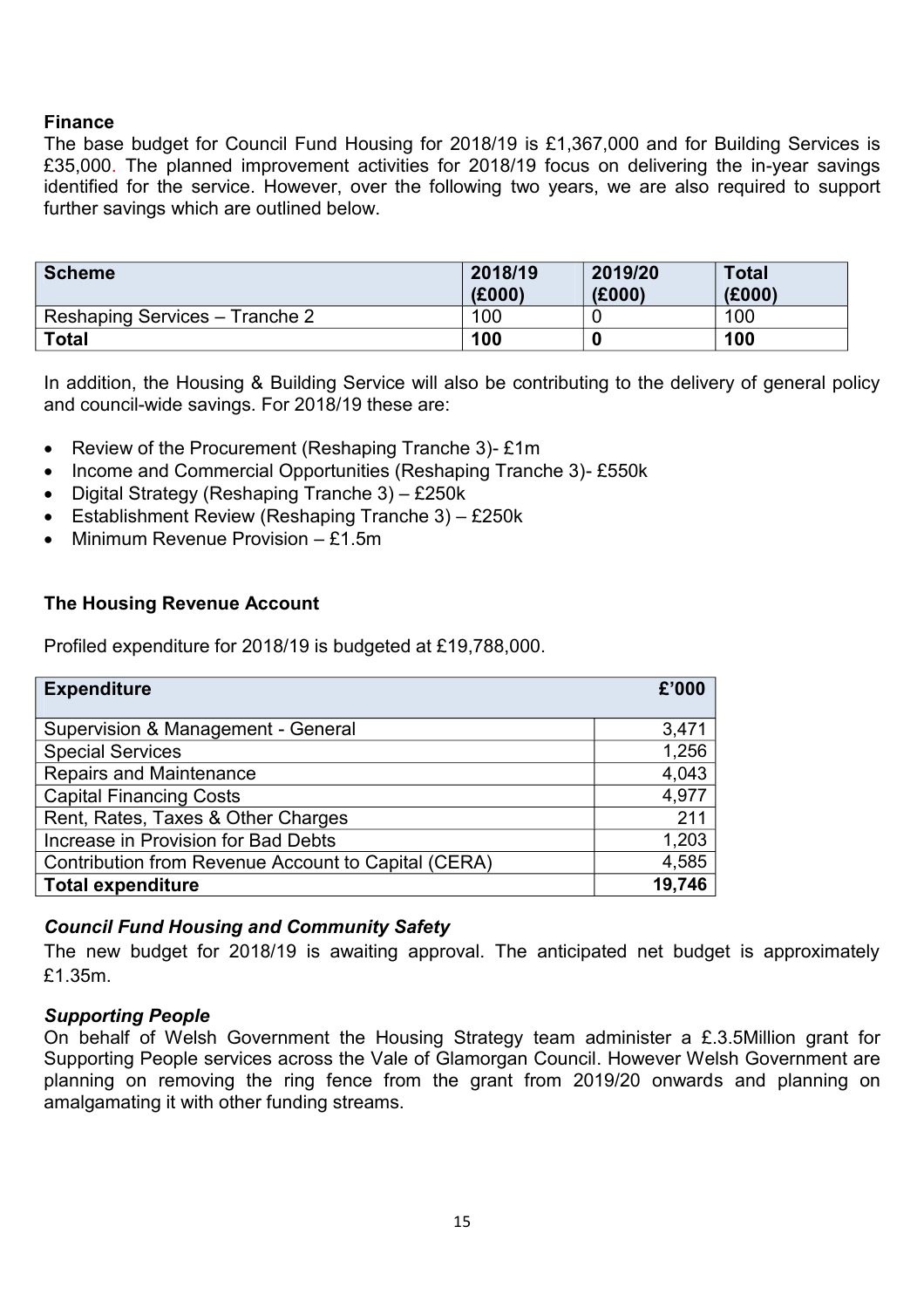### Finance

The base budget for Council Fund Housing for 2018/19 is £1,367,000 and for Building Services is £35,000. The planned improvement activities for 2018/19 focus on delivering the in-year savings identified for the service. However, over the following two years, we are also required to support further savings which are outlined below.

| Scheme | 2018/19 (£000) | 2019/20 (£000) | Total (£000) |
| --- | --- | --- | --- |
| Reshaping Services – Tranche 2 | 100 | 0 | 100 |
| **Total** | **100** | **0** | **100** |

In addition, the Housing & Building Service will also be contributing to the delivery of general policy and council-wide savings. For 2018/19 these are:

- Review of the Procurement (Reshaping Tranche 3)- £1m
- Income and Commercial Opportunities (Reshaping Tranche 3)- £550k
- Digital Strategy (Reshaping Tranche 3) – £250k
- Establishment Review (Reshaping Tranche 3) – £250k
- Minimum Revenue Provision – £1.5m

### The Housing Revenue Account

Profiled expenditure for 2018/19 is budgeted at £19,788,000.

| Expenditure | £'000 |
| --- | --- |
| Supervision & Management - General | 3,471 |
| Special Services | 1,256 |
| Repairs and Maintenance | 4,043 |
| Capital Financing Costs | 4,977 |
| Rent, Rates, Taxes & Other Charges | 211 |
| Increase in Provision for Bad Debts | 1,203 |
| Contribution from Revenue Account to Capital (CERA) | 4,585 |
| **Total expenditure** | **19,746** |

#### *Council Fund Housing and Community Safety*

The new budget for 2018/19 is awaiting approval. The anticipated net budget is approximately £1.35m.

#### *Supporting People*

On behalf of Welsh Government the Housing Strategy team administer a £.3.5Million grant for Supporting People services across the Vale of Glamorgan Council. However Welsh Government are planning on removing the ring fence from the grant from 2019/20 onwards and planning on amalgamating it with other funding streams.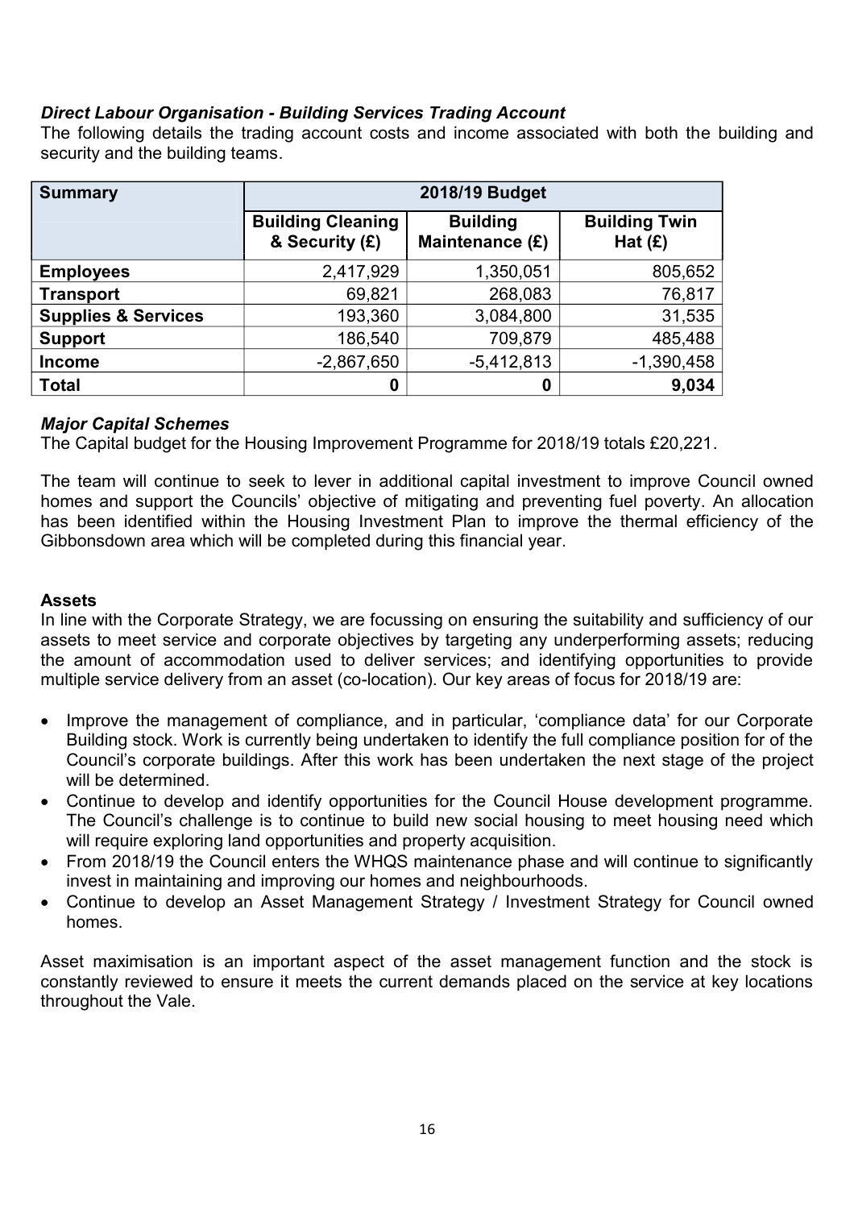### *Direct Labour Organisation - Building Services Trading Account*

The following details the trading account costs and income associated with both the building and security and the building teams.

| Summary | 2018/19 Budget | | |
|---|---|---|---|
| | Building Cleaning & Security (£) | Building Maintenance (£) | Building Twin Hat (£) |
| **Employees** | 2,417,929 | 1,350,051 | 805,652 |
| **Transport** | 69,821 | 268,083 | 76,817 |
| **Supplies & Services** | 193,360 | 3,084,800 | 31,535 |
| **Support** | 186,540 | 709,879 | 485,488 |
| **Income** | -2,867,650 | -5,412,813 | -1,390,458 |
| **Total** | **0** | **0** | **9,034** |

### *Major Capital Schemes*

The Capital budget for the Housing Improvement Programme for 2018/19 totals £20,221.

The team will continue to seek to lever in additional capital investment to improve Council owned homes and support the Councils' objective of mitigating and preventing fuel poverty. An allocation has been identified within the Housing Investment Plan to improve the thermal efficiency of the Gibbonsdown area which will be completed during this financial year.

### **Assets**

In line with the Corporate Strategy, we are focussing on ensuring the suitability and sufficiency of our assets to meet service and corporate objectives by targeting any underperforming assets; reducing the amount of accommodation used to deliver services; and identifying opportunities to provide multiple service delivery from an asset (co-location). Our key areas of focus for 2018/19 are:

- Improve the management of compliance, and in particular, 'compliance data' for our Corporate Building stock. Work is currently being undertaken to identify the full compliance position for of the Council's corporate buildings. After this work has been undertaken the next stage of the project will be determined.
- Continue to develop and identify opportunities for the Council House development programme. The Council's challenge is to continue to build new social housing to meet housing need which will require exploring land opportunities and property acquisition.
- From 2018/19 the Council enters the WHQS maintenance phase and will continue to significantly invest in maintaining and improving our homes and neighbourhoods.
- Continue to develop an Asset Management Strategy / Investment Strategy for Council owned homes.

Asset maximisation is an important aspect of the asset management function and the stock is constantly reviewed to ensure it meets the current demands placed on the service at key locations throughout the Vale.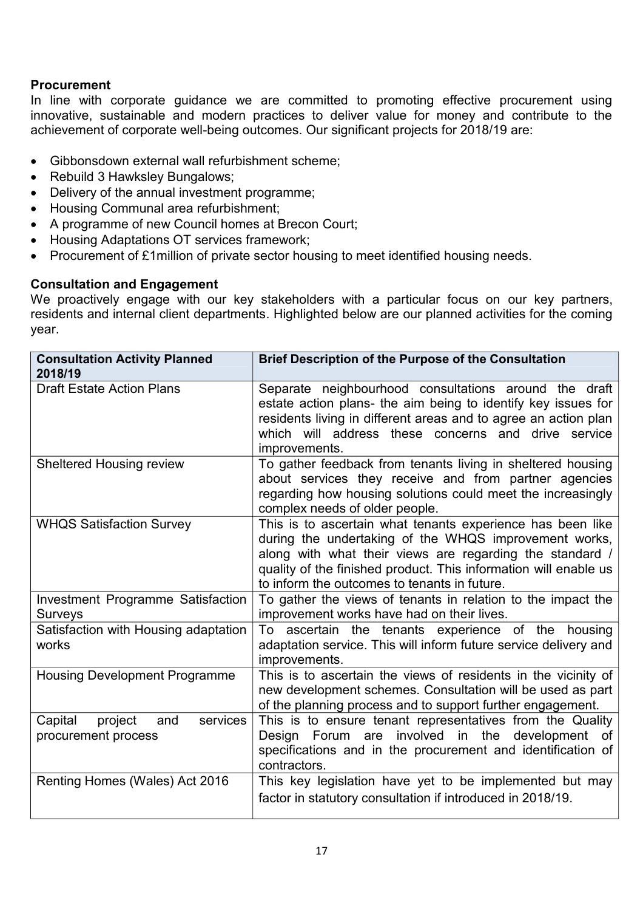**Procurement**

In line with corporate guidance we are committed to promoting effective procurement using innovative, sustainable and modern practices to deliver value for money and contribute to the achievement of corporate well-being outcomes. Our significant projects for 2018/19 are:

- Gibbonsdown external wall refurbishment scheme;
- Rebuild 3 Hawksley Bungalows;
- Delivery of the annual investment programme;
- Housing Communal area refurbishment;
- A programme of new Council homes at Brecon Court;
- Housing Adaptations OT services framework;
- Procurement of £1million of private sector housing to meet identified housing needs.

**Consultation and Engagement**

We proactively engage with our key stakeholders with a particular focus on our key partners, residents and internal client departments. Highlighted below are our planned activities for the coming year.

| Consultation Activity Planned 2018/19 | Brief Description of the Purpose of the Consultation |
|---|---|
| Draft Estate Action Plans | Separate neighbourhood consultations around the draft estate action plans- the aim being to identify key issues for residents living in different areas and to agree an action plan which will address these concerns and drive service improvements. |
| Sheltered Housing review | To gather feedback from tenants living in sheltered housing about services they receive and from partner agencies regarding how housing solutions could meet the increasingly complex needs of older people. |
| WHQS Satisfaction Survey | This is to ascertain what tenants experience has been like during the undertaking of the WHQS improvement works, along with what their views are regarding the standard / quality of the finished product. This information will enable us to inform the outcomes to tenants in future. |
| Investment Programme Satisfaction Surveys | To gather the views of tenants in relation to the impact the improvement works have had on their lives. |
| Satisfaction with Housing adaptation works | To ascertain the tenants experience of the housing adaptation service. This will inform future service delivery and improvements. |
| Housing Development Programme | This is to ascertain the views of residents in the vicinity of new development schemes. Consultation will be used as part of the planning process and to support further engagement. |
| Capital project and services procurement process | This is to ensure tenant representatives from the Quality Design Forum are involved in the development of specifications and in the procurement and identification of contractors. |
| Renting Homes (Wales) Act 2016 | This key legislation have yet to be implemented but may factor in statutory consultation if introduced in 2018/19. |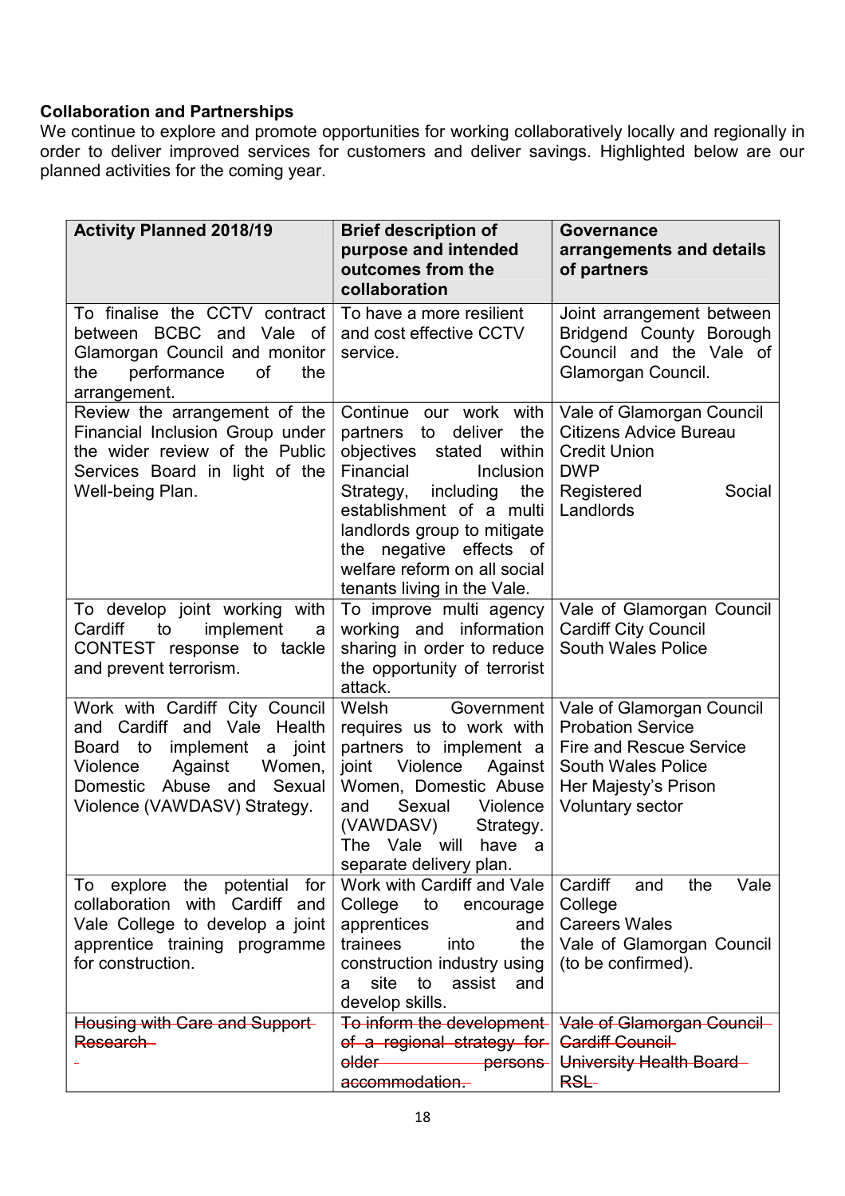**Collaboration and Partnerships**

We continue to explore and promote opportunities for working collaboratively locally and regionally in order to deliver improved services for customers and deliver savings. Highlighted below are our planned activities for the coming year.

| Activity Planned 2018/19 | Brief description of purpose and intended outcomes from the collaboration | Governance arrangements and details of partners |
|---|---|---|
| To finalise the CCTV contract between BCBC and Vale of Glamorgan Council and monitor the performance of the arrangement. | To have a more resilient and cost effective CCTV service. | Joint arrangement between Bridgend County Borough Council and the Vale of Glamorgan Council. |
| Review the arrangement of the Financial Inclusion Group under the wider review of the Public Services Board in light of the Well-being Plan. | Continue our work with partners to deliver the objectives stated within Financial Inclusion Strategy, including the establishment of a multi landlords group to mitigate the negative effects of welfare reform on all social tenants living in the Vale. | Vale of Glamorgan Council<br>Citizens Advice Bureau<br>Credit Union<br>DWP<br>Registered Social Landlords |
| To develop joint working with Cardiff to implement a CONTEST response to tackle and prevent terrorism. | To improve multi agency working and information sharing in order to reduce the opportunity of terrorist attack. | Vale of Glamorgan Council<br>Cardiff City Council<br>South Wales Police |
| Work with Cardiff City Council and Cardiff and Vale Health Board to implement a joint Violence Against Women, Domestic Abuse and Sexual Violence (VAWDASV) Strategy. | Welsh Government requires us to work with partners to implement a joint Violence Against Women, Domestic Abuse and Sexual Violence (VAWDASV) Strategy. The Vale will have a separate delivery plan. | Vale of Glamorgan Council<br>Probation Service<br>Fire and Rescue Service<br>South Wales Police<br>Her Majesty's Prison<br>Voluntary sector |
| To explore the potential for collaboration with Cardiff and Vale College to develop a joint apprentice training programme for construction. | Work with Cardiff and Vale College to encourage apprentices and trainees into the construction industry using a site to assist and develop skills. | Cardiff and the Vale College<br>Careers Wales<br>Vale of Glamorgan Council (to be confirmed). |
| ~~Housing with Care and Support Research~~ | ~~To inform the development of a regional strategy for older persons accommodation.~~ | ~~Vale of Glamorgan Council~~<br>~~Cardiff Council~~<br>~~University Health Board~~<br>~~RSL~~ |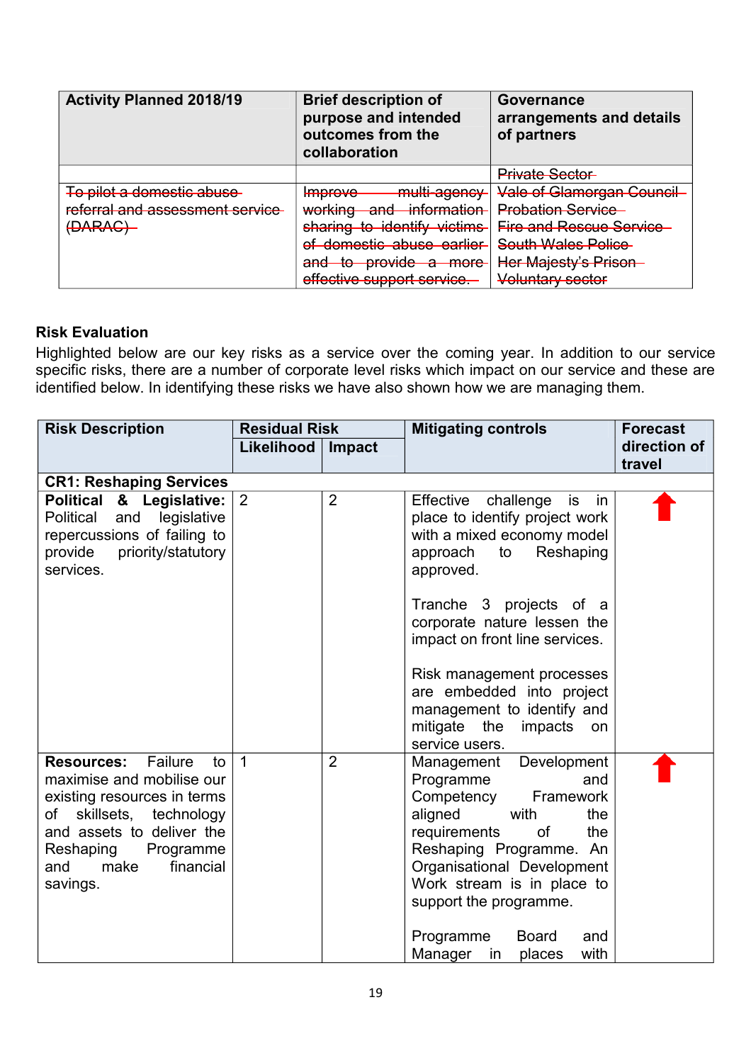| Activity Planned 2018/19 | Brief description of purpose and intended outcomes from the collaboration | Governance arrangements and details of partners |
|---|---|---|
| | | ~~Private Sector~~ |
| ~~To pilot a domestic abuse referral and assessment service (DARAC)~~ | ~~Improve multi-agency working and information sharing to identify victims of domestic abuse earlier and to provide a more effective support service.~~ | ~~Vale of Glamorgan Council~~ ~~Probation Service~~ ~~Fire and Rescue Service~~ ~~South Wales Police~~ ~~Her Majesty's Prison~~ ~~Voluntary sector~~ |

**Risk Evaluation**

Highlighted below are our key risks as a service over the coming year. In addition to our service specific risks, there are a number of corporate level risks which impact on our service and these are identified below. In identifying these risks we have also shown how we are managing them.

| Risk Description | Residual Risk | | Mitigating controls | Forecast direction of travel |
|---|---|---|---|---|
| | Likelihood | Impact | | |
| **CR1: Reshaping Services** | | | | |
| **Political & Legislative:** Political and legislative repercussions of failing to provide priority/statutory services. | 2 | 2 | Effective challenge is in place to identify project work with a mixed economy model approach to Reshaping approved.<br><br>Tranche 3 projects of a corporate nature lessen the impact on front line services.<br><br>Risk management processes are embedded into project management to identify and mitigate the impacts on service users. | ⬆ |
| **Resources:** Failure to maximise and mobilise our existing resources in terms of skillsets, technology and assets to deliver the Reshaping Programme and make financial savings. | 1 | 2 | Management Development Programme and Competency Framework aligned with the requirements of the Reshaping Programme. An Organisational Development Work stream is in place to support the programme.<br><br>Programme Board and Manager in places with | ⬆ |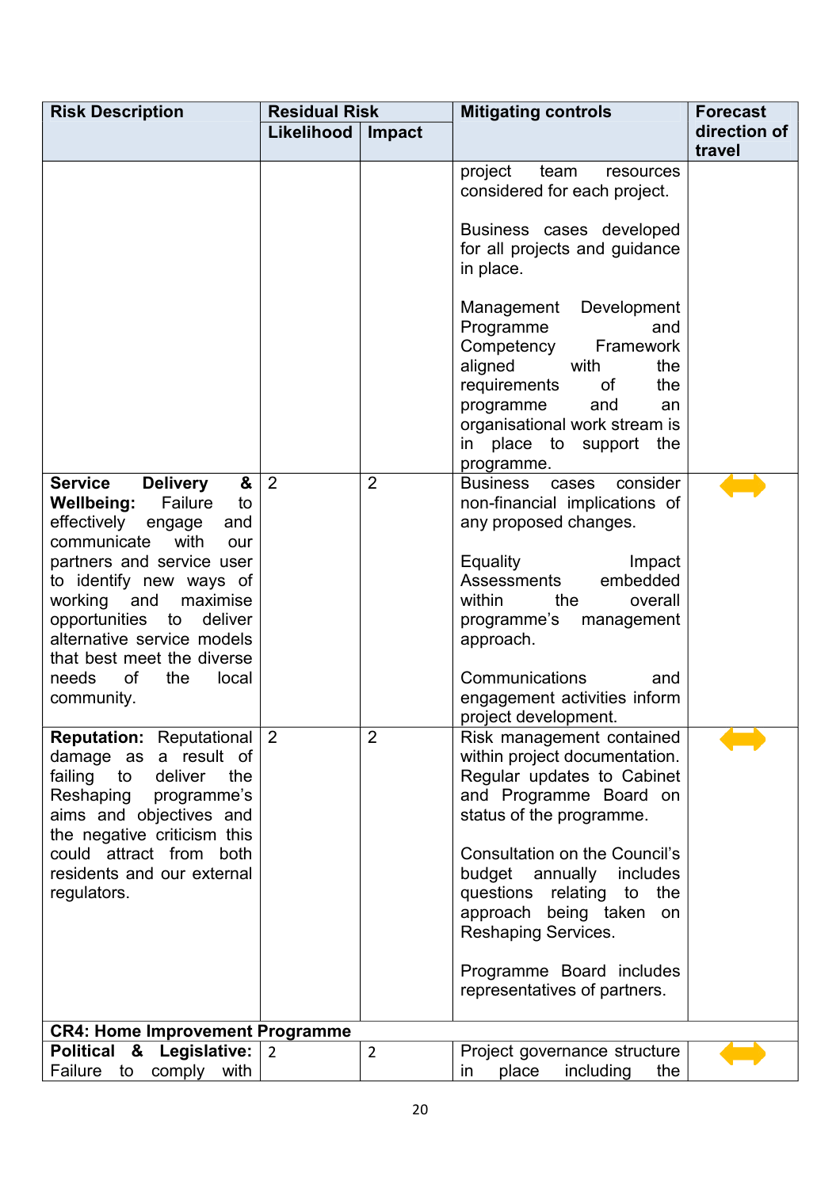| Risk Description | Residual Risk | | Mitigating controls | Forecast direction of travel |
|---|---|---|---|---|
| | Likelihood | Impact | | |
| | | | project team resources considered for each project.<br><br>Business cases developed for all projects and guidance in place.<br><br>Management Development Programme and Competency Framework aligned with the requirements of the programme and an organisational work stream is in place to support the programme. | |
| **Service Delivery & Wellbeing:** Failure to effectively engage and communicate with our partners and service user to identify new ways of working and maximise opportunities to deliver alternative service models that best meet the diverse needs of the local community. | 2 | 2 | Business cases consider non-financial implications of any proposed changes.<br><br>Equality Impact Assessments embedded within the overall programme's management approach.<br><br>Communications and engagement activities inform project development. | ⟺ |
| **Reputation:** Reputational damage as a result of failing to deliver the Reshaping programme's aims and objectives and the negative criticism this could attract from both residents and our external regulators. | 2 | 2 | Risk management contained within project documentation. Regular updates to Cabinet and Programme Board on status of the programme.<br><br>Consultation on the Council's budget annually includes questions relating to the approach being taken on Reshaping Services.<br><br>Programme Board includes representatives of partners. | ⟺ |
| **CR4: Home Improvement Programme** | | | | |
| **Political & Legislative:** Failure to comply with | 2 | 2 | Project governance structure in place including the | ⟺ |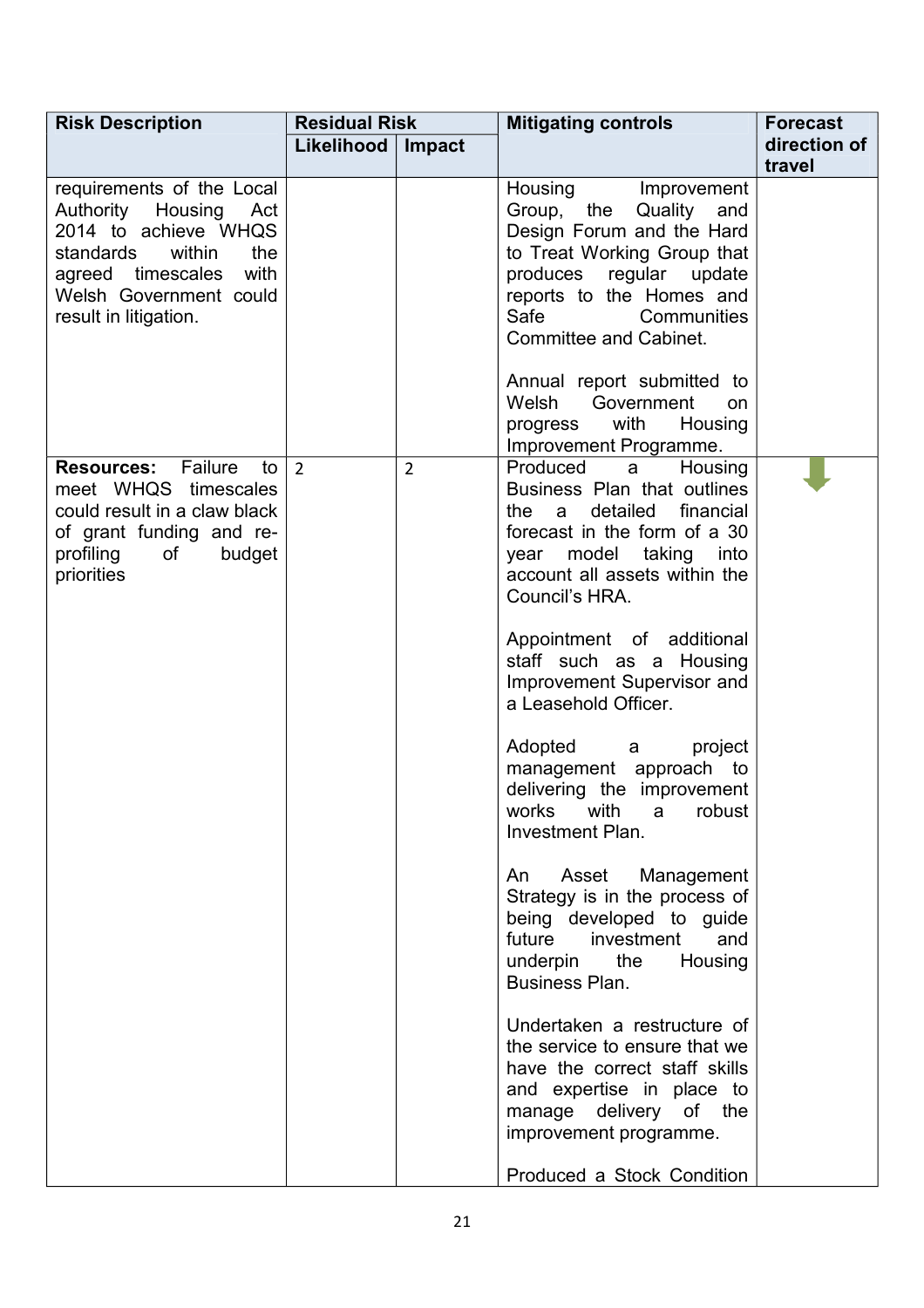| Risk Description | Residual Risk | | Mitigating controls | Forecast direction of travel |
|---|---|---|---|---|
| | Likelihood | Impact | | |
| requirements of the Local Authority Housing Act 2014 to achieve WHQS standards within the agreed timescales with Welsh Government could result in litigation. | | | Housing Improvement Group, the Quality and Design Forum and the Hard to Treat Working Group that produces regular update reports to the Homes and Safe Communities Committee and Cabinet.<br><br>Annual report submitted to Welsh Government on progress with Housing Improvement Programme. | |
| **Resources:** Failure to meet WHQS timescales could result in a claw black of grant funding and re-profiling of budget priorities | 2 | 2 | Produced a Housing Business Plan that outlines the a detailed financial forecast in the form of a 30 year model taking into account all assets within the Council's HRA.<br><br>Appointment of additional staff such as a Housing Improvement Supervisor and a Leasehold Officer.<br><br>Adopted a project management approach to delivering the improvement works with a robust Investment Plan.<br><br>An Asset Management Strategy is in the process of being developed to guide future investment and underpin the Housing Business Plan.<br><br>Undertaken a restructure of the service to ensure that we have the correct staff skills and expertise in place to manage delivery of the improvement programme.<br><br>Produced a Stock Condition | ↓ |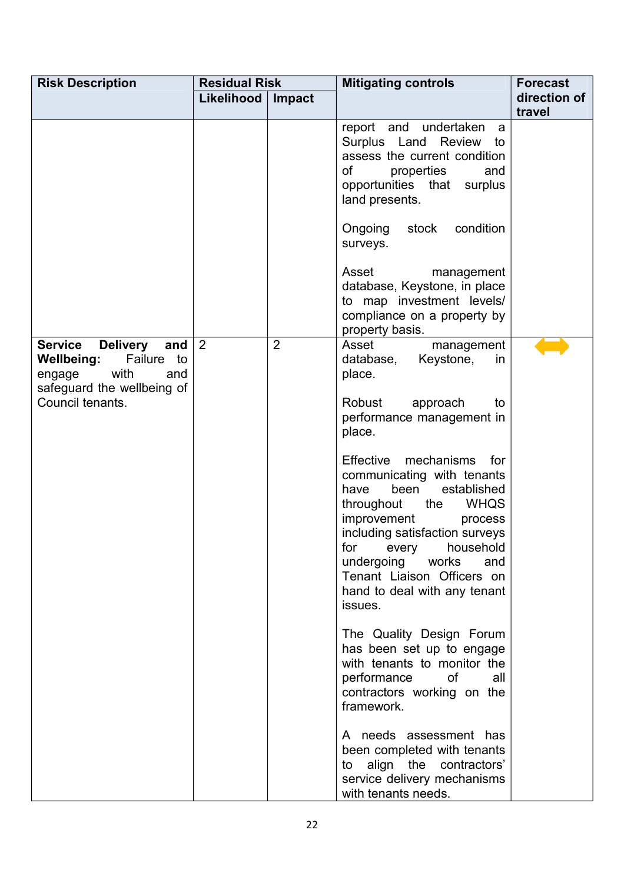| Risk Description | Residual Risk | | Mitigating controls | Forecast direction of travel |
|---|---|---|---|---|
| | Likelihood | Impact | | |
| | | | report and undertaken a Surplus Land Review to assess the current condition of properties and opportunities that surplus land presents.<br><br>Ongoing stock condition surveys.<br><br>Asset management database, Keystone, in place to map investment levels/ compliance on a property by property basis. | |
| **Service Delivery and Wellbeing:** Failure to engage with and safeguard the wellbeing of Council tenants. | 2 | 2 | Asset management database, Keystone, in place.<br><br>Robust approach to performance management in place.<br><br>Effective mechanisms for communicating with tenants have been established throughout the WHQS improvement process including satisfaction surveys for every household undergoing works and Tenant Liaison Officers on hand to deal with any tenant issues.<br><br>The Quality Design Forum has been set up to engage with tenants to monitor the performance of all contractors working on the framework.<br><br>A needs assessment has been completed with tenants to align the contractors' service delivery mechanisms with tenants needs. | ↔ |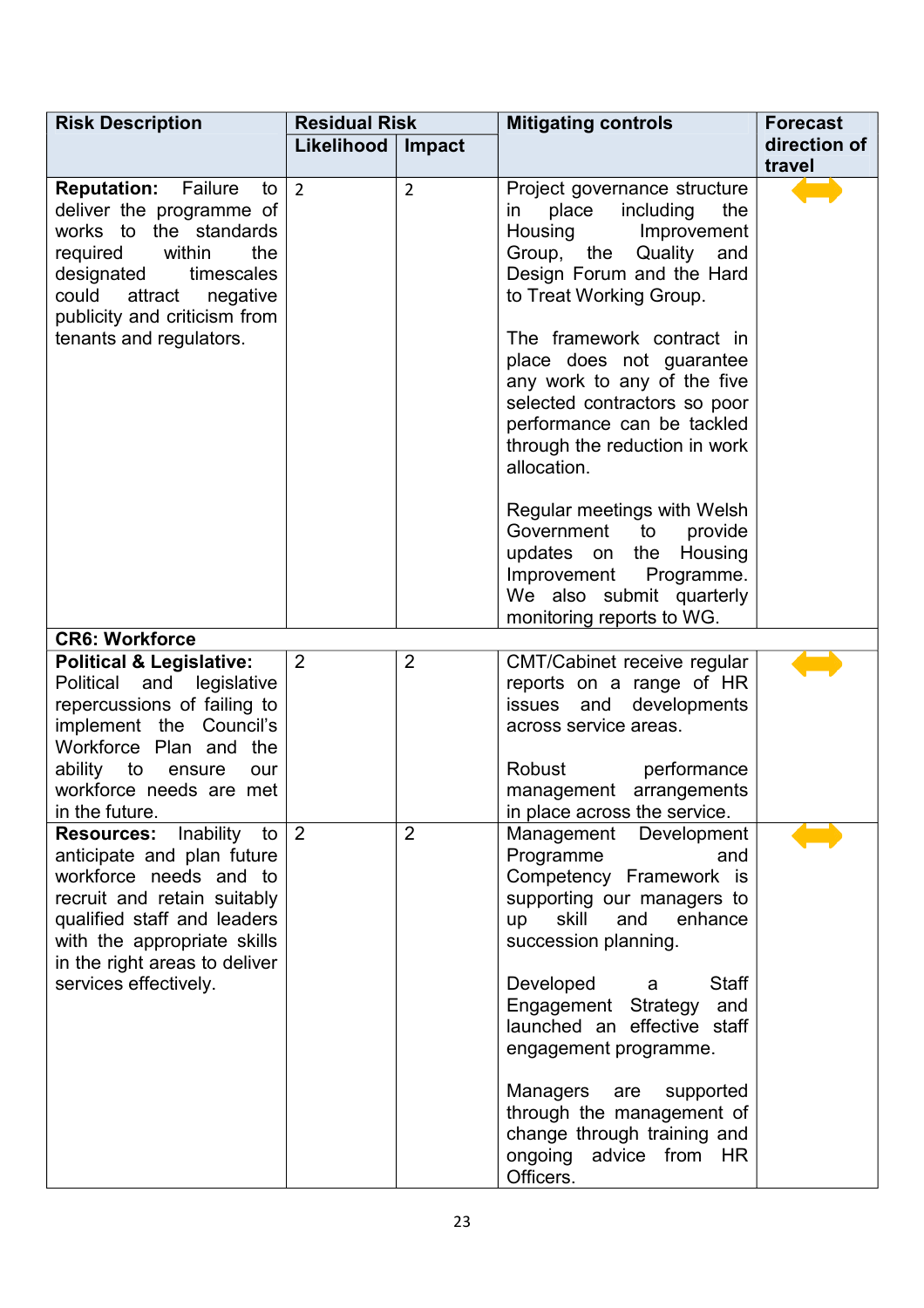| Risk Description | Residual Risk | | Mitigating controls | Forecast direction of travel |
|---|---|---|---|---|
| | Likelihood | Impact | | |
| **Reputation:** Failure to deliver the programme of works to the standards required within the designated timescales could attract negative publicity and criticism from tenants and regulators. | 2 | 2 | Project governance structure in place including the Housing Improvement Group, the Quality and Design Forum and the Hard to Treat Working Group.<br><br>The framework contract in place does not guarantee any work to any of the five selected contractors so poor performance can be tackled through the reduction in work allocation.<br><br>Regular meetings with Welsh Government to provide updates on the Housing Improvement Programme. We also submit quarterly monitoring reports to WG. | ⟺ |
| **CR6: Workforce** | | | | |
| **Political & Legislative:** Political and legislative repercussions of failing to implement the Council's Workforce Plan and the ability to ensure our workforce needs are met in the future. | 2 | 2 | CMT/Cabinet receive regular reports on a range of HR issues and developments across service areas.<br><br>Robust performance management arrangements in place across the service. | ⟺ |
| **Resources:** Inability to anticipate and plan future workforce needs and to recruit and retain suitably qualified staff and leaders with the appropriate skills in the right areas to deliver services effectively. | 2 | 2 | Management Development Programme and Competency Framework is supporting our managers to up skill and enhance succession planning.<br><br>Developed a Staff Engagement Strategy and launched an effective staff engagement programme.<br><br>Managers are supported through the management of change through training and ongoing advice from HR Officers. | ⟺ |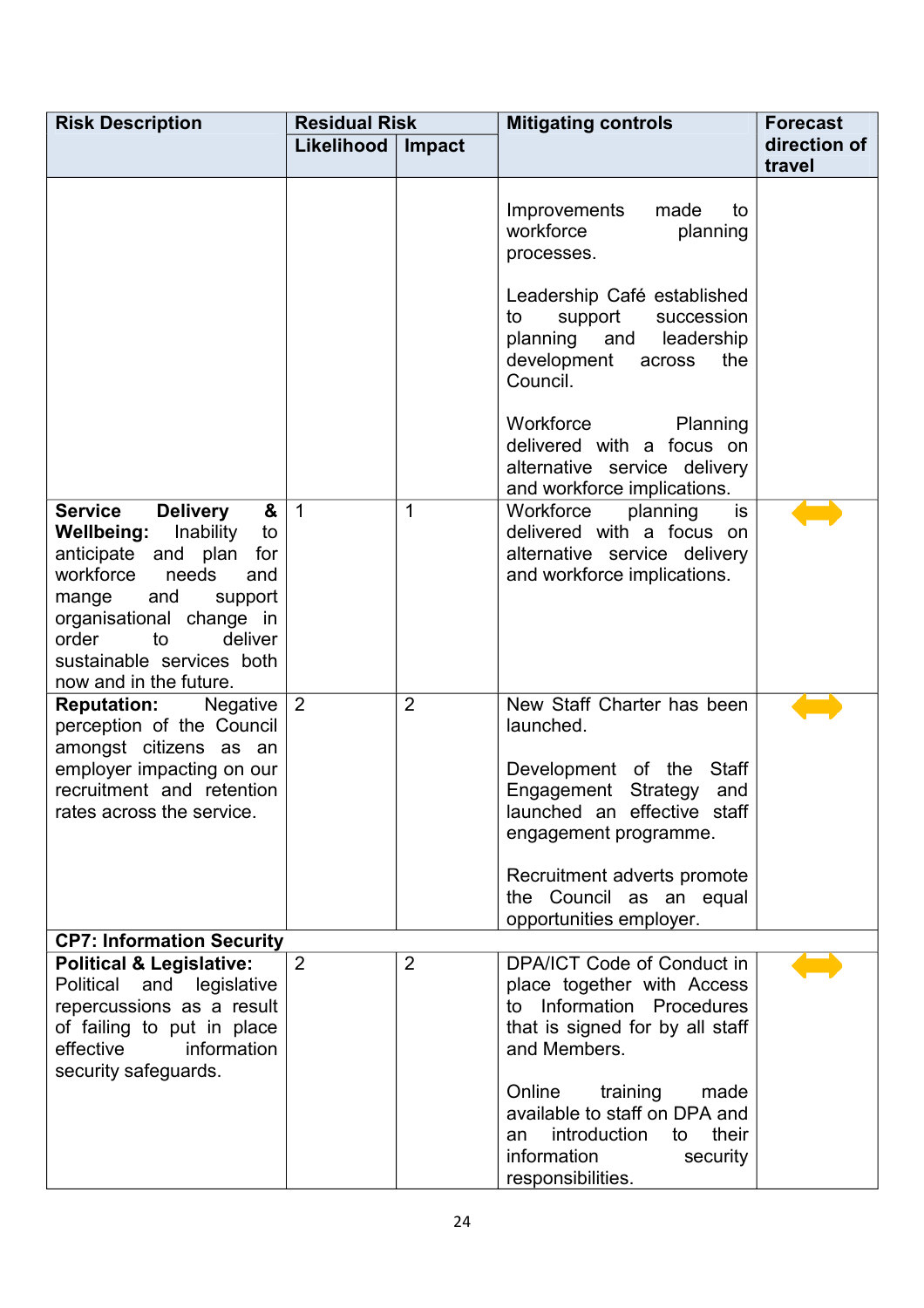| Risk Description | Residual Risk | | Mitigating controls | Forecast direction of travel |
|---|---|---|---|---|
| | Likelihood | Impact | | |
| | | | Improvements made to workforce planning processes.<br><br>Leadership Café established to support succession planning and leadership development across the Council.<br><br>Workforce Planning delivered with a focus on alternative service delivery and workforce implications. | |
| **Service Delivery & Wellbeing:** Inability to anticipate and plan for workforce needs and mange and support organisational change in order to deliver sustainable services both now and in the future. | 1 | 1 | Workforce planning is delivered with a focus on alternative service delivery and workforce implications. | ⟷ |
| **Reputation:** Negative perception of the Council amongst citizens as an employer impacting on our recruitment and retention rates across the service. | 2 | 2 | New Staff Charter has been launched.<br><br>Development of the Staff Engagement Strategy and launched an effective staff engagement programme.<br><br>Recruitment adverts promote the Council as an equal opportunities employer. | ⟷ |
| **CP7: Information Security** | | | | |
| **Political & Legislative:** Political and legislative repercussions as a result of failing to put in place effective information security safeguards. | 2 | 2 | DPA/ICT Code of Conduct in place together with Access to Information Procedures that is signed for by all staff and Members.<br><br>Online training made available to staff on DPA and an introduction to their information security responsibilities. | ⟷ |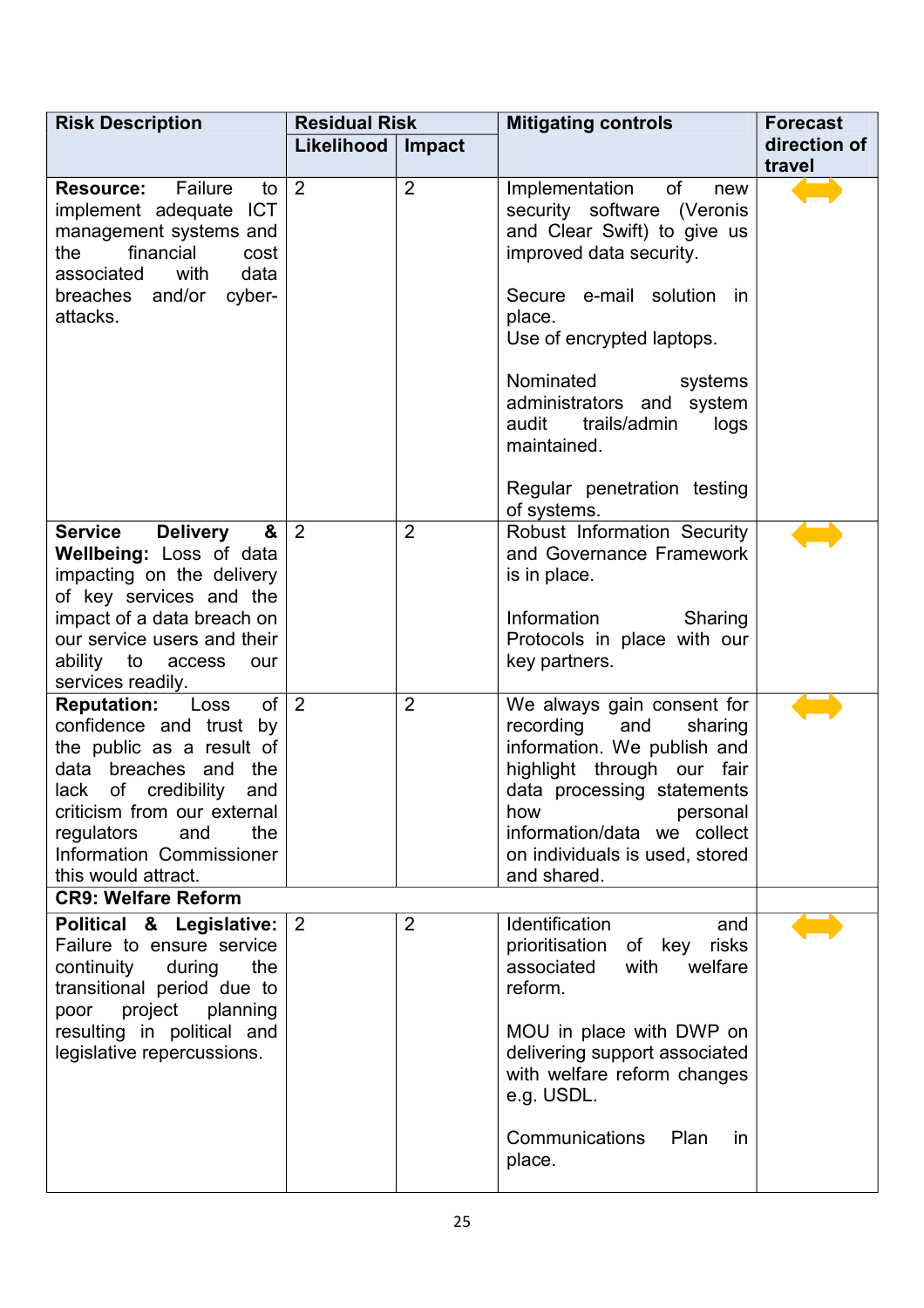| Risk Description | Residual Risk | | Mitigating controls | Forecast direction of travel |
|---|---|---|---|---|
| | Likelihood | Impact | | |
| **Resource:** Failure to implement adequate ICT management systems and the financial cost associated with data breaches and/or cyber-attacks. | 2 | 2 | Implementation of new security software (Veronis and Clear Swift) to give us improved data security.<br><br>Secure e-mail solution in place.<br>Use of encrypted laptops.<br><br>Nominated systems administrators and system audit trails/admin logs maintained.<br><br>Regular penetration testing of systems. | ⟷ |
| **Service Delivery & Wellbeing:** Loss of data impacting on the delivery of key services and the impact of a data breach on our service users and their ability to access our services readily. | 2 | 2 | Robust Information Security and Governance Framework is in place.<br><br>Information Sharing Protocols in place with our key partners. | ⟷ |
| **Reputation:** Loss of confidence and trust by the public as a result of data breaches and the lack of credibility and criticism from our external regulators and the Information Commissioner this would attract. | 2 | 2 | We always gain consent for recording and sharing information. We publish and highlight through our fair data processing statements how personal information/data we collect on individuals is used, stored and shared. | ⟷ |
| **CR9: Welfare Reform** | | | | |
| **Political & Legislative:** Failure to ensure service continuity during the transitional period due to poor project planning resulting in political and legislative repercussions. | 2 | 2 | Identification and prioritisation of key risks associated with welfare reform.<br><br>MOU in place with DWP on delivering support associated with welfare reform changes e.g. USDL.<br><br>Communications Plan in place. | ⟷ |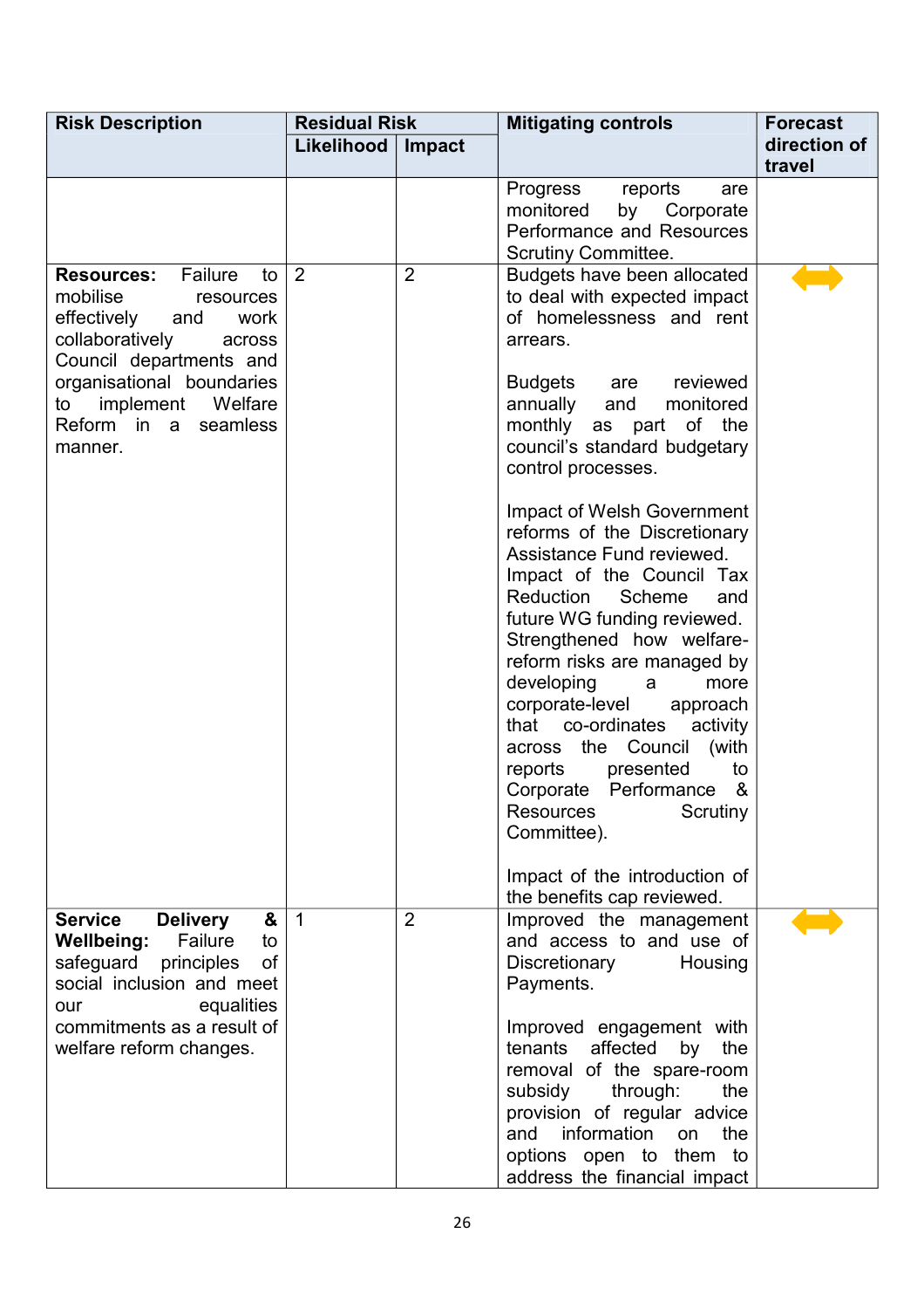| Risk Description | Residual Risk | | Mitigating controls | Forecast direction of travel |
|---|---|---|---|---|
| | Likelihood | Impact | | |
| | | | Progress reports are monitored by Corporate Performance and Resources Scrutiny Committee. | |
| **Resources:** Failure to mobilise resources effectively and work collaboratively across Council departments and organisational boundaries to implement Welfare Reform in a seamless manner. | 2 | 2 | Budgets have been allocated to deal with expected impact of homelessness and rent arrears.<br><br>Budgets are reviewed annually and monitored monthly as part of the council's standard budgetary control processes.<br><br>Impact of Welsh Government reforms of the Discretionary Assistance Fund reviewed.<br>Impact of the Council Tax Reduction Scheme and future WG funding reviewed.<br>Strengthened how welfare-reform risks are managed by developing a more corporate-level approach that co-ordinates activity across the Council (with reports presented to Corporate Performance & Resources Scrutiny Committee).<br><br>Impact of the introduction of the benefits cap reviewed. | ⟷ |
| **Service Delivery & Wellbeing:** Failure to safeguard principles of social inclusion and meet our equalities commitments as a result of welfare reform changes. | 1 | 2 | Improved the management and access to and use of Discretionary Housing Payments.<br><br>Improved engagement with tenants affected by the removal of the spare-room subsidy through: the provision of regular advice and information on the options open to them to address the financial impact | ⟷ |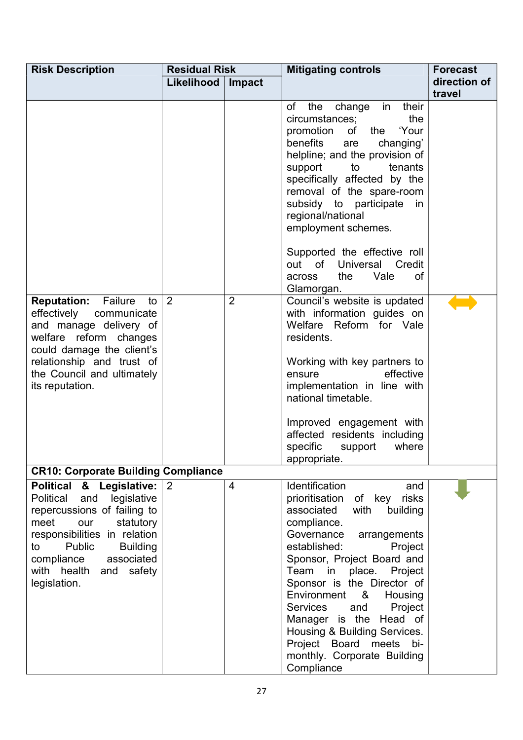| Risk Description | Residual Risk | | Mitigating controls | Forecast direction of travel |
|---|---|---|---|---|
| | Likelihood | Impact | | |
| | | | of the change in their circumstances; the promotion of the 'Your benefits are changing' helpline; and the provision of support to tenants specifically affected by the removal of the spare-room subsidy to participate in regional/national employment schemes.<br><br>Supported the effective roll out of Universal Credit across the Vale of Glamorgan. | |
| **Reputation:** Failure to effectively communicate and manage delivery of welfare reform changes could damage the client's relationship and trust of the Council and ultimately its reputation. | 2 | 2 | Council's website is updated with information guides on Welfare Reform for Vale residents.<br><br>Working with key partners to ensure effective implementation in line with national timetable.<br><br>Improved engagement with affected residents including specific support where appropriate. | ⬌ |
| **CR10: Corporate Building Compliance** | | | | |
| **Political & Legislative:** Political and legislative repercussions of failing to meet our statutory responsibilities in relation to Public Building compliance associated with health and safety legislation. | 2 | 4 | Identification and prioritisation of key risks associated with building compliance.<br>Governance arrangements established: Project Sponsor, Project Board and Team in place. Project Sponsor is the Director of Environment & Housing Services and Project Manager is the Head of Housing & Building Services. Project Board meets bi-monthly. Corporate Building Compliance | ⬇ |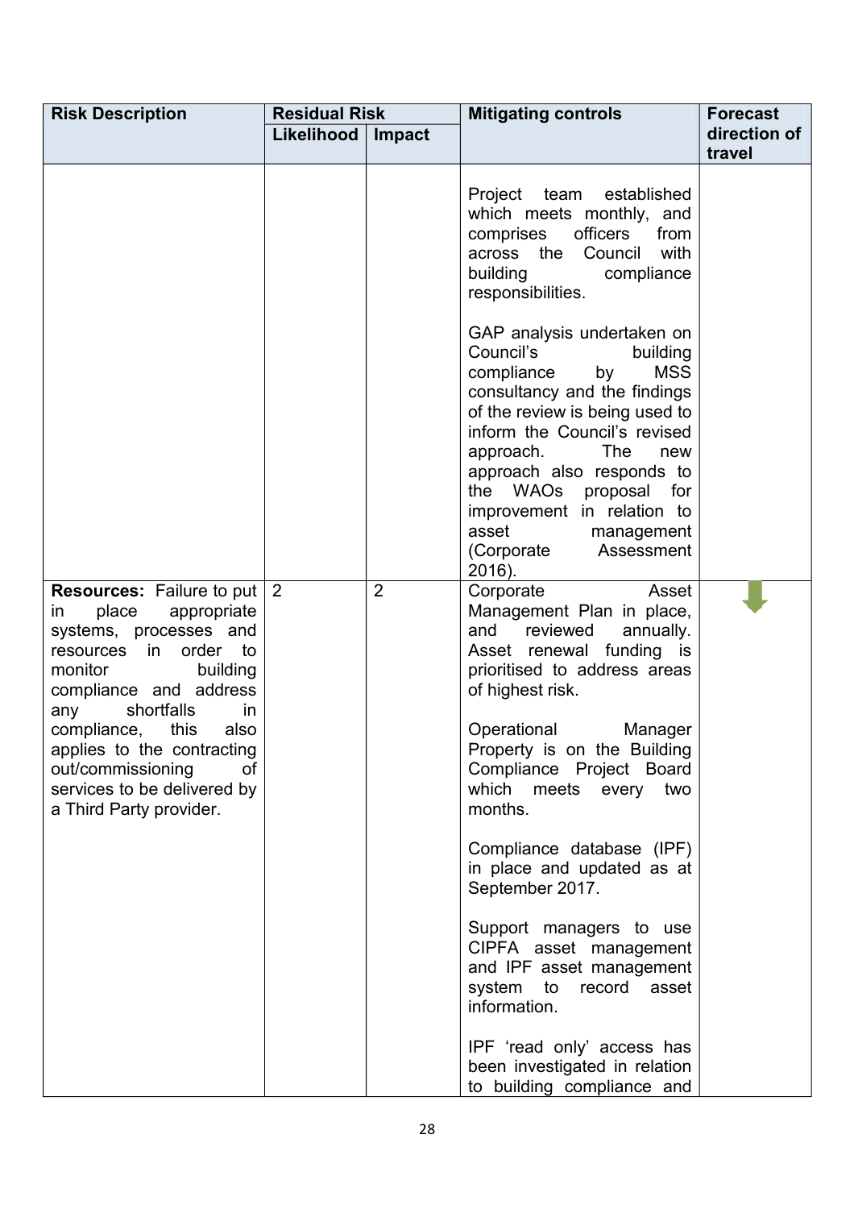| Risk Description | Residual Risk | | Mitigating controls | Forecast direction of travel |
|---|---|---|---|---|
| | Likelihood | Impact | | |
| | | | Project team established which meets monthly, and comprises officers from across the Council with building compliance responsibilities.<br><br>GAP analysis undertaken on Council's building compliance by MSS consultancy and the findings of the review is being used to inform the Council's revised approach. The new approach also responds to the WAOs proposal for improvement in relation to asset management (Corporate Assessment 2016). | |
| **Resources:** Failure to put in place appropriate systems, processes and resources in order to monitor building compliance and address any shortfalls in compliance, this also applies to the contracting out/commissioning of services to be delivered by a Third Party provider. | 2 | 2 | Corporate Asset Management Plan in place, and reviewed annually. Asset renewal funding is prioritised to address areas of highest risk.<br><br>Operational Manager Property is on the Building Compliance Project Board which meets every two months.<br><br>Compliance database (IPF) in place and updated as at September 2017.<br><br>Support managers to use CIPFA asset management and IPF asset management system to record asset information.<br><br>IPF 'read only' access has been investigated in relation to building compliance and | ↓ |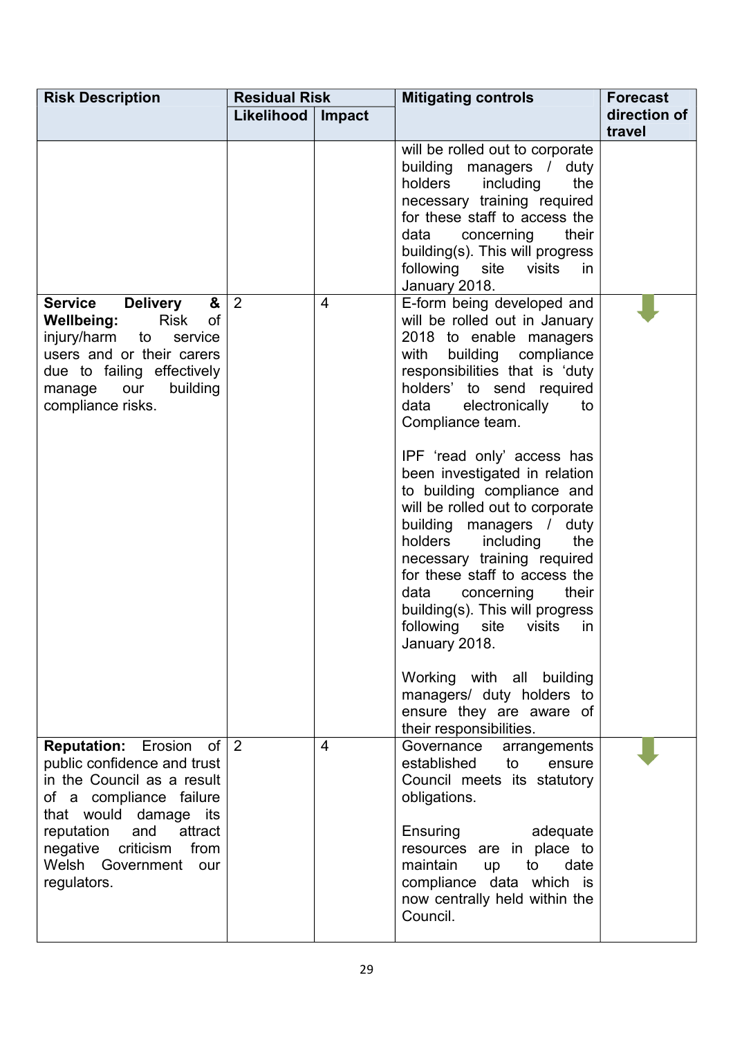| Risk Description | Residual Risk | | Mitigating controls | Forecast direction of travel |
|---|---|---|---|---|
| | Likelihood | Impact | | |
| | | | will be rolled out to corporate building managers / duty holders including the necessary training required for these staff to access the data concerning their building(s). This will progress following site visits in January 2018. | |
| **Service Delivery & Wellbeing:** Risk of injury/harm to service users and or their carers due to failing effectively manage our building compliance risks. | 2 | 4 | E-form being developed and will be rolled out in January 2018 to enable managers with building compliance responsibilities that is 'duty holders' to send required data electronically to Compliance team.<br><br>IPF 'read only' access has been investigated in relation to building compliance and will be rolled out to corporate building managers / duty holders including the necessary training required for these staff to access the data concerning their building(s). This will progress following site visits in January 2018.<br><br>Working with all building managers/ duty holders to ensure they are aware of their responsibilities. | ↓ |
| **Reputation:** Erosion of public confidence and trust in the Council as a result of a compliance failure that would damage its reputation and attract negative criticism from Welsh Government our regulators. | 2 | 4 | Governance arrangements established to ensure Council meets its statutory obligations.<br><br>Ensuring adequate resources are in place to maintain up to date compliance data which is now centrally held within the Council. | ↓ |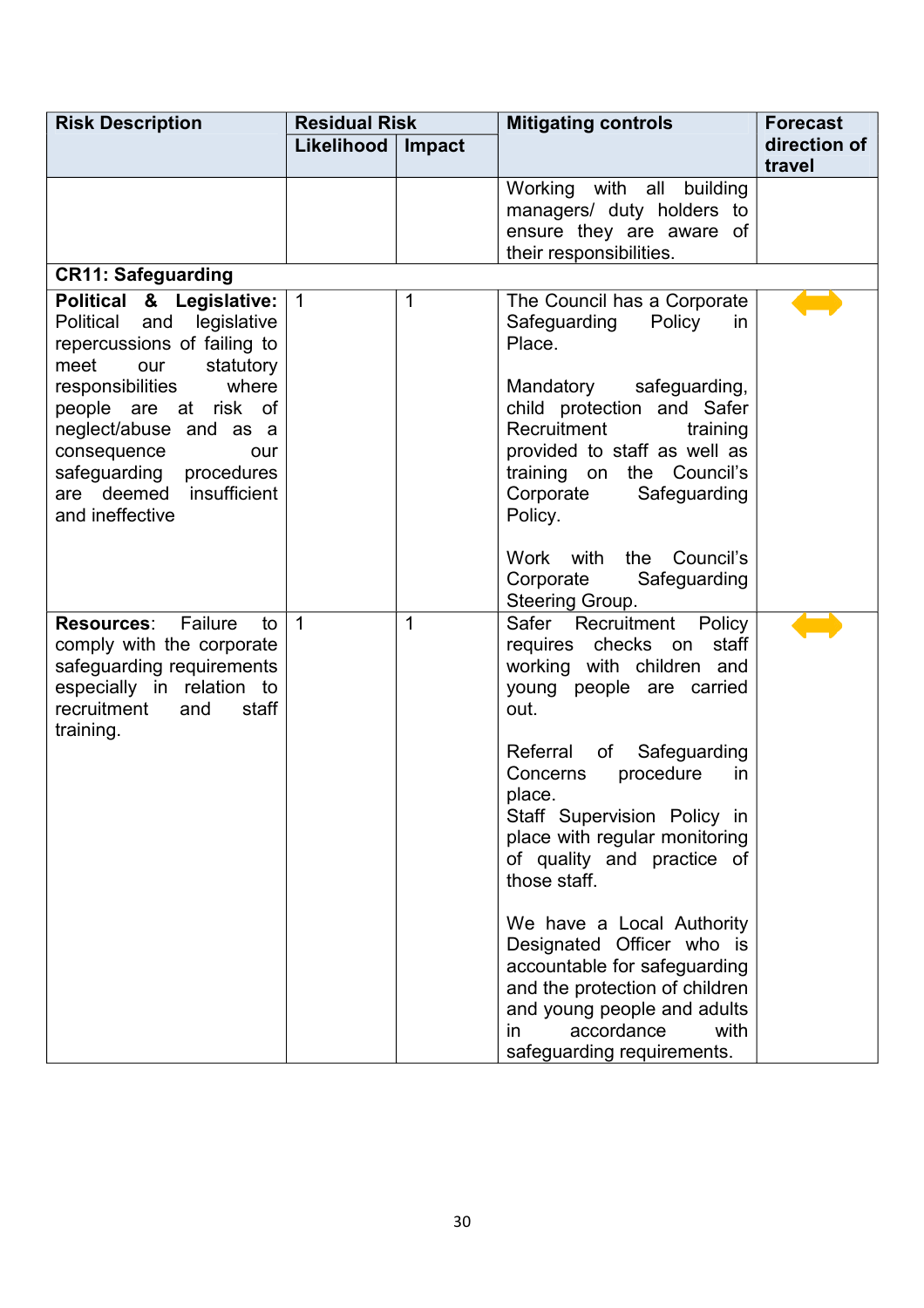| Risk Description | Residual Risk | | Mitigating controls | Forecast direction of travel |
|---|---|---|---|---|
| | Likelihood | Impact | | |
| | | | Working with all building managers/ duty holders to ensure they are aware of their responsibilities. | |
| **CR11: Safeguarding** | | | | |
| **Political & Legislative:** Political and legislative repercussions of failing to meet our statutory responsibilities where people are at risk of neglect/abuse and as a consequence our safeguarding procedures are deemed insufficient and ineffective | 1 | 1 | The Council has a Corporate Safeguarding Policy in Place.<br><br>Mandatory safeguarding, child protection and Safer Recruitment training provided to staff as well as training on the Council's Corporate Safeguarding Policy.<br><br>Work with the Council's Corporate Safeguarding Steering Group. | ⟺ |
| **Resources**: Failure to comply with the corporate safeguarding requirements especially in relation to recruitment and staff training. | 1 | 1 | Safer Recruitment Policy requires checks on staff working with children and young people are carried out.<br><br>Referral of Safeguarding Concerns procedure in place.<br>Staff Supervision Policy in place with regular monitoring of quality and practice of those staff.<br><br>We have a Local Authority Designated Officer who is accountable for safeguarding and the protection of children and young people and adults in accordance with safeguarding requirements. | ⟺ |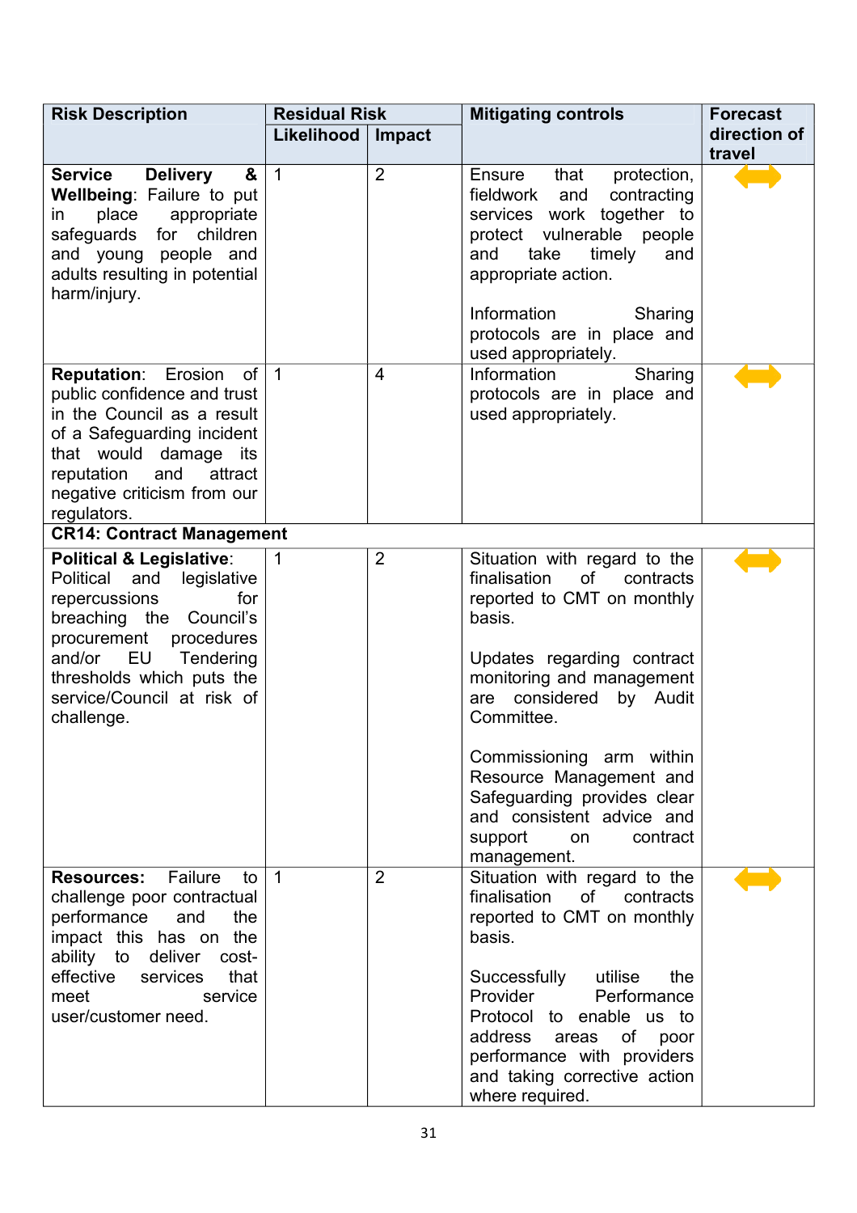| Risk Description | Residual Risk | | Mitigating controls | Forecast direction of travel |
|---|---|---|---|---|
| | Likelihood | Impact | | |
| **Service Delivery & Wellbeing**: Failure to put in place appropriate safeguards for children and young people and adults resulting in potential harm/injury. | 1 | 2 | Ensure that protection, fieldwork and contracting services work together to protect vulnerable people and take timely and appropriate action.<br><br>Information Sharing protocols are in place and used appropriately. | ⟺ |
| **Reputation**: Erosion of public confidence and trust in the Council as a result of a Safeguarding incident that would damage its reputation and attract negative criticism from our regulators. | 1 | 4 | Information Sharing protocols are in place and used appropriately. | ⟺ |
| **CR14: Contract Management** | | | | |
| **Political & Legislative**: Political and legislative repercussions for breaching the Council's procurement procedures and/or EU Tendering thresholds which puts the service/Council at risk of challenge. | 1 | 2 | Situation with regard to the finalisation of contracts reported to CMT on monthly basis.<br><br>Updates regarding contract monitoring and management are considered by Audit Committee.<br><br>Commissioning arm within Resource Management and Safeguarding provides clear and consistent advice and support on contract management. | ⟺ |
| **Resources:** Failure to challenge poor contractual performance and the impact this has on the ability to deliver cost-effective services that meet service user/customer need. | 1 | 2 | Situation with regard to the finalisation of contracts reported to CMT on monthly basis.<br><br>Successfully utilise the Provider Performance Protocol to enable us to address areas of poor performance with providers and taking corrective action where required. | ⟺ |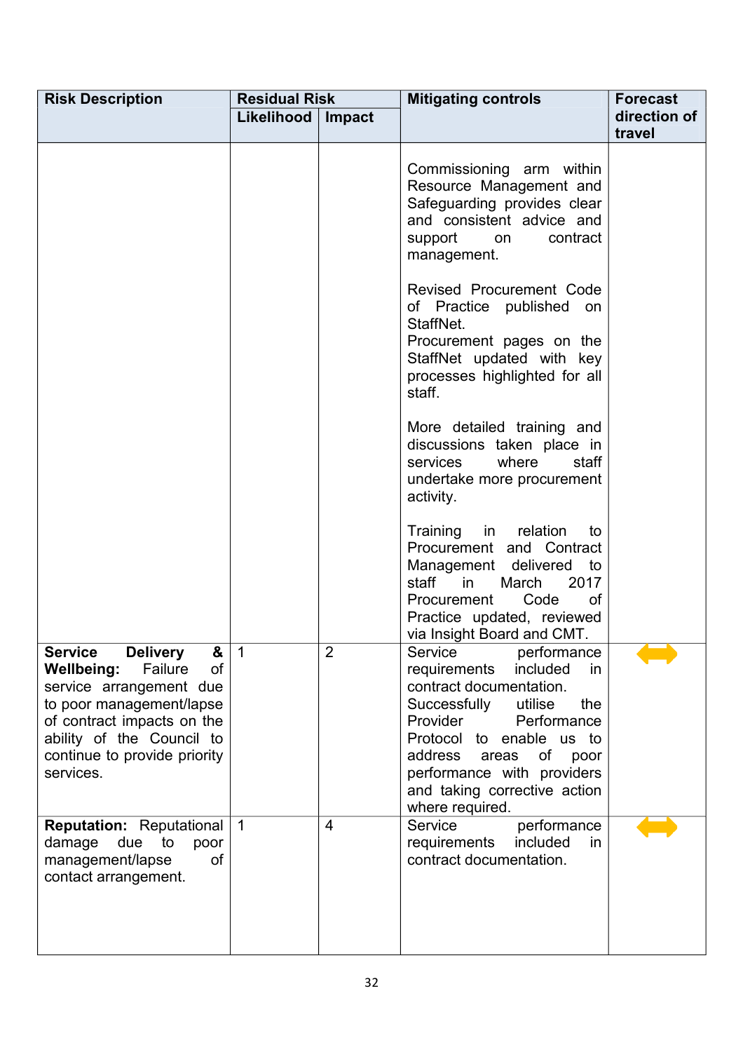| Risk Description | Residual Risk | | Mitigating controls | Forecast direction of travel |
|---|---|---|---|---|
| | Likelihood | Impact | | |
| | | | Commissioning arm within Resource Management and Safeguarding provides clear and consistent advice and support on contract management.<br><br>Revised Procurement Code of Practice published on StaffNet.<br>Procurement pages on the StaffNet updated with key processes highlighted for all staff.<br><br>More detailed training and discussions taken place in services where staff undertake more procurement activity.<br><br>Training in relation to Procurement and Contract Management delivered to staff in March 2017 Procurement Code of Practice updated, reviewed via Insight Board and CMT. | |
| **Service Delivery & Wellbeing:** Failure of service arrangement due to poor management/lapse of contract impacts on the ability of the Council to continue to provide priority services. | 1 | 2 | Service performance requirements included in contract documentation.<br>Successfully utilise the Provider Performance Protocol to enable us to address areas of poor performance with providers and taking corrective action where required. | ⟷ |
| **Reputation:** Reputational damage due to poor management/lapse of contact arrangement. | 1 | 4 | Service performance requirements included in contract documentation. | ⟷ |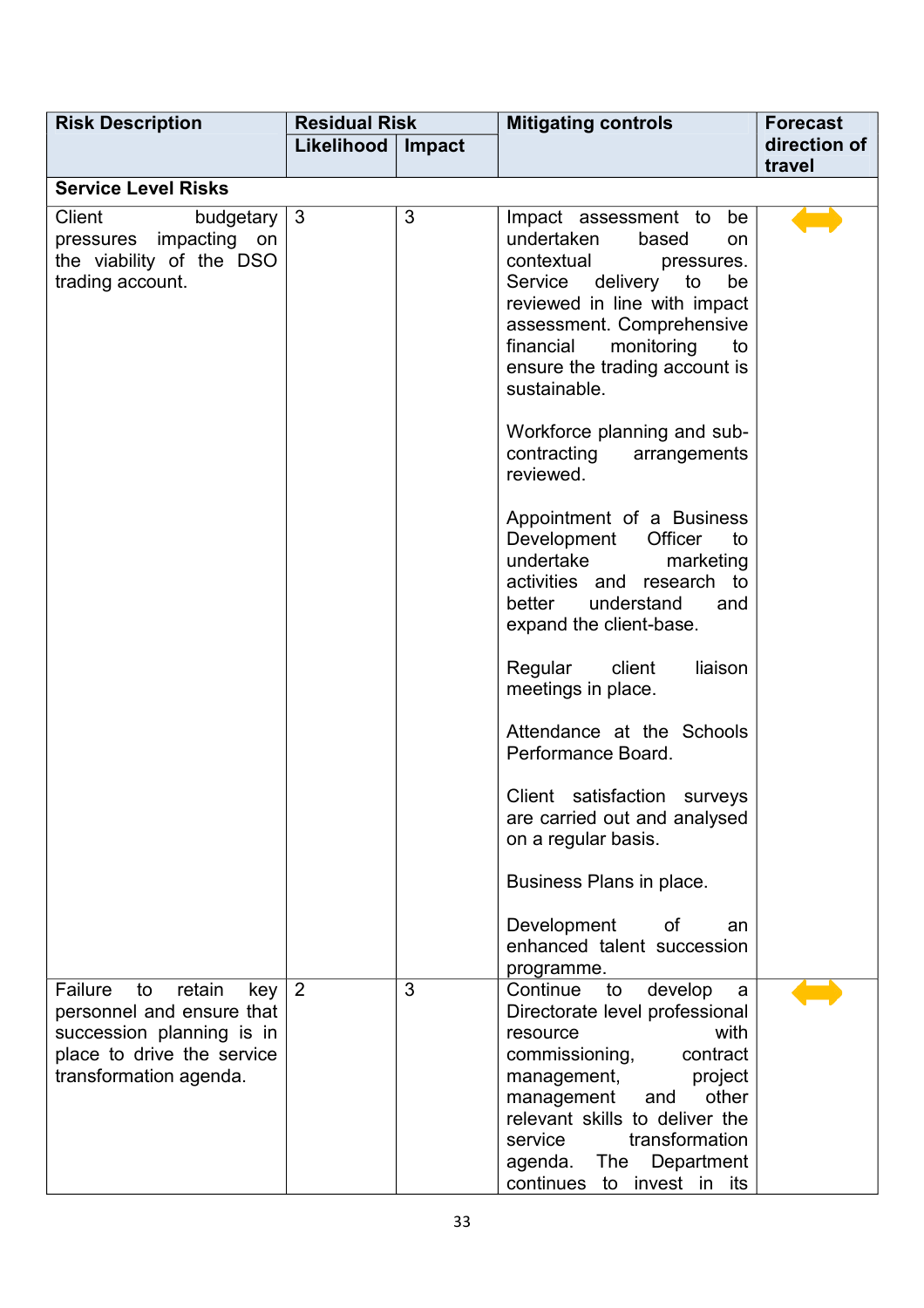| Risk Description | Residual Risk | | Mitigating controls | Forecast direction of travel |
|---|---|---|---|---|
| | Likelihood | Impact | | |
| **Service Level Risks** | | | | |
| Client budgetary pressures impacting on the viability of the DSO trading account. | 3 | 3 | Impact assessment to be undertaken based on contextual pressures. Service delivery to be reviewed in line with impact assessment. Comprehensive financial monitoring to ensure the trading account is sustainable.<br><br>Workforce planning and sub-contracting arrangements reviewed.<br><br>Appointment of a Business Development Officer to undertake marketing activities and research to better understand and expand the client-base.<br><br>Regular client liaison meetings in place.<br><br>Attendance at the Schools Performance Board.<br><br>Client satisfaction surveys are carried out and analysed on a regular basis.<br><br>Business Plans in place.<br><br>Development of an enhanced talent succession programme. | ⟷ |
| Failure to retain key personnel and ensure that succession planning is in place to drive the service transformation agenda. | 2 | 3 | Continue to develop a Directorate level professional resource with commissioning, contract management, project management and other relevant skills to deliver the service transformation agenda. The Department continues to invest in its | ⟷ |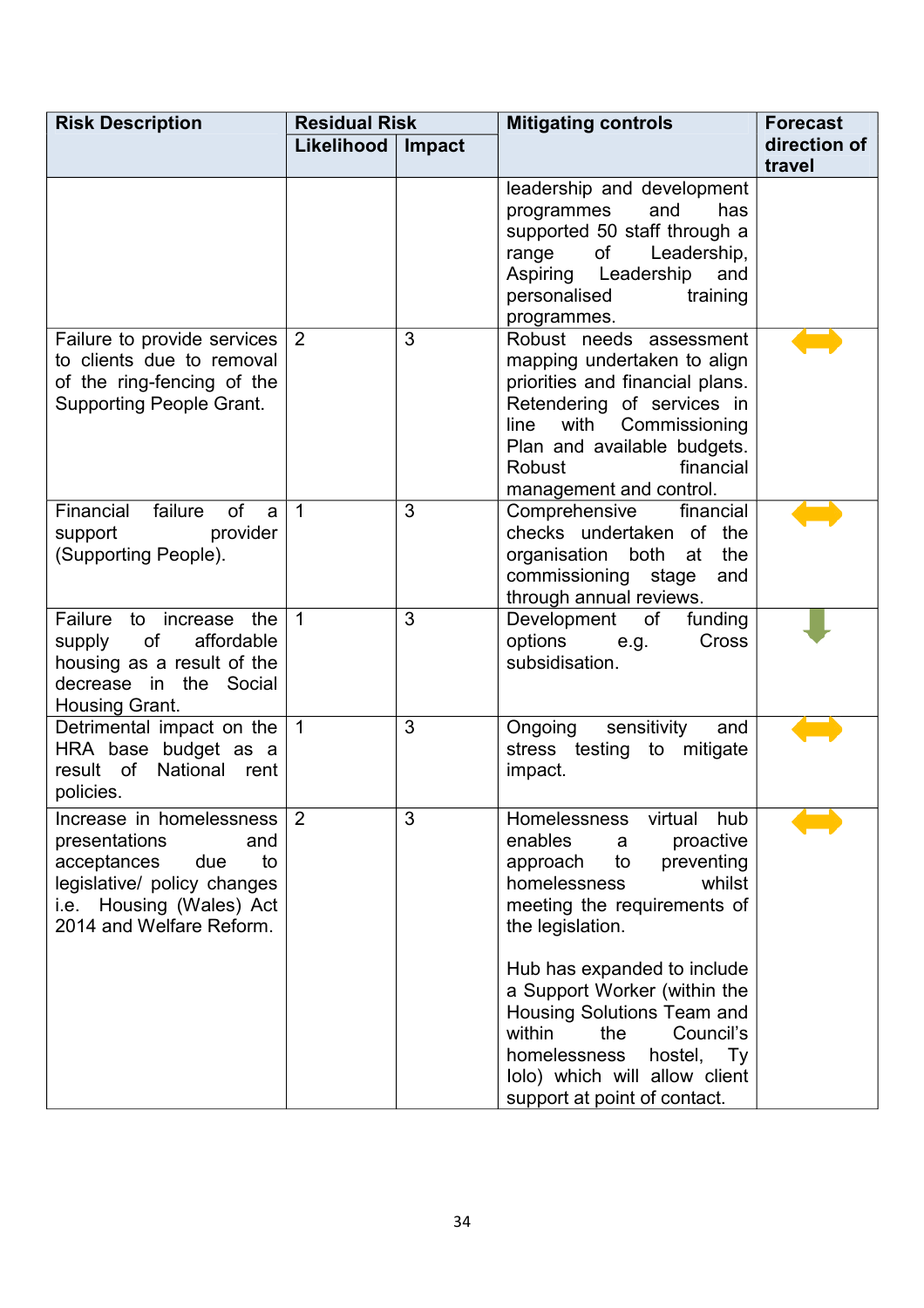| Risk Description | Residual Risk | | Mitigating controls | Forecast direction of travel |
|---|---|---|---|---|
| | Likelihood | Impact | | |
| | | | leadership and development programmes and has supported 50 staff through a range of Leadership, Aspiring Leadership and personalised training programmes. | |
| Failure to provide services to clients due to removal of the ring-fencing of the Supporting People Grant. | 2 | 3 | Robust needs assessment mapping undertaken to align priorities and financial plans. Retendering of services in line with Commissioning Plan and available budgets. Robust financial management and control. | ↔ |
| Financial failure of a support provider (Supporting People). | 1 | 3 | Comprehensive financial checks undertaken of the organisation both at the commissioning stage and through annual reviews. | ↔ |
| Failure to increase the supply of affordable housing as a result of the decrease in the Social Housing Grant. | 1 | 3 | Development of funding options e.g. Cross subsidisation. | ↓ |
| Detrimental impact on the HRA base budget as a result of National rent policies. | 1 | 3 | Ongoing sensitivity and stress testing to mitigate impact. | ↔ |
| Increase in homelessness presentations and acceptances due to legislative/ policy changes i.e. Housing (Wales) Act 2014 and Welfare Reform. | 2 | 3 | Homelessness virtual hub enables a proactive approach to preventing homelessness whilst meeting the requirements of the legislation.<br><br>Hub has expanded to include a Support Worker (within the Housing Solutions Team and within the Council's homelessness hostel, Ty Iolo) which will allow client support at point of contact. | ↔ |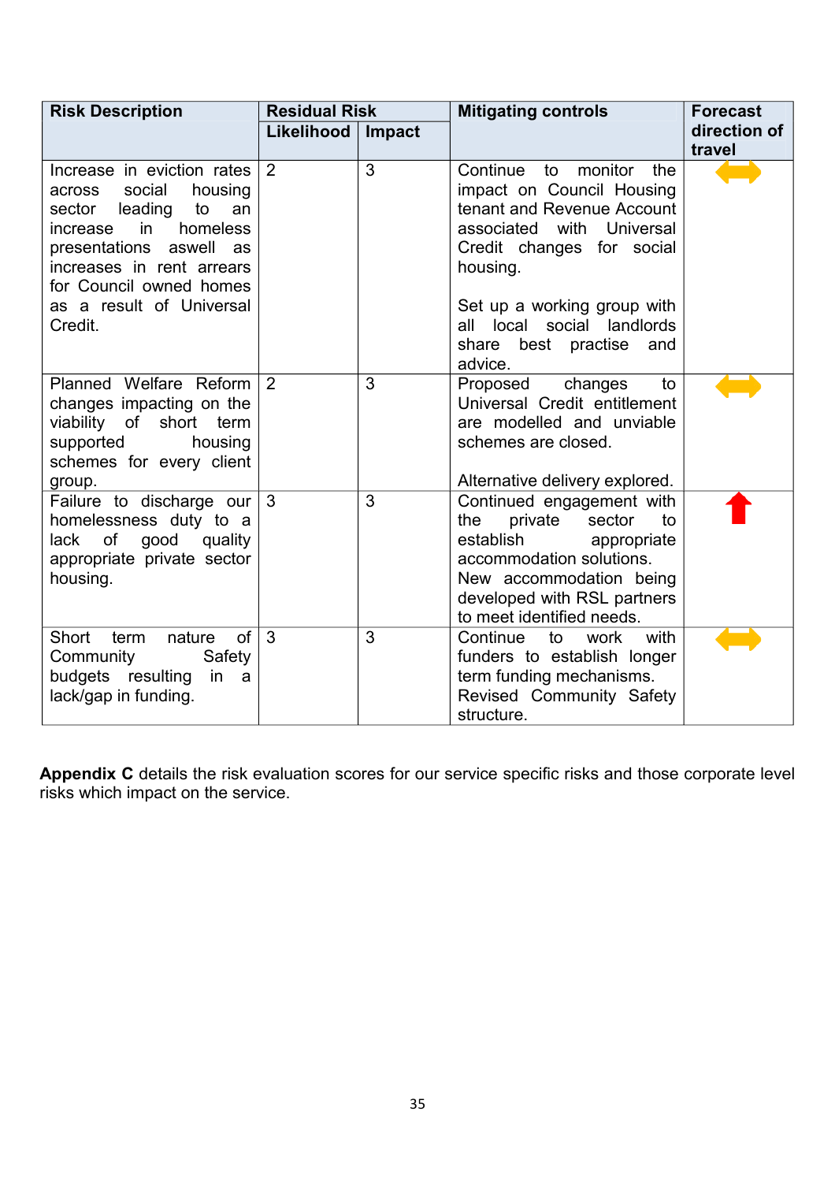| Risk Description | Residual Risk | | Mitigating controls | Forecast direction of travel |
|---|---|---|---|---|
| | Likelihood | Impact | | |
| Increase in eviction rates across social housing sector leading to an increase in homeless presentations aswell as increases in rent arrears for Council owned homes as a result of Universal Credit. | 2 | 3 | Continue to monitor the impact on Council Housing tenant and Revenue Account associated with Universal Credit changes for social housing.<br><br>Set up a working group with all local social landlords share best practise and advice. | ⬌ |
| Planned Welfare Reform changes impacting on the viability of short term supported housing schemes for every client group. | 2 | 3 | Proposed changes to Universal Credit entitlement are modelled and unviable schemes are closed.<br><br>Alternative delivery explored. | ⬌ |
| Failure to discharge our homelessness duty to a lack of good quality appropriate private sector housing. | 3 | 3 | Continued engagement with the private sector to establish appropriate accommodation solutions. New accommodation being developed with RSL partners to meet identified needs. | ⬆ |
| Short term nature of Community Safety budgets resulting in a lack/gap in funding. | 3 | 3 | Continue to work with funders to establish longer term funding mechanisms. Revised Community Safety structure. | ⬌ |

**Appendix C** details the risk evaluation scores for our service specific risks and those corporate level risks which impact on the service.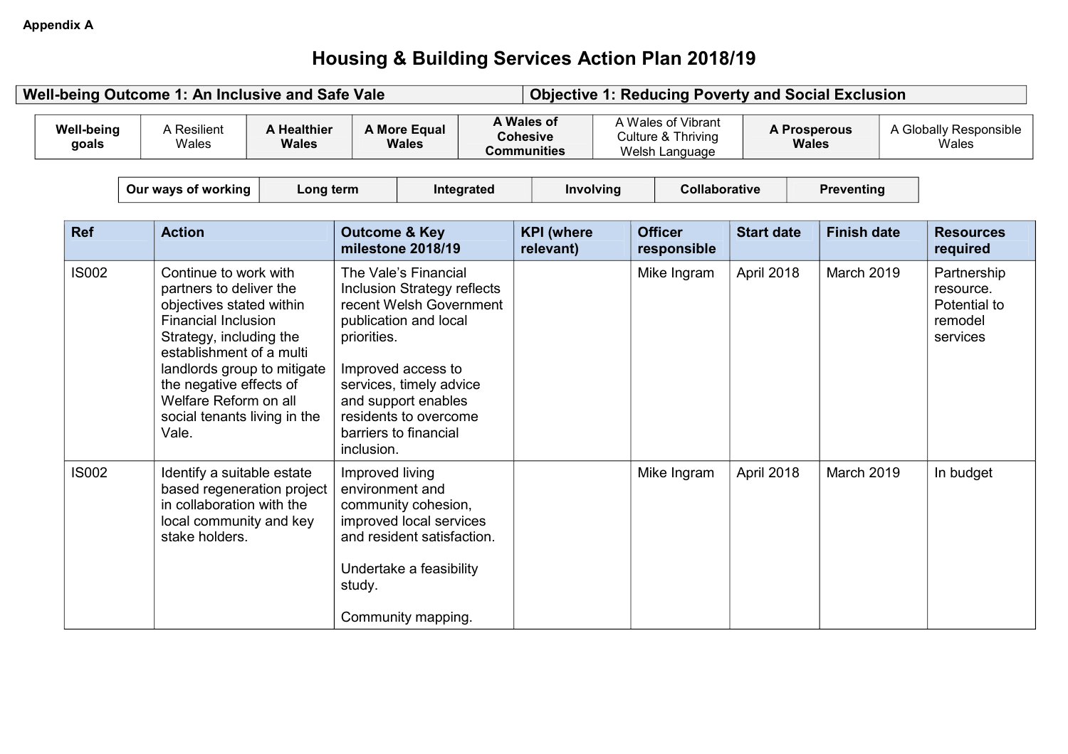**Appendix A**

# Housing & Building Services Action Plan 2018/19

| Well-being Outcome 1: An Inclusive and Safe Vale | Objective 1: Reducing Poverty and Social Exclusion |
|---|---|

| Well-being goals | A Resilient Wales | **A Healthier Wales** | **A More Equal Wales** | **A Wales of Cohesive Communities** | A Wales of Vibrant Culture & Thriving Welsh Language | **A Prosperous Wales** | A Globally Responsible Wales |
|---|---|---|---|---|---|---|---|

| Our ways of working | Long term | Integrated | Involving | Collaborative | Preventing |
|---|---|---|---|---|---|

| Ref | Action | Outcome & Key milestone 2018/19 | KPI (where relevant) | Officer responsible | Start date | Finish date | Resources required |
|---|---|---|---|---|---|---|---|
| IS002 | Continue to work with partners to deliver the objectives stated within Financial Inclusion Strategy, including the establishment of a multi landlords group to mitigate the negative effects of Welfare Reform on all social tenants living in the Vale. | The Vale's Financial Inclusion Strategy reflects recent Welsh Government publication and local priorities.<br><br>Improved access to services, timely advice and support enables residents to overcome barriers to financial inclusion. | | Mike Ingram | April 2018 | March 2019 | Partnership resource. Potential to remodel services |
| IS002 | Identify a suitable estate based regeneration project in collaboration with the local community and key stake holders. | Improved living environment and community cohesion, improved local services and resident satisfaction.<br><br>Undertake a feasibility study.<br><br>Community mapping. | | Mike Ingram | April 2018 | March 2019 | In budget |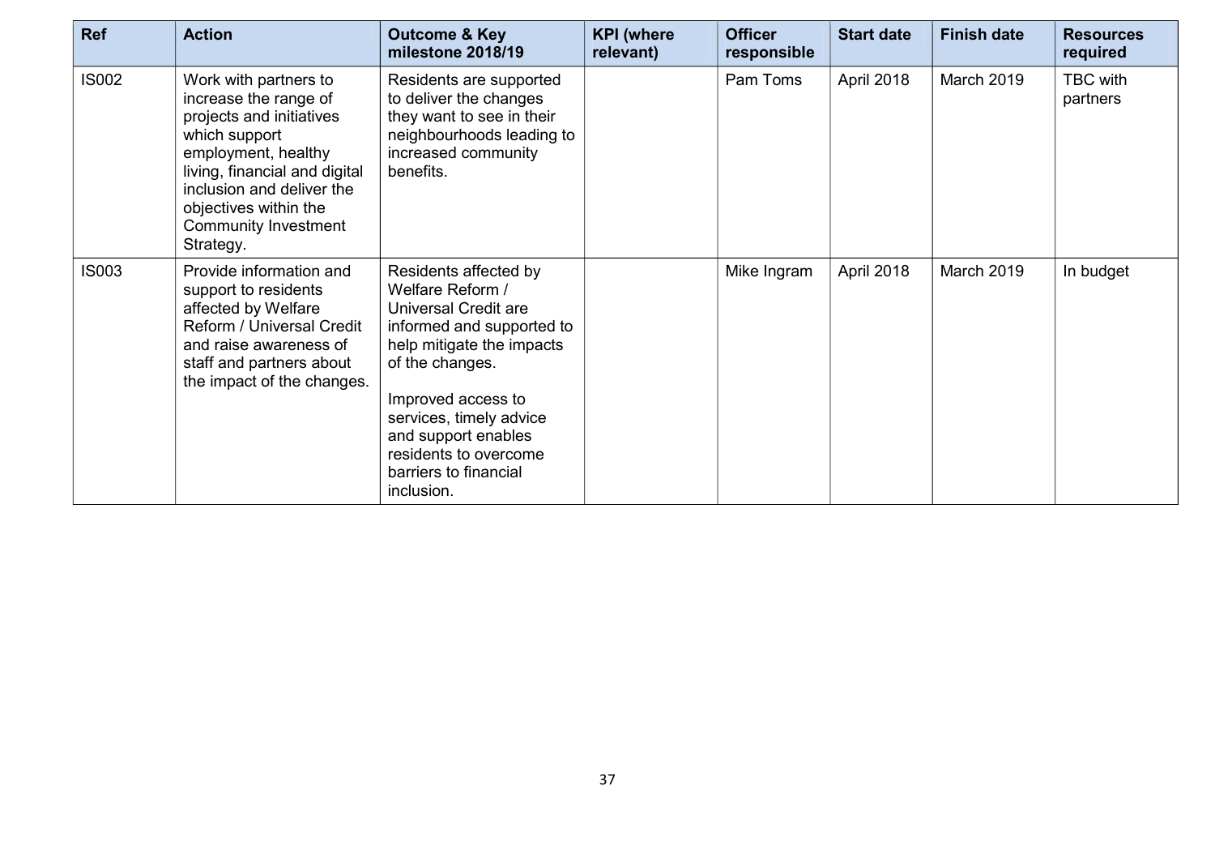| Ref | Action | Outcome & Key milestone 2018/19 | KPI (where relevant) | Officer responsible | Start date | Finish date | Resources required |
|---|---|---|---|---|---|---|---|
| IS002 | Work with partners to increase the range of projects and initiatives which support employment, healthy living, financial and digital inclusion and deliver the objectives within the Community Investment Strategy. | Residents are supported to deliver the changes they want to see in their neighbourhoods leading to increased community benefits. | | Pam Toms | April 2018 | March 2019 | TBC with partners |
| IS003 | Provide information and support to residents affected by Welfare Reform / Universal Credit and raise awareness of staff and partners about the impact of the changes. | Residents affected by Welfare Reform / Universal Credit are informed and supported to help mitigate the impacts of the changes.<br><br>Improved access to services, timely advice and support enables residents to overcome barriers to financial inclusion. | | Mike Ingram | April 2018 | March 2019 | In budget |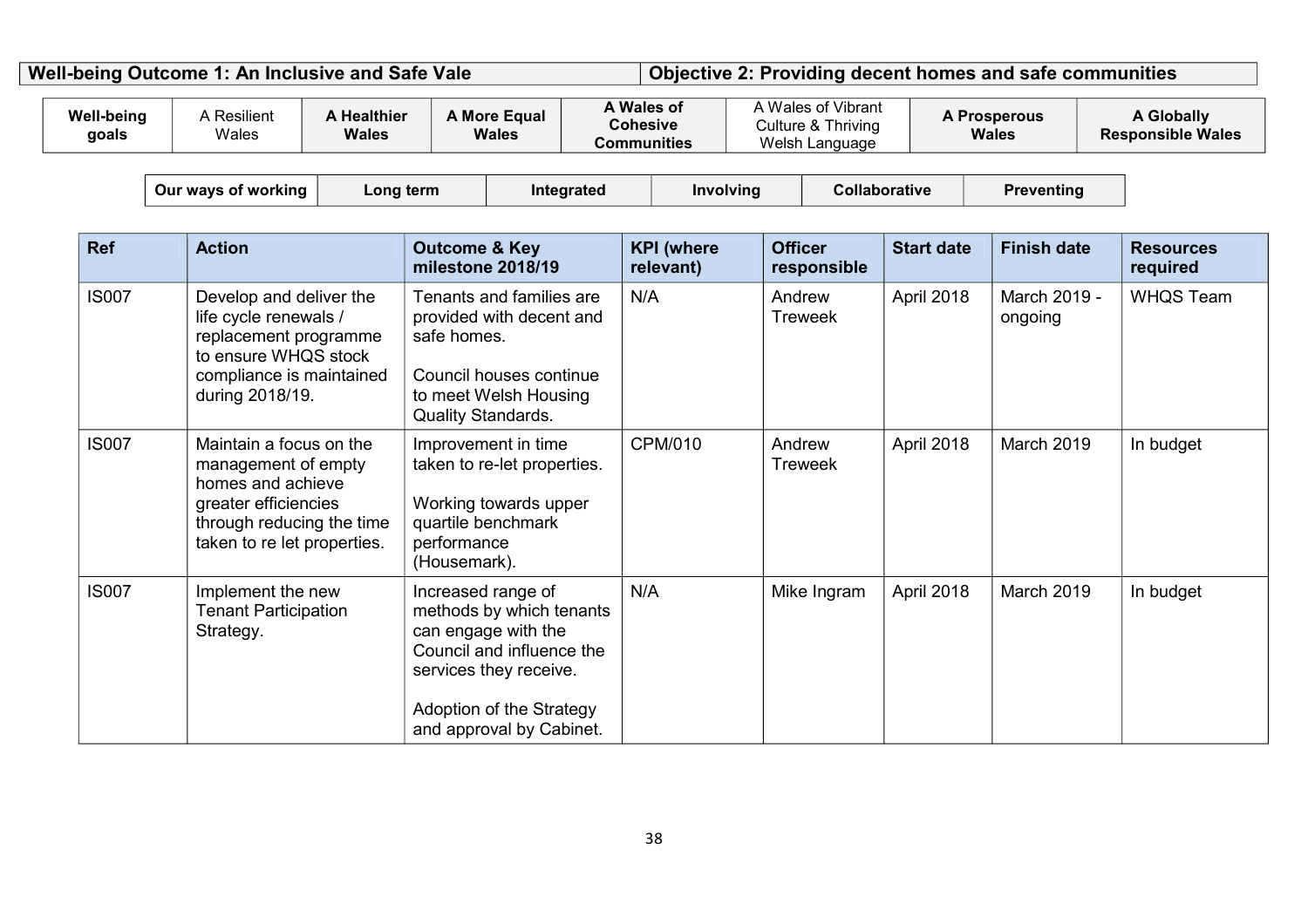| Well-being Outcome 1: An Inclusive and Safe Vale | Objective 2: Providing decent homes and safe communities |
|---|---|

| Well-being goals | A Resilient Wales | A Healthier Wales | A More Equal Wales | A Wales of Cohesive Communities | A Wales of Vibrant Culture & Thriving Welsh Language | A Prosperous Wales | A Globally Responsible Wales |
|---|---|---|---|---|---|---|---|

| Our ways of working | Long term | Integrated | Involving | Collaborative | Preventing |
|---|---|---|---|---|---|

| Ref | Action | Outcome & Key milestone 2018/19 | KPI (where relevant) | Officer responsible | Start date | Finish date | Resources required |
|---|---|---|---|---|---|---|---|
| IS007 | Develop and deliver the life cycle renewals / replacement programme to ensure WHQS stock compliance is maintained during 2018/19. | Tenants and families are provided with decent and safe homes.<br><br>Council houses continue to meet Welsh Housing Quality Standards. | N/A | Andrew Treweek | April 2018 | March 2019 - ongoing | WHQS Team |
| IS007 | Maintain a focus on the management of empty homes and achieve greater efficiencies through reducing the time taken to re let properties. | Improvement in time taken to re-let properties.<br><br>Working towards upper quartile benchmark performance (Housemark). | CPM/010 | Andrew Treweek | April 2018 | March 2019 | In budget |
| IS007 | Implement the new Tenant Participation Strategy. | Increased range of methods by which tenants can engage with the Council and influence the services they receive.<br><br>Adoption of the Strategy and approval by Cabinet. | N/A | Mike Ingram | April 2018 | March 2019 | In budget |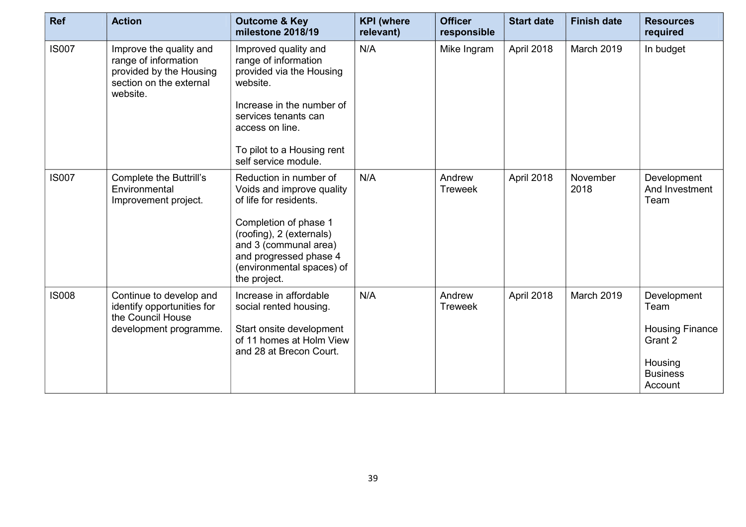| Ref | Action | Outcome & Key milestone 2018/19 | KPI (where relevant) | Officer responsible | Start date | Finish date | Resources required |
|---|---|---|---|---|---|---|---|
| IS007 | Improve the quality and range of information provided by the Housing section on the external website. | Improved quality and range of information provided via the Housing website.<br><br>Increase in the number of services tenants can access on line.<br><br>To pilot to a Housing rent self service module. | N/A | Mike Ingram | April 2018 | March 2019 | In budget |
| IS007 | Complete the Buttrill's Environmental Improvement project. | Reduction in number of Voids and improve quality of life for residents.<br><br>Completion of phase 1 (roofing), 2 (externals) and 3 (communal area) and progressed phase 4 (environmental spaces) of the project. | N/A | Andrew Treweek | April 2018 | November 2018 | Development And Investment Team |
| IS008 | Continue to develop and identify opportunities for the Council House development programme. | Increase in affordable social rented housing.<br><br>Start onsite development of 11 homes at Holm View and 28 at Brecon Court. | N/A | Andrew Treweek | April 2018 | March 2019 | Development Team<br><br>Housing Finance Grant 2<br><br>Housing Business Account |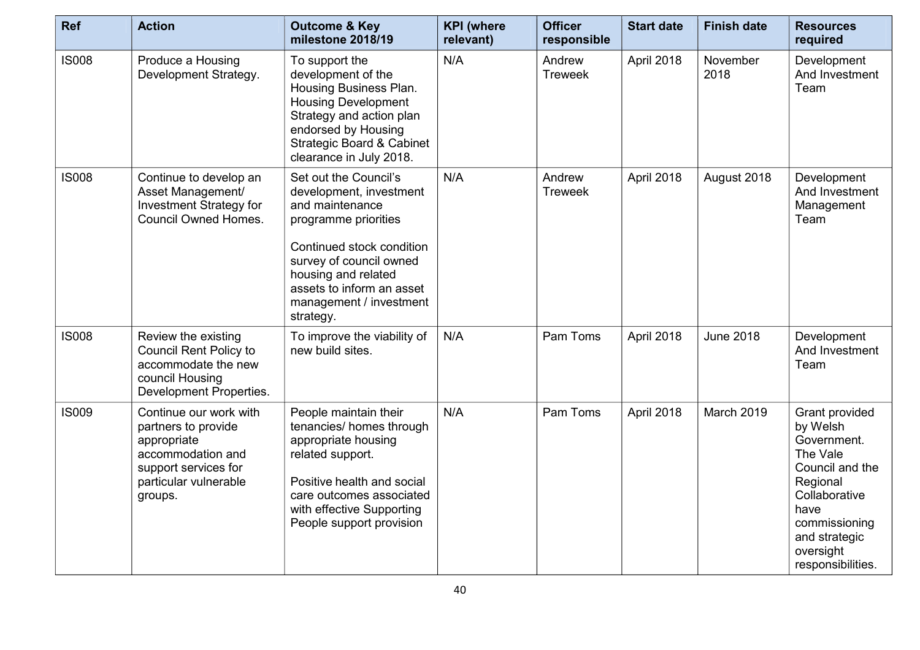| Ref | Action | Outcome & Key milestone 2018/19 | KPI (where relevant) | Officer responsible | Start date | Finish date | Resources required |
|---|---|---|---|---|---|---|---|
| IS008 | Produce a Housing Development Strategy. | To support the development of the Housing Business Plan. Housing Development Strategy and action plan endorsed by Housing Strategic Board & Cabinet clearance in July 2018. | N/A | Andrew Treweek | April 2018 | November 2018 | Development And Investment Team |
| IS008 | Continue to develop an Asset Management/ Investment Strategy for Council Owned Homes. | Set out the Council's development, investment and maintenance programme priorities<br><br>Continued stock condition survey of council owned housing and related assets to inform an asset management / investment strategy. | N/A | Andrew Treweek | April 2018 | August 2018 | Development And Investment Management Team |
| IS008 | Review the existing Council Rent Policy to accommodate the new council Housing Development Properties. | To improve the viability of new build sites. | N/A | Pam Toms | April 2018 | June 2018 | Development And Investment Team |
| IS009 | Continue our work with partners to provide appropriate accommodation and support services for particular vulnerable groups. | People maintain their tenancies/ homes through appropriate housing related support.<br><br>Positive health and social care outcomes associated with effective Supporting People support provision | N/A | Pam Toms | April 2018 | March 2019 | Grant provided by Welsh Government. The Vale Council and the Regional Collaborative have commissioning and strategic oversight responsibilities. |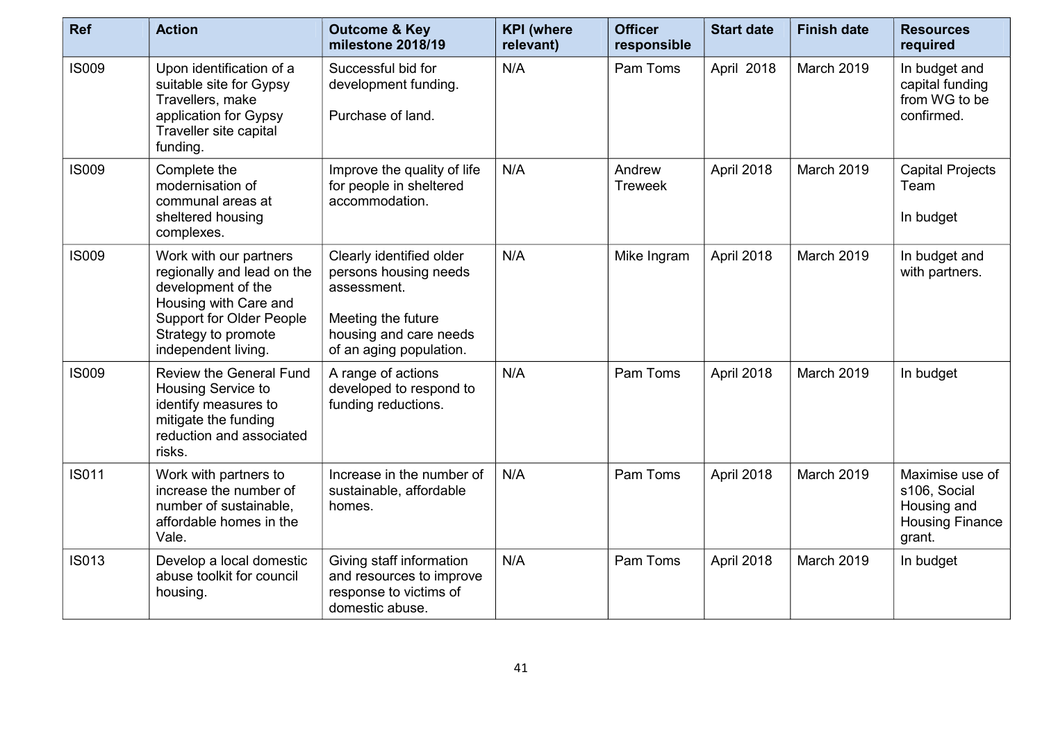| Ref | Action | Outcome & Key milestone 2018/19 | KPI (where relevant) | Officer responsible | Start date | Finish date | Resources required |
|---|---|---|---|---|---|---|---|
| IS009 | Upon identification of a suitable site for Gypsy Travellers, make application for Gypsy Traveller site capital funding. | Successful bid for development funding.<br><br>Purchase of land. | N/A | Pam Toms | April 2018 | March 2019 | In budget and capital funding from WG to be confirmed. |
| IS009 | Complete the modernisation of communal areas at sheltered housing complexes. | Improve the quality of life for people in sheltered accommodation. | N/A | Andrew Treweek | April 2018 | March 2019 | Capital Projects Team<br><br>In budget |
| IS009 | Work with our partners regionally and lead on the development of the Housing with Care and Support for Older People Strategy to promote independent living. | Clearly identified older persons housing needs assessment.<br><br>Meeting the future housing and care needs of an aging population. | N/A | Mike Ingram | April 2018 | March 2019 | In budget and with partners. |
| IS009 | Review the General Fund Housing Service to identify measures to mitigate the funding reduction and associated risks. | A range of actions developed to respond to funding reductions. | N/A | Pam Toms | April 2018 | March 2019 | In budget |
| IS011 | Work with partners to increase the number of number of sustainable, affordable homes in the Vale. | Increase in the number of sustainable, affordable homes. | N/A | Pam Toms | April 2018 | March 2019 | Maximise use of s106, Social Housing and Housing Finance grant. |
| IS013 | Develop a local domestic abuse toolkit for council housing. | Giving staff information and resources to improve response to victims of domestic abuse. | N/A | Pam Toms | April 2018 | March 2019 | In budget |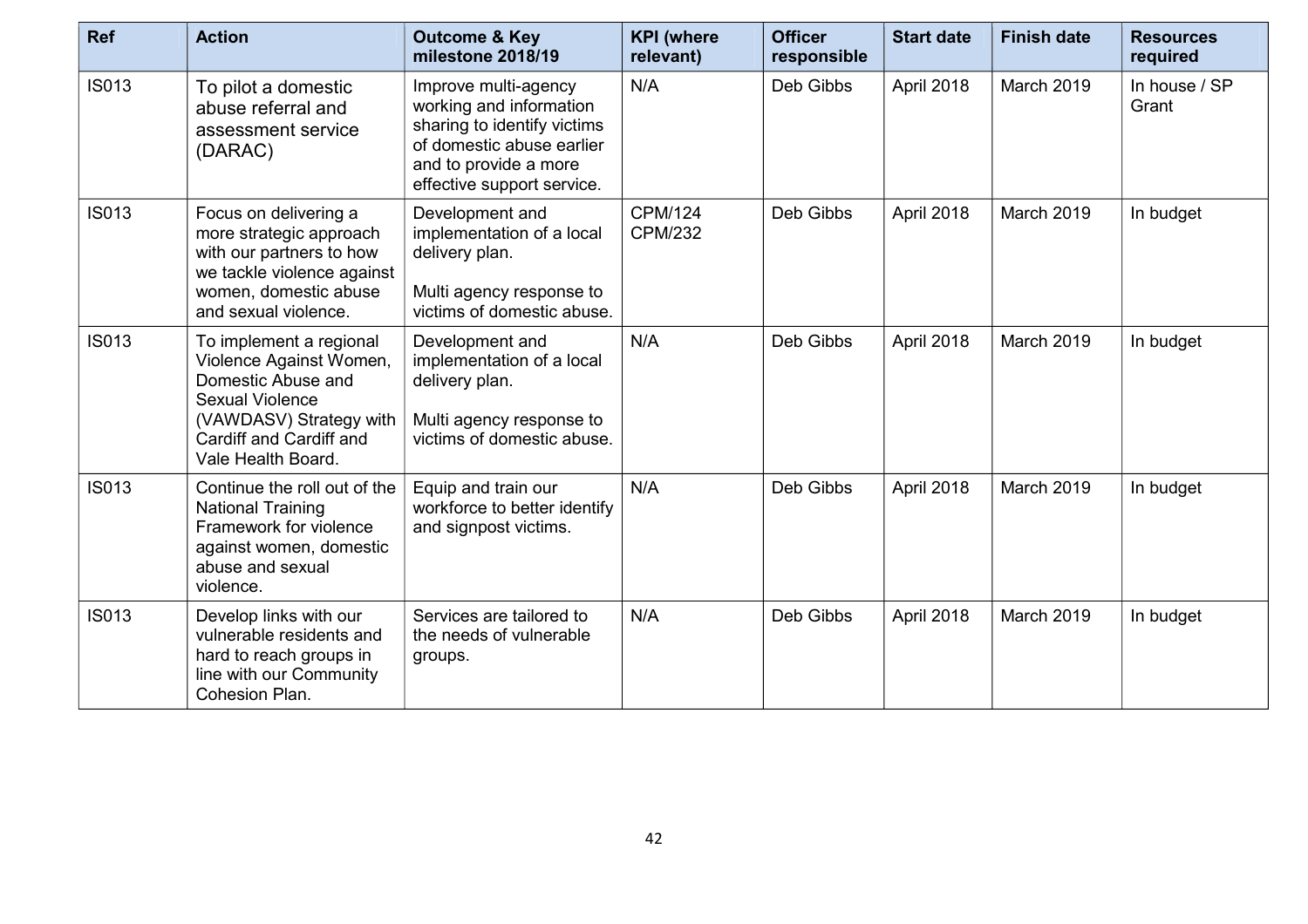| Ref | Action | Outcome & Key milestone 2018/19 | KPI (where relevant) | Officer responsible | Start date | Finish date | Resources required |
|---|---|---|---|---|---|---|---|
| IS013 | To pilot a domestic abuse referral and assessment service (DARAC) | Improve multi-agency working and information sharing to identify victims of domestic abuse earlier and to provide a more effective support service. | N/A | Deb Gibbs | April 2018 | March 2019 | In house / SP Grant |
| IS013 | Focus on delivering a more strategic approach with our partners to how we tackle violence against women, domestic abuse and sexual violence. | Development and implementation of a local delivery plan.<br><br>Multi agency response to victims of domestic abuse. | CPM/124<br>CPM/232 | Deb Gibbs | April 2018 | March 2019 | In budget |
| IS013 | To implement a regional Violence Against Women, Domestic Abuse and Sexual Violence (VAWDASV) Strategy with Cardiff and Cardiff and Vale Health Board. | Development and implementation of a local delivery plan.<br><br>Multi agency response to victims of domestic abuse. | N/A | Deb Gibbs | April 2018 | March 2019 | In budget |
| IS013 | Continue the roll out of the National Training Framework for violence against women, domestic abuse and sexual violence. | Equip and train our workforce to better identify and signpost victims. | N/A | Deb Gibbs | April 2018 | March 2019 | In budget |
| IS013 | Develop links with our vulnerable residents and hard to reach groups in line with our Community Cohesion Plan. | Services are tailored to the needs of vulnerable groups. | N/A | Deb Gibbs | April 2018 | March 2019 | In budget |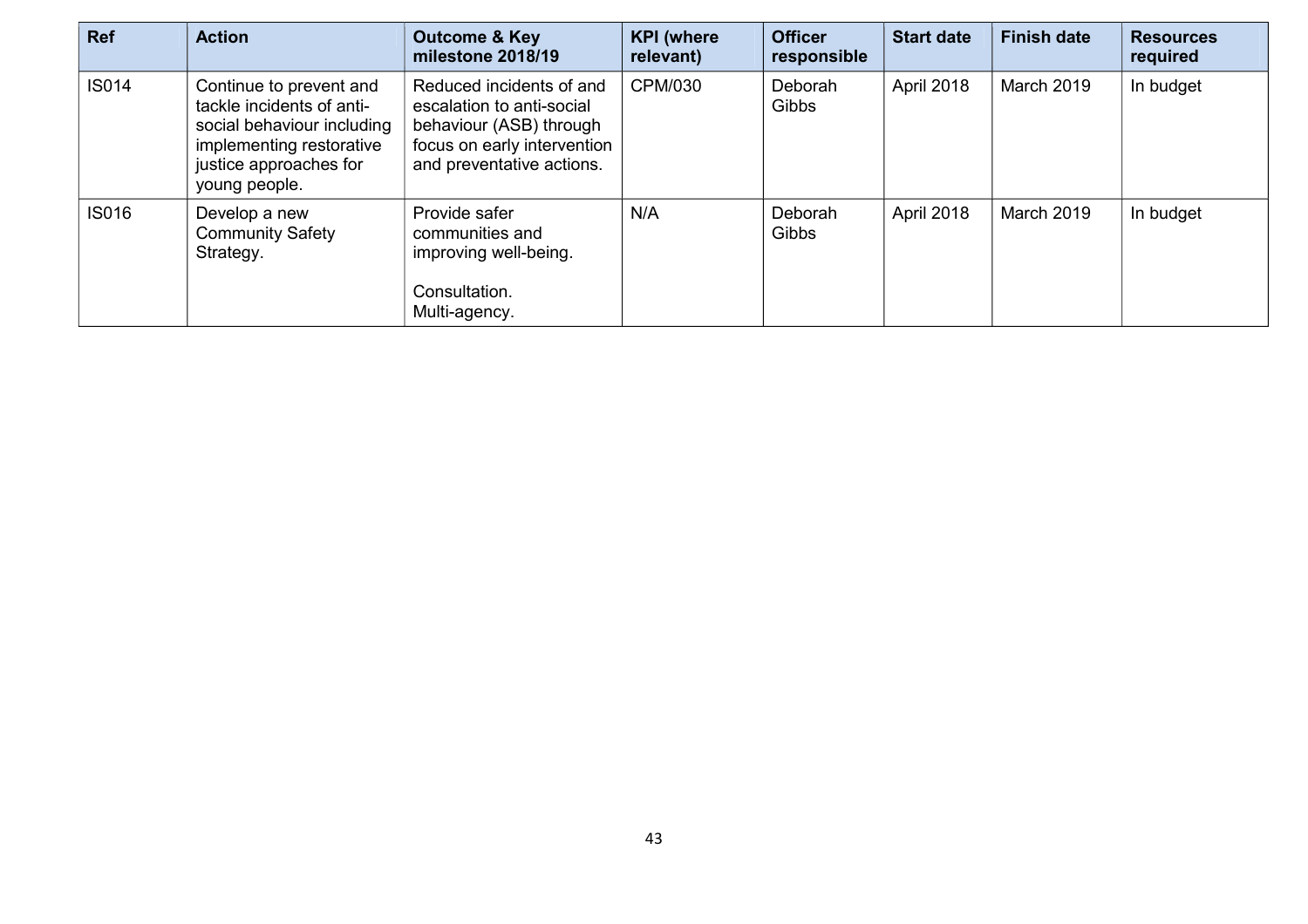| Ref | Action | Outcome & Key milestone 2018/19 | KPI (where relevant) | Officer responsible | Start date | Finish date | Resources required |
|---|---|---|---|---|---|---|---|
| IS014 | Continue to prevent and tackle incidents of anti-social behaviour including implementing restorative justice approaches for young people. | Reduced incidents of and escalation to anti-social behaviour (ASB) through focus on early intervention and preventative actions. | CPM/030 | Deborah Gibbs | April 2018 | March 2019 | In budget |
| IS016 | Develop a new Community Safety Strategy. | Provide safer communities and improving well-being.<br><br>Consultation.<br>Multi-agency. | N/A | Deborah Gibbs | April 2018 | March 2019 | In budget |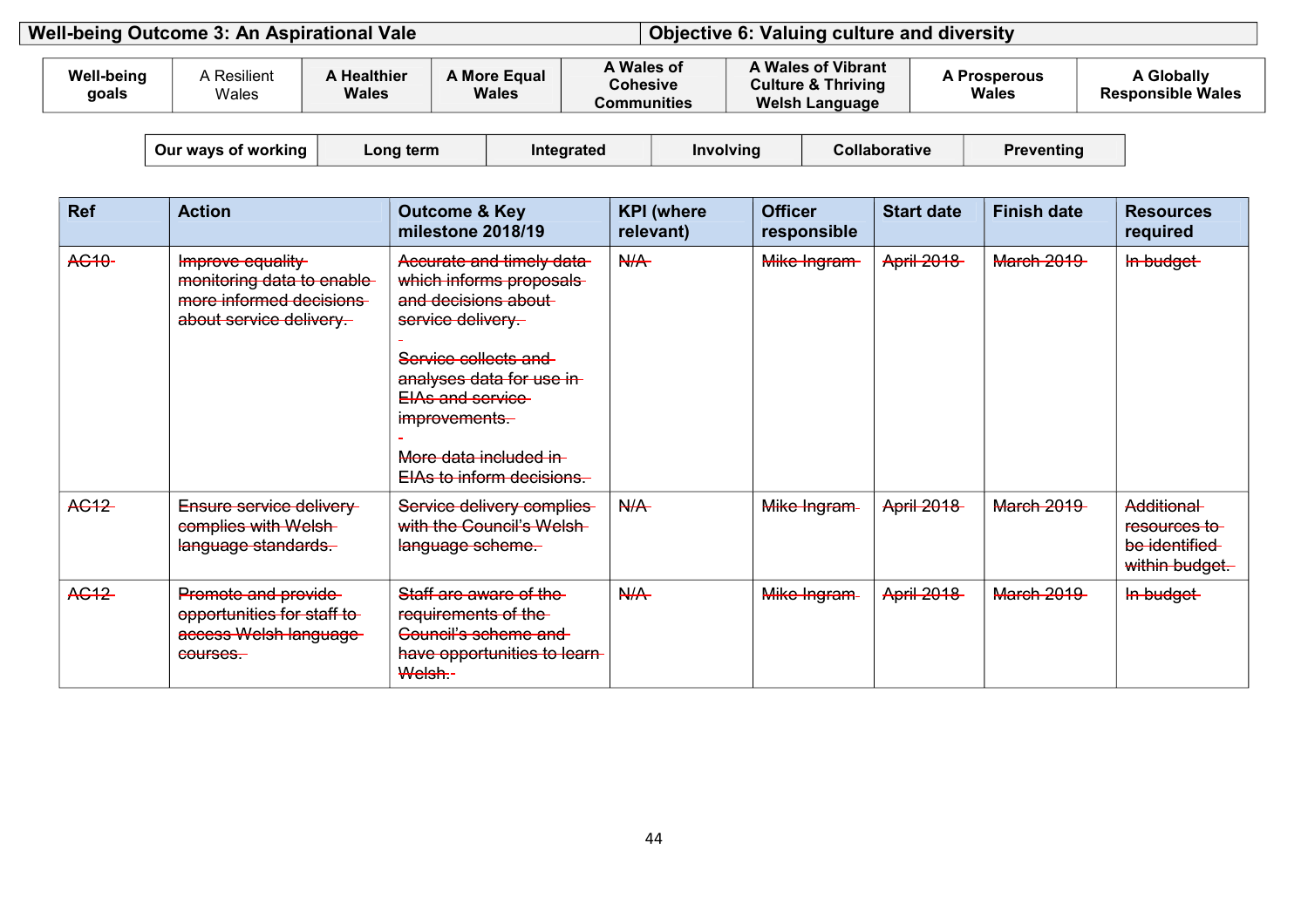| Well-being Outcome 3: An Aspirational Vale | Objective 6: Valuing culture and diversity |
|---|---|

| Well-being goals | A Resilient Wales | A Healthier Wales | A More Equal Wales | A Wales of Cohesive Communities | A Wales of Vibrant Culture & Thriving Welsh Language | A Prosperous Wales | A Globally Responsible Wales |
|---|---|---|---|---|---|---|---|

| Our ways of working | Long term | Integrated | Involving | Collaborative | Preventing |
|---|---|---|---|---|---|

| Ref | Action | Outcome & Key milestone 2018/19 | KPI (where relevant) | Officer responsible | Start date | Finish date | Resources required |
|---|---|---|---|---|---|---|---|
| ~~AC10~~ | ~~Improve equality monitoring data to enable more informed decisions about service delivery.~~ | ~~Accurate and timely data which informs proposals and decisions about service delivery.~~ ~~-~~ ~~Service collects and analyses data for use in EIAs and service improvements.~~ ~~-~~ ~~More data included in EIAs to inform decisions.~~ | ~~N/A~~ | ~~Mike Ingram~~ | ~~April 2018~~ | ~~March 2019~~ | ~~In budget~~ |
| ~~AC12~~ | ~~Ensure service delivery complies with Welsh language standards.~~ | ~~Service delivery complies with the Council's Welsh language scheme.~~ | ~~N/A~~ | ~~Mike Ingram~~ | ~~April 2018~~ | ~~March 2019~~ | ~~Additional resources to be identified within budget.~~ |
| ~~AC12~~ | ~~Promote and provide opportunities for staff to access Welsh language courses.~~ | ~~Staff are aware of the requirements of the Council's scheme and have opportunities to learn Welsh.~~ | ~~N/A~~ | ~~Mike Ingram~~ | ~~April 2018~~ | ~~March 2019~~ | ~~In budget~~ |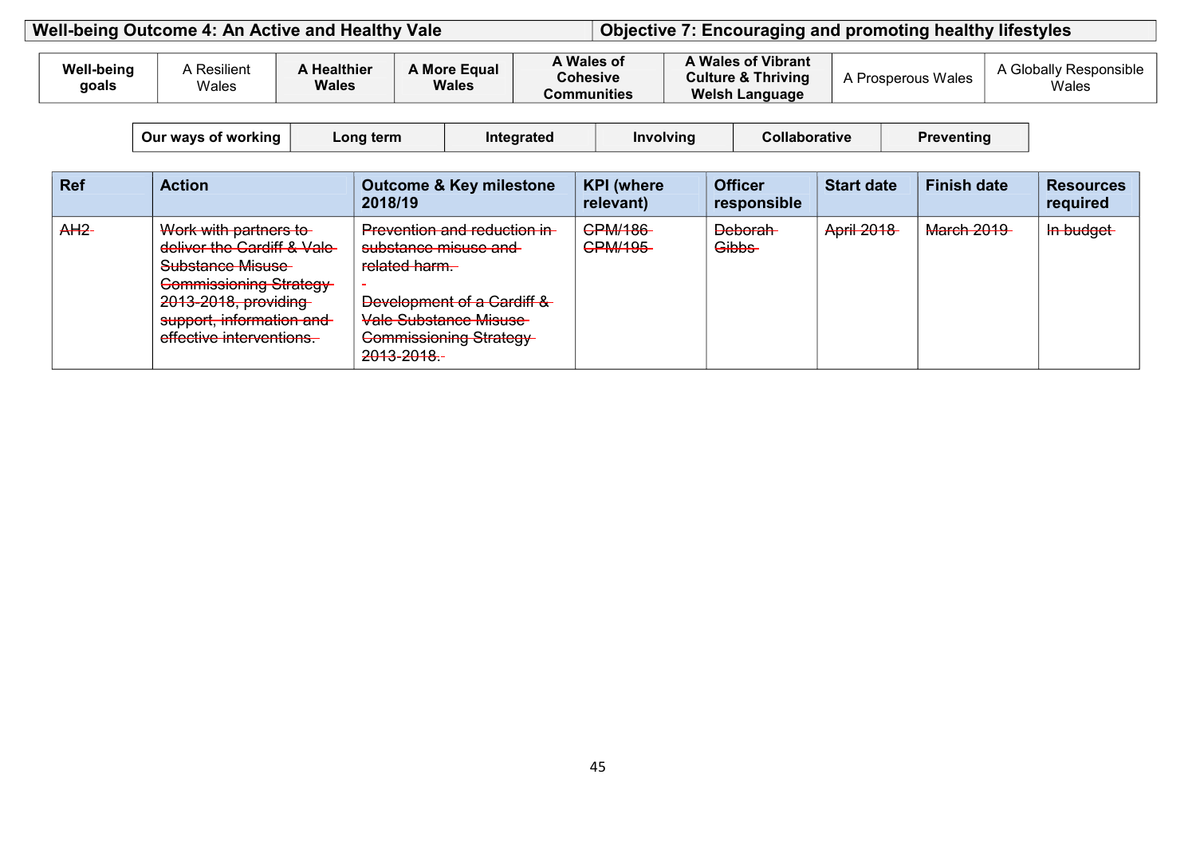| Well-being Outcome 4: An Active and Healthy Vale | Objective 7: Encouraging and promoting healthy lifestyles |
|---|---|

| Well-being goals | A Resilient Wales | A Healthier Wales | A More Equal Wales | A Wales of Cohesive Communities | A Wales of Vibrant Culture & Thriving Welsh Language | A Prosperous Wales | A Globally Responsible Wales |
|---|---|---|---|---|---|---|---|

| Our ways of working | Long term | Integrated | Involving | Collaborative | Preventing |
|---|---|---|---|---|---|

| Ref | Action | Outcome & Key milestone 2018/19 | KPI (where relevant) | Officer responsible | Start date | Finish date | Resources required |
|---|---|---|---|---|---|---|---|
| ~~AH2~~ | ~~Work with partners to deliver the Cardiff & Vale Substance Misuse Commissioning Strategy 2013-2018, providing support, information and effective interventions.~~ | ~~Prevention and reduction in substance misuse and related harm.~~<br>~~-~~<br>~~Development of a Cardiff & Vale Substance Misuse Commissioning Strategy 2013-2018.~~ | ~~CPM/186~~<br>~~CPM/195~~ | ~~Deborah Gibbs~~ | ~~April 2018~~ | ~~March 2019~~ | ~~In budget~~ |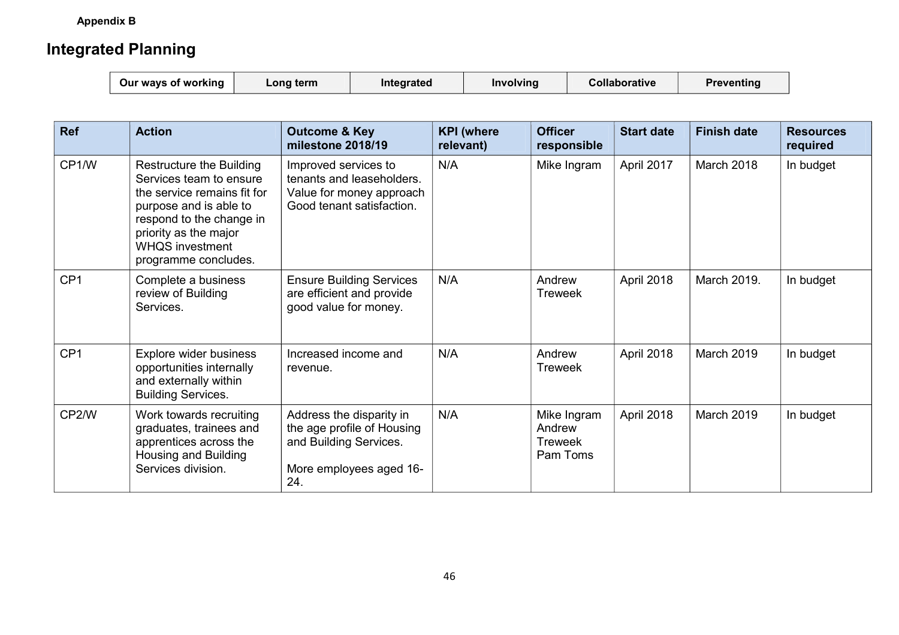**Appendix B**

# Integrated Planning

| Our ways of working | Long term | Integrated | Involving | Collaborative | Preventing |
|---|---|---|---|---|---|

| Ref | Action | Outcome & Key milestone 2018/19 | KPI (where relevant) | Officer responsible | Start date | Finish date | Resources required |
|---|---|---|---|---|---|---|---|
| CP1/W | Restructure the Building Services team to ensure the service remains fit for purpose and is able to respond to the change in priority as the major WHQS investment programme concludes. | Improved services to tenants and leaseholders. Value for money approach Good tenant satisfaction. | N/A | Mike Ingram | April 2017 | March 2018 | In budget |
| CP1 | Complete a business review of Building Services. | Ensure Building Services are efficient and provide good value for money. | N/A | Andrew Treweek | April 2018 | March 2019. | In budget |
| CP1 | Explore wider business opportunities internally and externally within Building Services. | Increased income and revenue. | N/A | Andrew Treweek | April 2018 | March 2019 | In budget |
| CP2/W | Work towards recruiting graduates, trainees and apprentices across the Housing and Building Services division. | Address the disparity in the age profile of Housing and Building Services.<br><br>More employees aged 16-24. | N/A | Mike Ingram<br>Andrew Treweek<br>Pam Toms | April 2018 | March 2019 | In budget |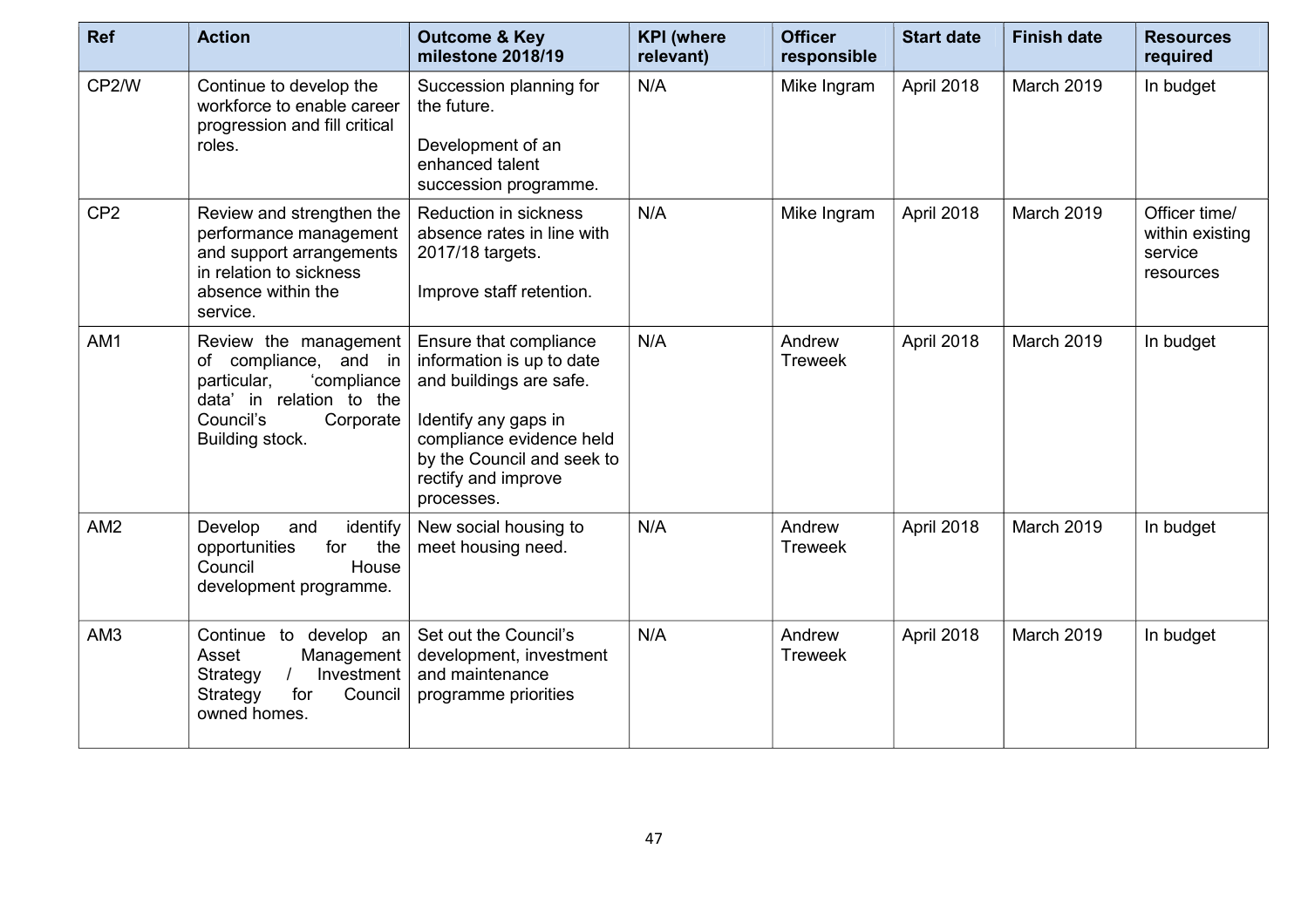| Ref | Action | Outcome & Key milestone 2018/19 | KPI (where relevant) | Officer responsible | Start date | Finish date | Resources required |
|---|---|---|---|---|---|---|---|
| CP2/W | Continue to develop the workforce to enable career progression and fill critical roles. | Succession planning for the future.<br><br>Development of an enhanced talent succession programme. | N/A | Mike Ingram | April 2018 | March 2019 | In budget |
| CP2 | Review and strengthen the performance management and support arrangements in relation to sickness absence within the service. | Reduction in sickness absence rates in line with 2017/18 targets.<br><br>Improve staff retention. | N/A | Mike Ingram | April 2018 | March 2019 | Officer time/ within existing service resources |
| AM1 | Review the management of compliance, and in particular, 'compliance data' in relation to the Council's Corporate Building stock. | Ensure that compliance information is up to date and buildings are safe.<br><br>Identify any gaps in compliance evidence held by the Council and seek to rectify and improve processes. | N/A | Andrew Treweek | April 2018 | March 2019 | In budget |
| AM2 | Develop and identify opportunities for the Council House development programme. | New social housing to meet housing need. | N/A | Andrew Treweek | April 2018 | March 2019 | In budget |
| AM3 | Continue to develop an Asset Management Strategy / Investment Strategy for Council owned homes. | Set out the Council's development, investment and maintenance programme priorities | N/A | Andrew Treweek | April 2018 | March 2019 | In budget |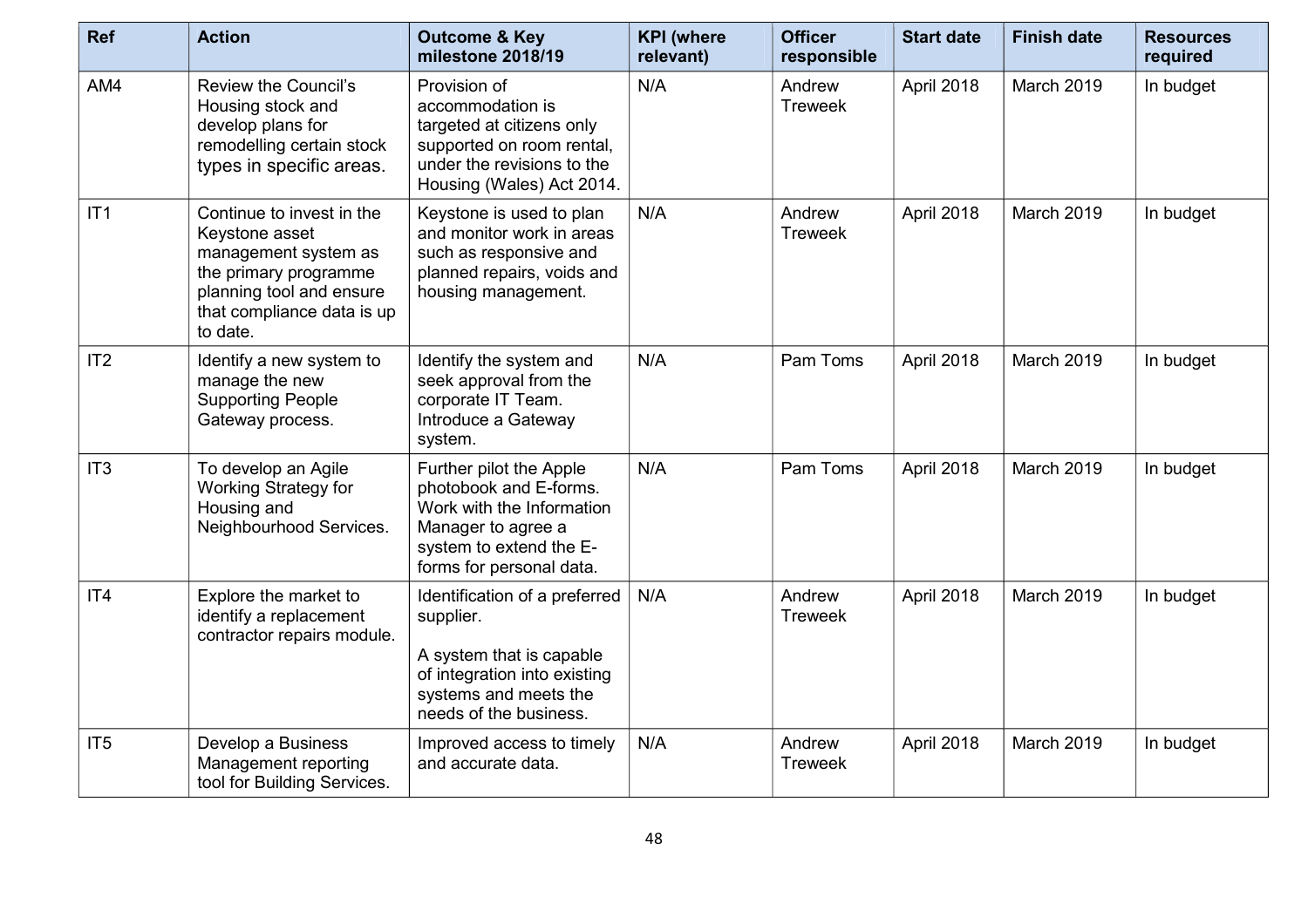| Ref | Action | Outcome & Key milestone 2018/19 | KPI (where relevant) | Officer responsible | Start date | Finish date | Resources required |
|---|---|---|---|---|---|---|---|
| AM4 | Review the Council's Housing stock and develop plans for remodelling certain stock types in specific areas. | Provision of accommodation is targeted at citizens only supported on room rental, under the revisions to the Housing (Wales) Act 2014. | N/A | Andrew Treweek | April 2018 | March 2019 | In budget |
| IT1 | Continue to invest in the Keystone asset management system as the primary programme planning tool and ensure that compliance data is up to date. | Keystone is used to plan and monitor work in areas such as responsive and planned repairs, voids and housing management. | N/A | Andrew Treweek | April 2018 | March 2019 | In budget |
| IT2 | Identify a new system to manage the new Supporting People Gateway process. | Identify the system and seek approval from the corporate IT Team. Introduce a Gateway system. | N/A | Pam Toms | April 2018 | March 2019 | In budget |
| IT3 | To develop an Agile Working Strategy for Housing and Neighbourhood Services. | Further pilot the Apple photobook and E-forms. Work with the Information Manager to agree a system to extend the E-forms for personal data. | N/A | Pam Toms | April 2018 | March 2019 | In budget |
| IT4 | Explore the market to identify a replacement contractor repairs module. | Identification of a preferred supplier.<br><br>A system that is capable of integration into existing systems and meets the needs of the business. | N/A | Andrew Treweek | April 2018 | March 2019 | In budget |
| IT5 | Develop a Business Management reporting tool for Building Services. | Improved access to timely and accurate data. | N/A | Andrew Treweek | April 2018 | March 2019 | In budget |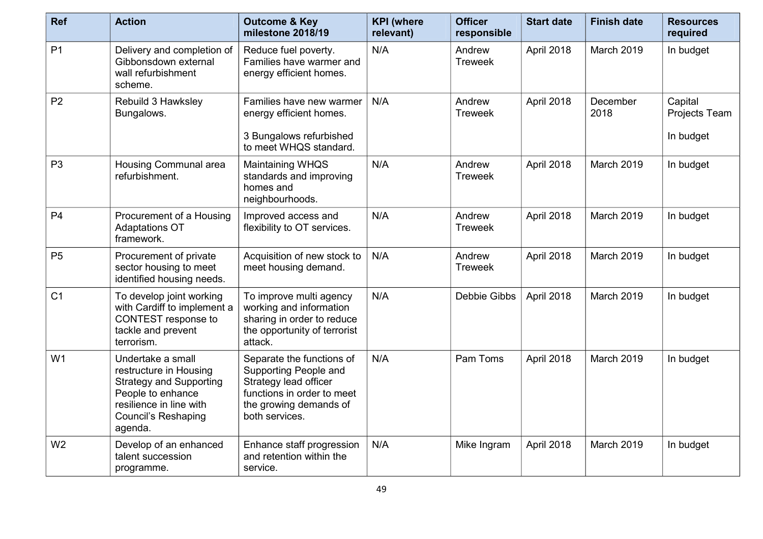| Ref | Action | Outcome & Key milestone 2018/19 | KPI (where relevant) | Officer responsible | Start date | Finish date | Resources required |
|---|---|---|---|---|---|---|---|
| P1 | Delivery and completion of Gibbonsdown external wall refurbishment scheme. | Reduce fuel poverty. Families have warmer and energy efficient homes. | N/A | Andrew Treweek | April 2018 | March 2019 | In budget |
| P2 | Rebuild 3 Hawksley Bungalows. | Families have new warmer energy efficient homes.<br><br>3 Bungalows refurbished to meet WHQS standard. | N/A | Andrew Treweek | April 2018 | December 2018 | Capital Projects Team<br><br>In budget |
| P3 | Housing Communal area refurbishment. | Maintaining WHQS standards and improving homes and neighbourhoods. | N/A | Andrew Treweek | April 2018 | March 2019 | In budget |
| P4 | Procurement of a Housing Adaptations OT framework. | Improved access and flexibility to OT services. | N/A | Andrew Treweek | April 2018 | March 2019 | In budget |
| P5 | Procurement of private sector housing to meet identified housing needs. | Acquisition of new stock to meet housing demand. | N/A | Andrew Treweek | April 2018 | March 2019 | In budget |
| C1 | To develop joint working with Cardiff to implement a CONTEST response to tackle and prevent terrorism. | To improve multi agency working and information sharing in order to reduce the opportunity of terrorist attack. | N/A | Debbie Gibbs | April 2018 | March 2019 | In budget |
| W1 | Undertake a small restructure in Housing Strategy and Supporting People to enhance resilience in line with Council's Reshaping agenda. | Separate the functions of Supporting People and Strategy lead officer functions in order to meet the growing demands of both services. | N/A | Pam Toms | April 2018 | March 2019 | In budget |
| W2 | Develop of an enhanced talent succession programme. | Enhance staff progression and retention within the service. | N/A | Mike Ingram | April 2018 | March 2019 | In budget |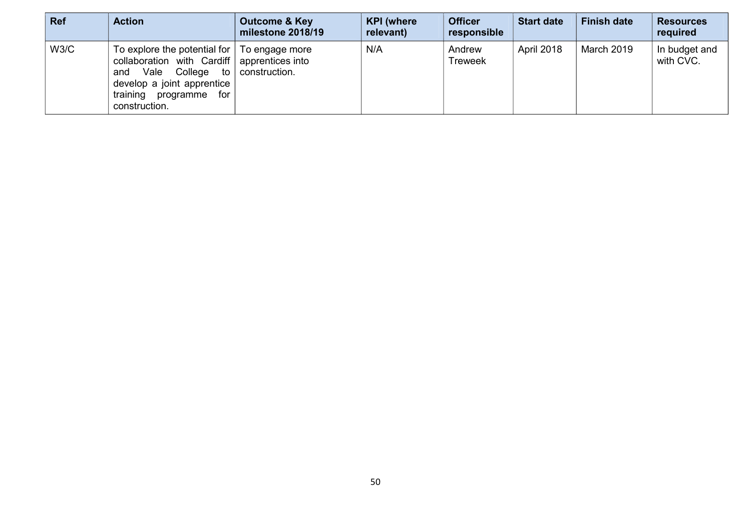| Ref | Action | Outcome & Key milestone 2018/19 | KPI (where relevant) | Officer responsible | Start date | Finish date | Resources required |
|---|---|---|---|---|---|---|---|
| W3/C | To explore the potential for collaboration with Cardiff and Vale College to develop a joint apprentice training programme for construction. | To engage more apprentices into construction. | N/A | Andrew Treweek | April 2018 | March 2019 | In budget and with CVC. |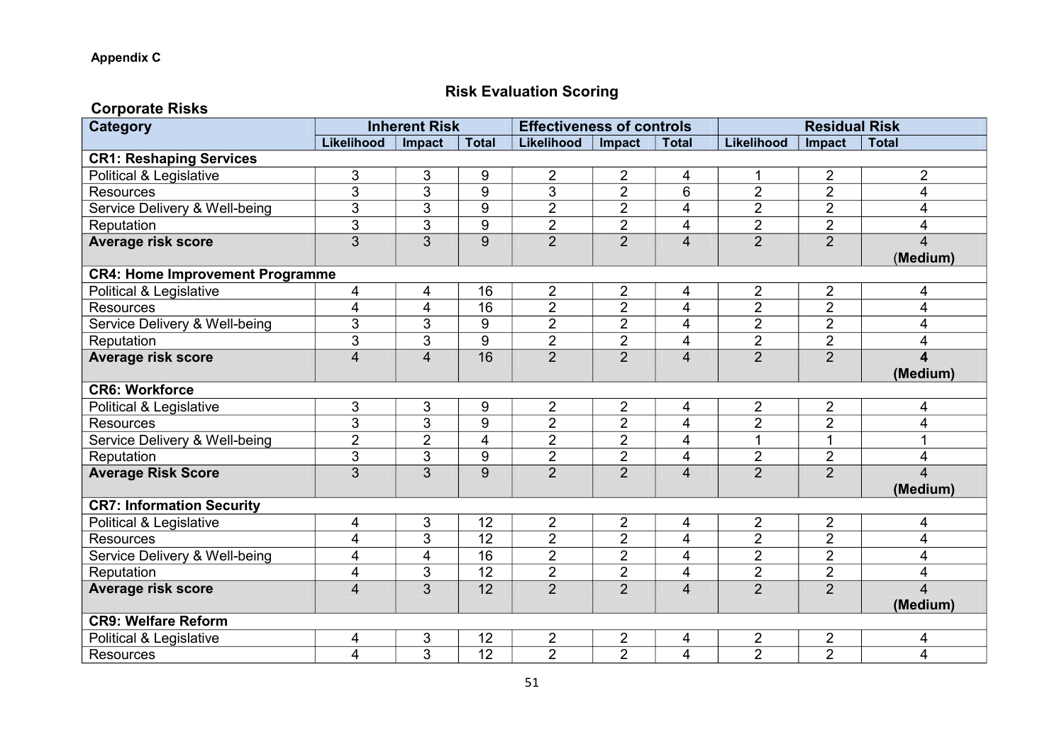**Appendix C**

## Risk Evaluation Scoring

### Corporate Risks

| Category | Inherent Risk | | | Effectiveness of controls | | | Residual Risk | | |
|---|---|---|---|---|---|---|---|---|---|
| | Likelihood | Impact | Total | Likelihood | Impact | Total | Likelihood | Impact | Total |
| **CR1: Reshaping Services** | | | | | | | | | |
| Political & Legislative | 3 | 3 | 9 | 2 | 2 | 4 | 1 | 2 | 2 |
| Resources | 3 | 3 | 9 | 3 | 2 | 6 | 2 | 2 | 4 |
| Service Delivery & Well-being | 3 | 3 | 9 | 2 | 2 | 4 | 2 | 2 | 4 |
| Reputation | 3 | 3 | 9 | 2 | 2 | 4 | 2 | 2 | 4 |
| **Average risk score** | 3 | 3 | 9 | 2 | 2 | 4 | 2 | 2 | 4 (**Medium**) |
| **CR4: Home Improvement Programme** | | | | | | | | | |
| Political & Legislative | 4 | 4 | 16 | 2 | 2 | 4 | 2 | 2 | 4 |
| Resources | 4 | 4 | 16 | 2 | 2 | 4 | 2 | 2 | 4 |
| Service Delivery & Well-being | 3 | 3 | 9 | 2 | 2 | 4 | 2 | 2 | 4 |
| Reputation | 3 | 3 | 9 | 2 | 2 | 4 | 2 | 2 | 4 |
| **Average risk score** | 4 | 4 | 16 | 2 | 2 | 4 | 2 | 2 | **4 (Medium)** |
| **CR6: Workforce** | | | | | | | | | |
| Political & Legislative | 3 | 3 | 9 | 2 | 2 | 4 | 2 | 2 | 4 |
| Resources | 3 | 3 | 9 | 2 | 2 | 4 | 2 | 2 | 4 |
| Service Delivery & Well-being | 2 | 2 | 4 | 2 | 2 | 4 | 1 | 1 | 1 |
| Reputation | 3 | 3 | 9 | 2 | 2 | 4 | 2 | 2 | 4 |
| **Average Risk Score** | 3 | 3 | 9 | 2 | 2 | 4 | 2 | 2 | 4 **(Medium)** |
| **CR7: Information Security** | | | | | | | | | |
| Political & Legislative | 4 | 3 | 12 | 2 | 2 | 4 | 2 | 2 | 4 |
| Resources | 4 | 3 | 12 | 2 | 2 | 4 | 2 | 2 | 4 |
| Service Delivery & Well-being | 4 | 4 | 16 | 2 | 2 | 4 | 2 | 2 | 4 |
| Reputation | 4 | 3 | 12 | 2 | 2 | 4 | 2 | 2 | 4 |
| **Average risk score** | 4 | 3 | 12 | 2 | 2 | 4 | 2 | 2 | 4 **(Medium)** |
| **CR9: Welfare Reform** | | | | | | | | | |
| Political & Legislative | 4 | 3 | 12 | 2 | 2 | 4 | 2 | 2 | 4 |
| Resources | 4 | 3 | 12 | 2 | 2 | 4 | 2 | 2 | 4 |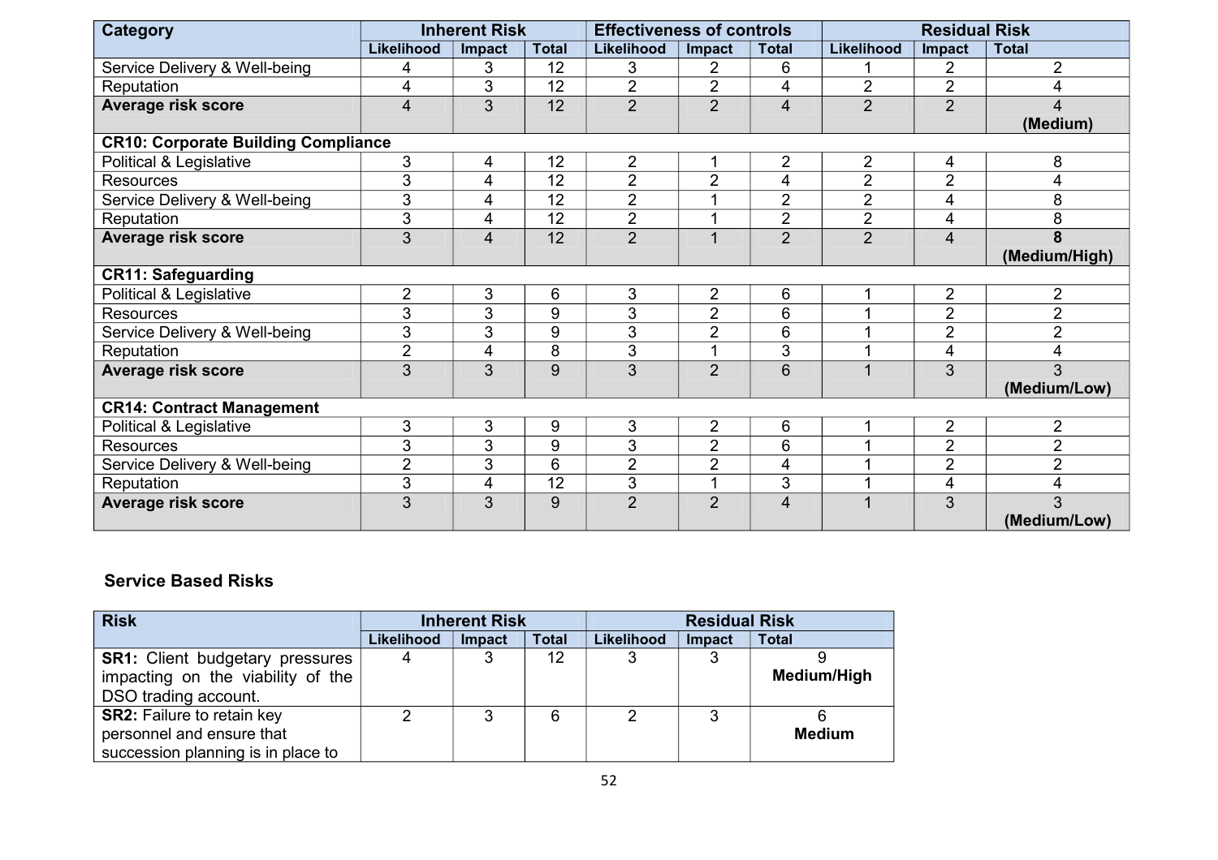| Category | Inherent Risk | | | Effectiveness of controls | | | Residual Risk | | |
|---|---|---|---|---|---|---|---|---|---|
| | Likelihood | Impact | Total | Likelihood | Impact | Total | Likelihood | Impact | Total |
| Service Delivery & Well-being | 4 | 3 | 12 | 3 | 2 | 6 | 1 | 2 | 2 |
| Reputation | 4 | 3 | 12 | 2 | 2 | 4 | 2 | 2 | 4 |
| **Average risk score** | 4 | 3 | 12 | 2 | 2 | 4 | 2 | 2 | 4 **(Medium)** |
| **CR10: Corporate Building Compliance** | | | | | | | | | |
| Political & Legislative | 3 | 4 | 12 | 2 | 1 | 2 | 2 | 4 | 8 |
| Resources | 3 | 4 | 12 | 2 | 2 | 4 | 2 | 2 | 4 |
| Service Delivery & Well-being | 3 | 4 | 12 | 2 | 1 | 2 | 2 | 4 | 8 |
| Reputation | 3 | 4 | 12 | 2 | 1 | 2 | 2 | 4 | 8 |
| **Average risk score** | 3 | 4 | 12 | 2 | 1 | 2 | 2 | 4 | **8 (Medium/High)** |
| **CR11: Safeguarding** | | | | | | | | | |
| Political & Legislative | 2 | 3 | 6 | 3 | 2 | 6 | 1 | 2 | 2 |
| Resources | 3 | 3 | 9 | 3 | 2 | 6 | 1 | 2 | 2 |
| Service Delivery & Well-being | 3 | 3 | 9 | 3 | 2 | 6 | 1 | 2 | 2 |
| Reputation | 2 | 4 | 8 | 3 | 1 | 3 | 1 | 4 | 4 |
| **Average risk score** | 3 | 3 | 9 | 3 | 2 | 6 | 1 | 3 | 3 **(Medium/Low)** |
| **CR14: Contract Management** | | | | | | | | | |
| Political & Legislative | 3 | 3 | 9 | 3 | 2 | 6 | 1 | 2 | 2 |
| Resources | 3 | 3 | 9 | 3 | 2 | 6 | 1 | 2 | 2 |
| Service Delivery & Well-being | 2 | 3 | 6 | 2 | 2 | 4 | 1 | 2 | 2 |
| Reputation | 3 | 4 | 12 | 3 | 1 | 3 | 1 | 4 | 4 |
| **Average risk score** | 3 | 3 | 9 | 2 | 2 | 4 | 1 | 3 | 3 **(Medium/Low)** |

### Service Based Risks

| Risk | Inherent Risk | | | Residual Risk | | |
|---|---|---|---|---|---|---|
| | Likelihood | Impact | Total | Likelihood | Impact | Total |
| **SR1:** Client budgetary pressures impacting on the viability of the DSO trading account. | 4 | 3 | 12 | 3 | 3 | 9 **Medium/High** |
| **SR2:** Failure to retain key personnel and ensure that succession planning is in place to | 2 | 3 | 6 | 2 | 3 | 6 **Medium** |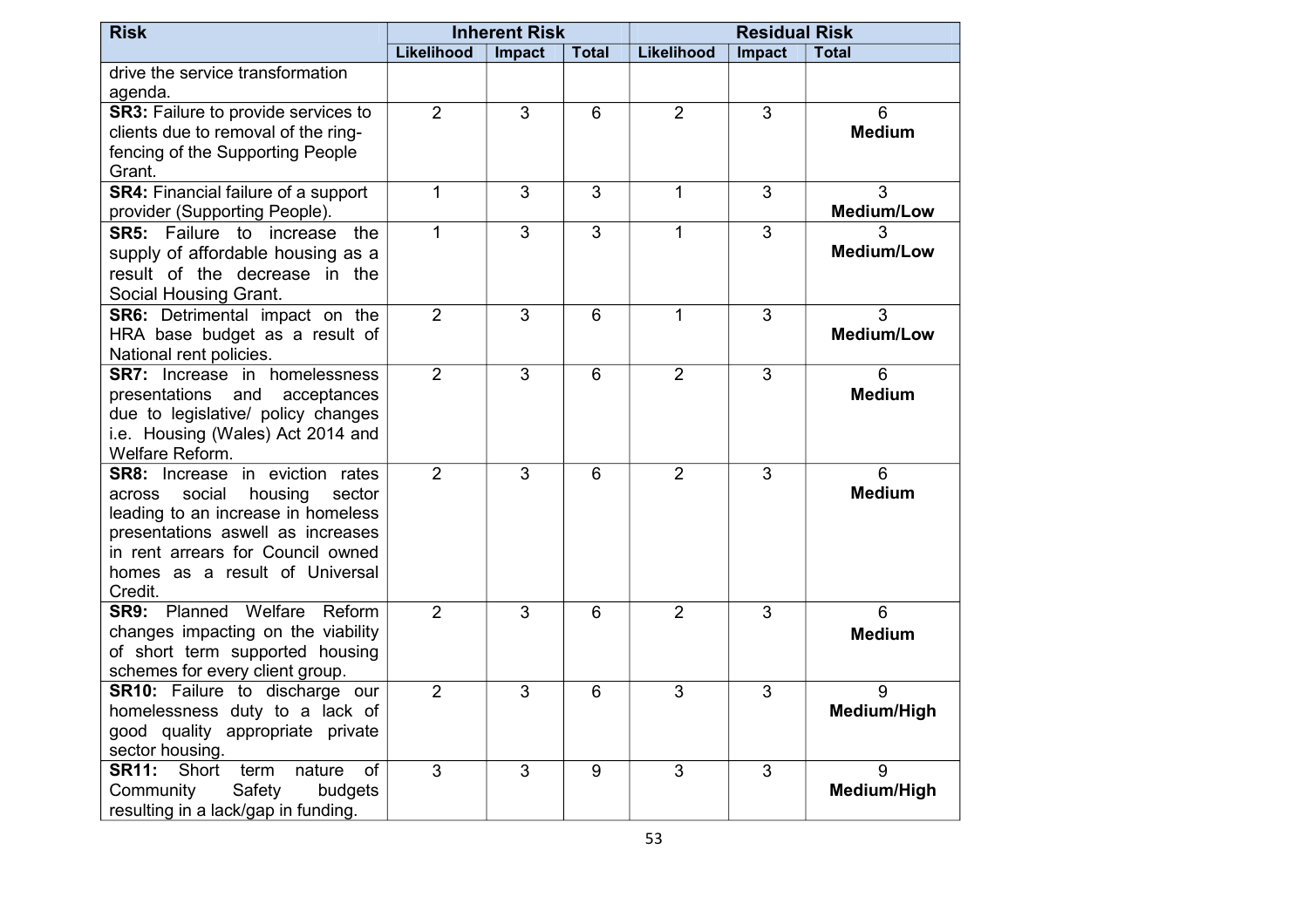| Risk | Inherent Risk | | | Residual Risk | | |
|---|---|---|---|---|---|---|
| | Likelihood | Impact | Total | Likelihood | Impact | Total |
| drive the service transformation agenda. | | | | | | |
| **SR3:** Failure to provide services to clients due to removal of the ring-fencing of the Supporting People Grant. | 2 | 3 | 6 | 2 | 3 | 6 **Medium** |
| **SR4:** Financial failure of a support provider (Supporting People). | 1 | 3 | 3 | 1 | 3 | 3 **Medium/Low** |
| **SR5:** Failure to increase the supply of affordable housing as a result of the decrease in the Social Housing Grant. | 1 | 3 | 3 | 1 | 3 | 3 **Medium/Low** |
| **SR6:** Detrimental impact on the HRA base budget as a result of National rent policies. | 2 | 3 | 6 | 1 | 3 | 3 **Medium/Low** |
| **SR7:** Increase in homelessness presentations and acceptances due to legislative/ policy changes i.e. Housing (Wales) Act 2014 and Welfare Reform. | 2 | 3 | 6 | 2 | 3 | 6 **Medium** |
| **SR8:** Increase in eviction rates across social housing sector leading to an increase in homeless presentations aswell as increases in rent arrears for Council owned homes as a result of Universal Credit. | 2 | 3 | 6 | 2 | 3 | 6 **Medium** |
| **SR9:** Planned Welfare Reform changes impacting on the viability of short term supported housing schemes for every client group. | 2 | 3 | 6 | 2 | 3 | 6 **Medium** |
| **SR10:** Failure to discharge our homelessness duty to a lack of good quality appropriate private sector housing. | 2 | 3 | 6 | 3 | 3 | 9 **Medium/High** |
| **SR11:** Short term nature of Community Safety budgets resulting in a lack/gap in funding. | 3 | 3 | 9 | 3 | 3 | 9 **Medium/High** |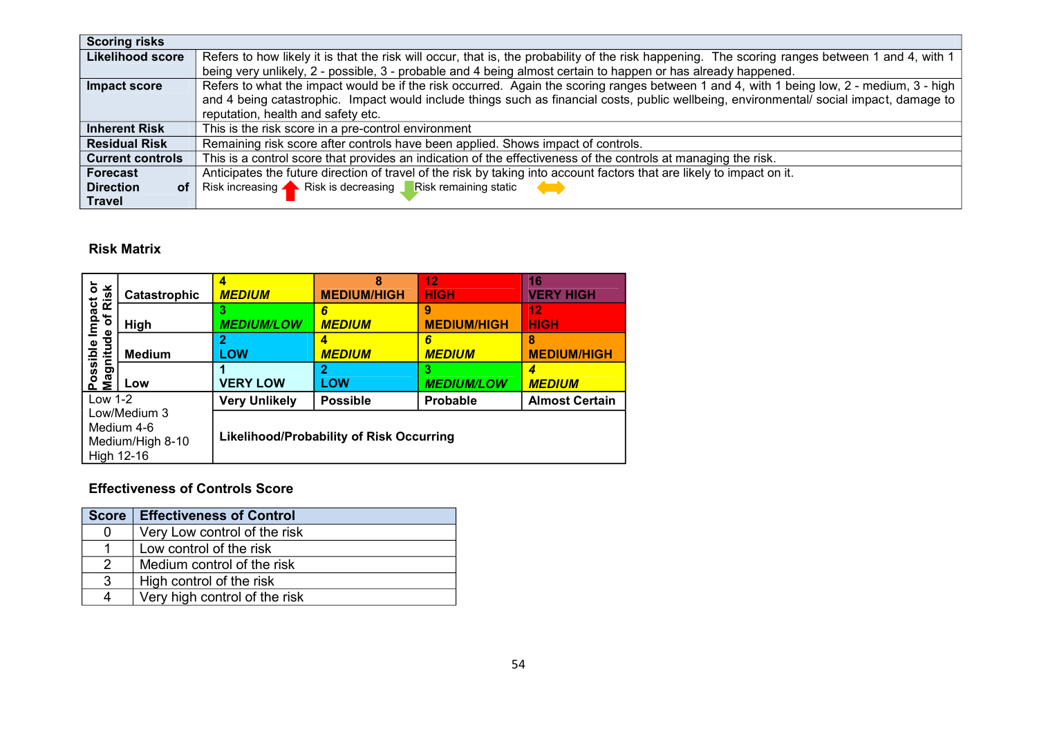| Scoring risks | |
|---|---|
| **Likelihood score** | Refers to how likely it is that the risk will occur, that is, the probability of the risk happening. The scoring ranges between 1 and 4, with 1 being very unlikely, 2 - possible, 3 - probable and 4 being almost certain to happen or has already happened. |
| **Impact score** | Refers to what the impact would be if the risk occurred. Again the scoring ranges between 1 and 4, with 1 being low, 2 - medium, 3 - high and 4 being catastrophic. Impact would include things such as financial costs, public wellbeing, environmental/ social impact, damage to reputation, health and safety etc. |
| **Inherent Risk** | This is the risk score in a pre-control environment |
| **Residual Risk** | Remaining risk score after controls have been applied. Shows impact of controls. |
| **Current controls** | This is a control score that provides an indication of the effectiveness of the controls at managing the risk. |
| **Forecast Direction of Travel** | Anticipates the future direction of travel of the risk by taking into account factors that are likely to impact on it. Risk increasing ⬆ Risk is decreasing ⬇ Risk remaining static ⬌ |

**Risk Matrix**

| Possible Impact or Magnitude of Risk | | | | | |
|---|---|---|---|---|---|
| | **Catastrophic** | 4 ***MEDIUM*** | 8 **MEDIUM/HIGH** | 12 **HIGH** | 16 **VERY HIGH** |
| | **High** | 3 ***MEDIUM/LOW*** | 6 ***MEDIUM*** | 9 **MEDIUM/HIGH** | 12 **HIGH** |
| | **Medium** | 2 **LOW** | 4 ***MEDIUM*** | 6 ***MEDIUM*** | 8 **MEDIUM/HIGH** |
| | **Low** | 1 **VERY LOW** | 2 **LOW** | 3 ***MEDIUM/LOW*** | 4 ***MEDIUM*** |
| Low 1-2<br>Low/Medium 3<br>Medium 4-6<br>Medium/High 8-10<br>High 12-16 | | **Very Unlikely** | **Possible** | **Probable** | **Almost Certain** |
| | | **Likelihood/Probability of Risk Occurring** | | | |

**Effectiveness of Controls Score**

| Score | Effectiveness of Control |
|---|---|
| 0 | Very Low control of the risk |
| 1 | Low control of the risk |
| 2 | Medium control of the risk |
| 3 | High control of the risk |
| 4 | Very high control of the risk |